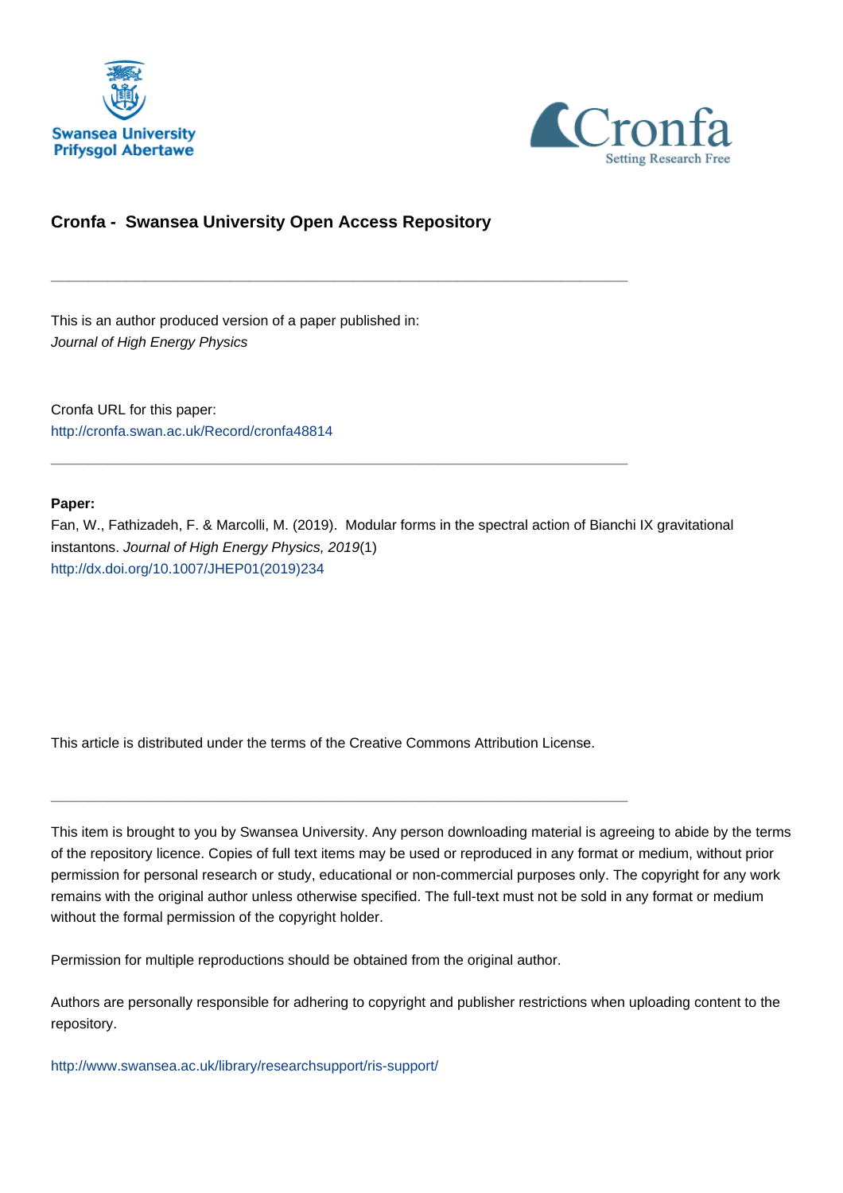Swansea University
Prifysgol Abertawe

Cronfa
Setting Research Free

## Cronfa - Swansea University Open Access Repository

---

This is an author produced version of a paper published in:
*Journal of High Energy Physics*

Cronfa URL for this paper:
http://cronfa.swan.ac.uk/Record/cronfa48814

---

**Paper:**
Fan, W., Fathizadeh, F. & Marcolli, M. (2019). Modular forms in the spectral action of Bianchi IX gravitational instantons. *Journal of High Energy Physics, 2019*(1)
http://dx.doi.org/10.1007/JHEP01(2019)234

This article is distributed under the terms of the Creative Commons Attribution License.

---

This item is brought to you by Swansea University. Any person downloading material is agreeing to abide by the terms of the repository licence. Copies of full text items may be used or reproduced in any format or medium, without prior permission for personal research or study, educational or non-commercial purposes only. The copyright for any work remains with the original author unless otherwise specified. The full-text must not be sold in any format or medium without the formal permission of the copyright holder.

Permission for multiple reproductions should be obtained from the original author.

Authors are personally responsible for adhering to copyright and publisher restrictions when uploading content to the repository.

http://www.swansea.ac.uk/library/researchsupport/ris-support/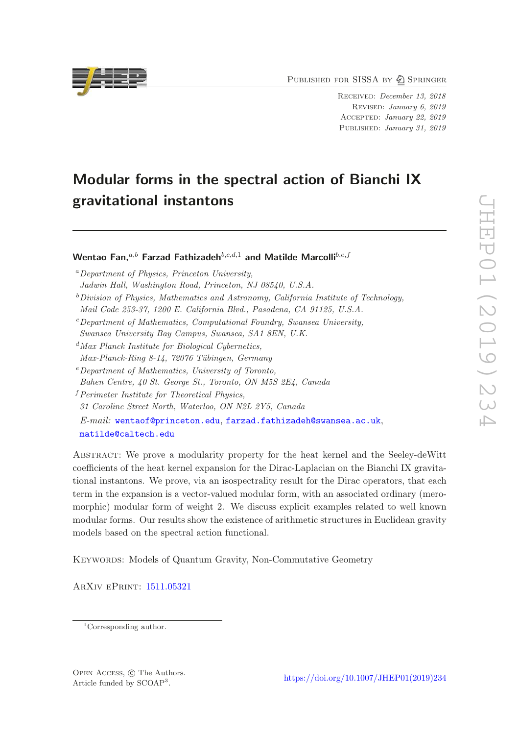# Modular forms in the spectral action of Bianchi IX gravitational instantons

**Wentao Fan,**[a,b] **Farzad Fathizadeh**[b,c,d,1] **and Matilde Marcolli**[b,e,f]

[a] *Department of Physics, Princeton University, Jadwin Hall, Washington Road, Princeton, NJ 08540, U.S.A.*

[b] *Division of Physics, Mathematics and Astronomy, California Institute of Technology, Mail Code 253-37, 1200 E. California Blvd., Pasadena, CA 91125, U.S.A.*

[c] *Department of Mathematics, Computational Foundry, Swansea University, Swansea University Bay Campus, Swansea, SA1 8EN, U.K.*

[d] *Max Planck Institute for Biological Cybernetics, Max-Planck-Ring 8-14, 72076 Tübingen, Germany*

[e] *Department of Mathematics, University of Toronto, Bahen Centre, 40 St. George St., Toronto, ON M5S 2E4, Canada*

[f] *Perimeter Institute for Theoretical Physics, 31 Caroline Street North, Waterloo, ON N2L 2Y5, Canada*

*E-mail:* wentaof@princeton.edu, farzad.fathizadeh@swansea.ac.uk, matilde@caltech.edu

Abstract: We prove a modularity property for the heat kernel and the Seeley-deWitt coefficients of the heat kernel expansion for the Dirac-Laplacian on the Bianchi IX gravitational instantons. We prove, via an isospectrality result for the Dirac operators, that each term in the expansion is a vector-valued modular form, with an associated ordinary (meromorphic) modular form of weight 2. We discuss explicit examples related to well known modular forms. Our results show the existence of arithmetic structures in Euclidean gravity models based on the spectral action functional.

Keywords: Models of Quantum Gravity, Non-Commutative Geometry

ArXiv ePrint: 1511.05321

[1] Corresponding author.

Open Access, © The Authors. Article funded by SCOAP[3].

https://doi.org/10.1007/JHEP01(2019)234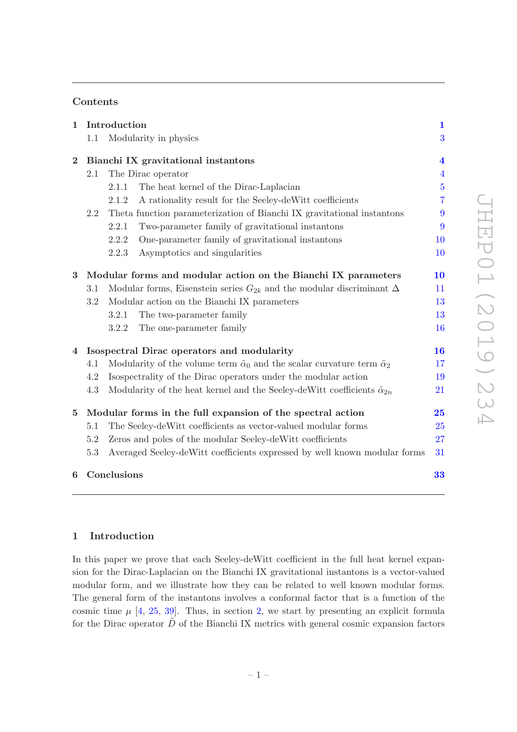## Contents

| | | |
|---|---|---|
| **1** | **Introduction** | **1** |
| | 1.1 Modularity in physics | 3 |
| **2** | **Bianchi IX gravitational instantons** | **4** |
| | 2.1 The Dirac operator | 4 |
| | 2.1.1 The heat kernel of the Dirac-Laplacian | 5 |
| | 2.1.2 A rationality result for the Seeley-deWitt coefficients | 7 |
| | 2.2 Theta function parameterization of Bianchi IX gravitational instantons | 9 |
| | 2.2.1 Two-parameter family of gravitational instantons | 9 |
| | 2.2.2 One-parameter family of gravitational instantons | 10 |
| | 2.2.3 Asymptotics and singularities | 10 |
| **3** | **Modular forms and modular action on the Bianchi IX parameters** | **10** |
| | 3.1 Modular forms, Eisenstein series $G_{2k}$ and the modular discriminant $\Delta$ | 11 |
| | 3.2 Modular action on the Bianchi IX parameters | 13 |
| | 3.2.1 The two-parameter family | 13 |
| | 3.2.2 The one-parameter family | 16 |
| **4** | **Isospectral Dirac operators and modularity** | **16** |
| | 4.1 Modularity of the volume term $\tilde{\alpha}_0$ and the scalar curvature term $\tilde{\alpha}_2$ | 17 |
| | 4.2 Isospectrality of the Dirac operators under the modular action | 19 |
| | 4.3 Modularity of the heat kernel and the Seeley-deWitt coefficients $\tilde{\alpha}_{2n}$ | 21 |
| **5** | **Modular forms in the full expansion of the spectral action** | **25** |
| | 5.1 The Seeley-deWitt coefficients as vector-valued modular forms | 25 |
| | 5.2 Zeros and poles of the modular Seeley-deWitt coefficients | 27 |
| | 5.3 Averaged Seeley-deWitt coefficients expressed by well known modular forms | 31 |
| **6** | **Conclusions** | **33** |

## 1 Introduction

In this paper we prove that each Seeley-deWitt coefficient in the full heat kernel expansion for the Dirac-Laplacian on the Bianchi IX gravitational instantons is a vector-valued modular form, and we illustrate how they can be related to well known modular forms. The general form of the instantons involves a conformal factor that is a function of the cosmic time $\mu$ [4, 25, 39]. Thus, in section 2, we start by presenting an explicit formula for the Dirac operator $\tilde{D}$ of the Bianchi IX metrics with general cosmic expansion factors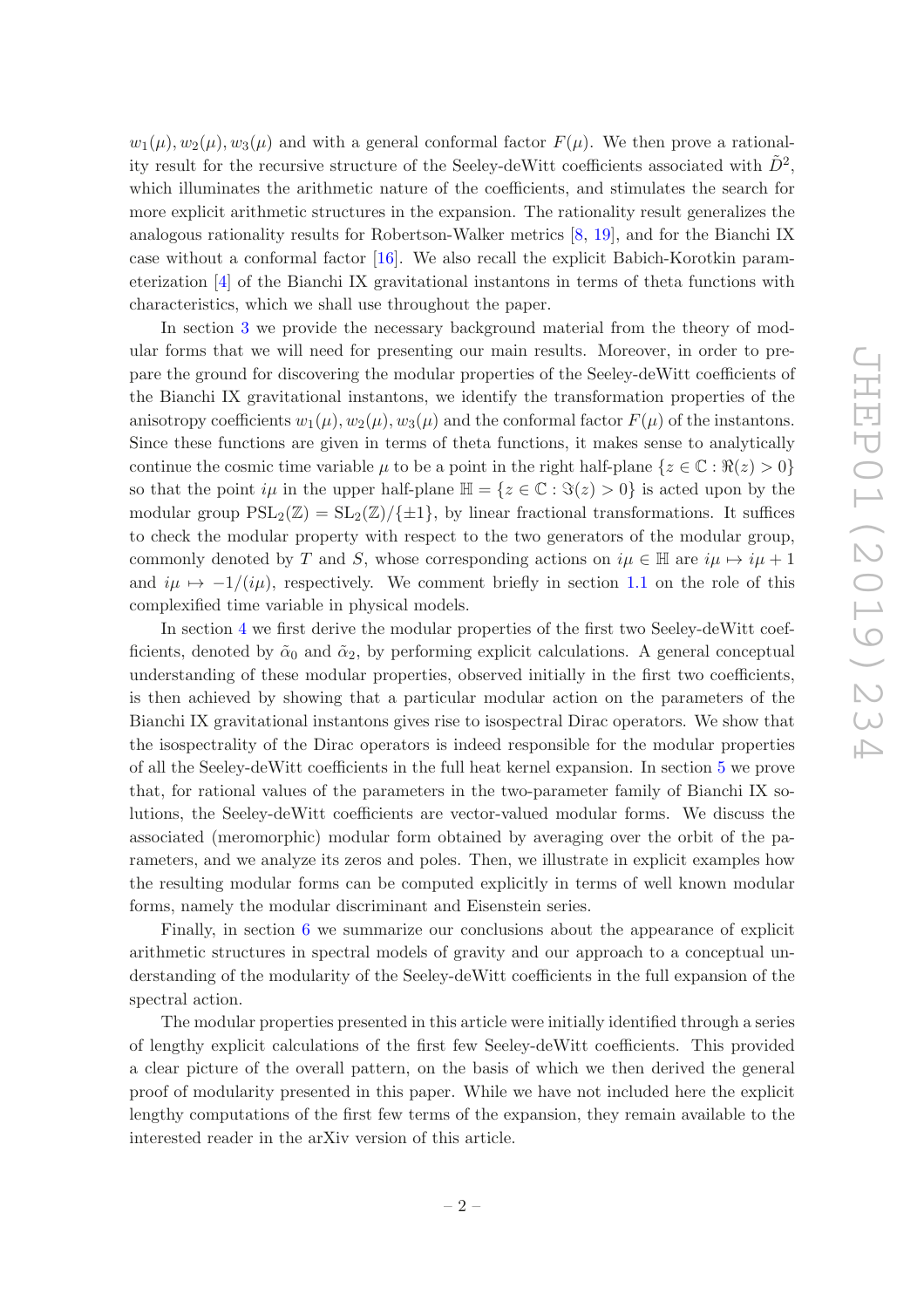$w_1(\mu), w_2(\mu), w_3(\mu)$ and with a general conformal factor $F(\mu)$. We then prove a rationality result for the recursive structure of the Seeley-deWitt coefficients associated with $\tilde{D}^2$, which illuminates the arithmetic nature of the coefficients, and stimulates the search for more explicit arithmetic structures in the expansion. The rationality result generalizes the analogous rationality results for Robertson-Walker metrics [8, 19], and for the Bianchi IX case without a conformal factor [16]. We also recall the explicit Babich-Korotkin parameterization [4] of the Bianchi IX gravitational instantons in terms of theta functions with characteristics, which we shall use throughout the paper.

In section 3 we provide the necessary background material from the theory of modular forms that we will need for presenting our main results. Moreover, in order to prepare the ground for discovering the modular properties of the Seeley-deWitt coefficients of the Bianchi IX gravitational instantons, we identify the transformation properties of the anisotropy coefficients $w_1(\mu), w_2(\mu), w_3(\mu)$ and the conformal factor $F(\mu)$ of the instantons. Since these functions are given in terms of theta functions, it makes sense to analytically continue the cosmic time variable $\mu$ to be a point in the right half-plane $\{z \in \mathbb{C} : \Re(z) > 0\}$ so that the point $i\mu$ in the upper half-plane $\mathbb{H} = \{z \in \mathbb{C} : \Im(z) > 0\}$ is acted upon by the modular group $\mathrm{PSL}_2(\mathbb{Z}) = \mathrm{SL}_2(\mathbb{Z})/\{\pm 1\}$, by linear fractional transformations. It suffices to check the modular property with respect to the two generators of the modular group, commonly denoted by $T$ and $S$, whose corresponding actions on $i\mu \in \mathbb{H}$ are $i\mu \mapsto i\mu + 1$ and $i\mu \mapsto -1/(i\mu)$, respectively. We comment briefly in section 1.1 on the role of this complexified time variable in physical models.

In section 4 we first derive the modular properties of the first two Seeley-deWitt coefficients, denoted by $\tilde{\alpha}_0$ and $\tilde{\alpha}_2$, by performing explicit calculations. A general conceptual understanding of these modular properties, observed initially in the first two coefficients, is then achieved by showing that a particular modular action on the parameters of the Bianchi IX gravitational instantons gives rise to isospectral Dirac operators. We show that the isospectrality of the Dirac operators is indeed responsible for the modular properties of all the Seeley-deWitt coefficients in the full heat kernel expansion. In section 5 we prove that, for rational values of the parameters in the two-parameter family of Bianchi IX solutions, the Seeley-deWitt coefficients are vector-valued modular forms. We discuss the associated (meromorphic) modular form obtained by averaging over the orbit of the parameters, and we analyze its zeros and poles. Then, we illustrate in explicit examples how the resulting modular forms can be computed explicitly in terms of well known modular forms, namely the modular discriminant and Eisenstein series.

Finally, in section 6 we summarize our conclusions about the appearance of explicit arithmetic structures in spectral models of gravity and our approach to a conceptual understanding of the modularity of the Seeley-deWitt coefficients in the full expansion of the spectral action.

The modular properties presented in this article were initially identified through a series of lengthy explicit calculations of the first few Seeley-deWitt coefficients. This provided a clear picture of the overall pattern, on the basis of which we then derived the general proof of modularity presented in this paper. While we have not included here the explicit lengthy computations of the first few terms of the expansion, they remain available to the interested reader in the arXiv version of this article.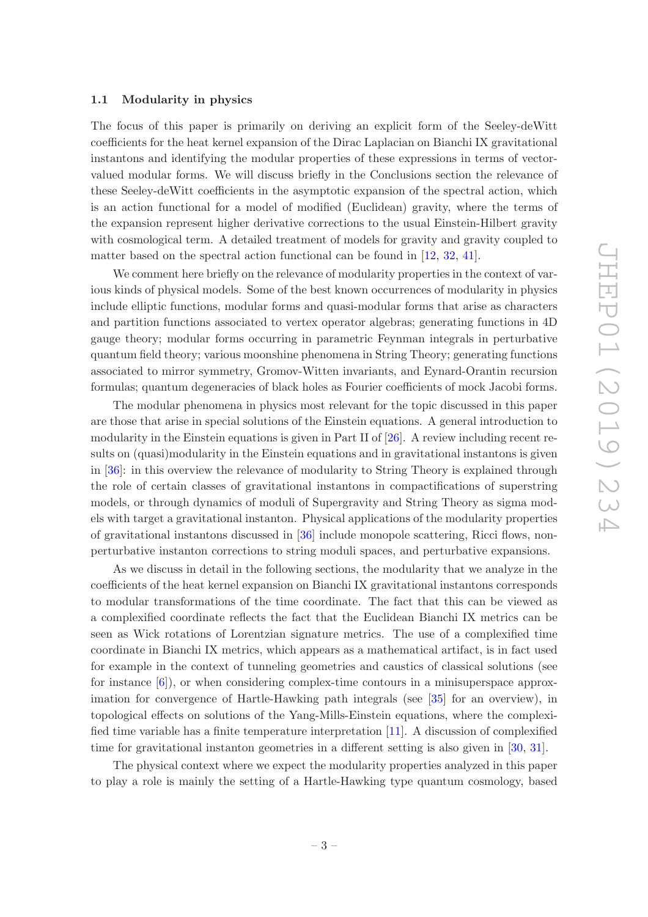### 1.1 Modularity in physics

The focus of this paper is primarily on deriving an explicit form of the Seeley-deWitt coefficients for the heat kernel expansion of the Dirac Laplacian on Bianchi IX gravitational instantons and identifying the modular properties of these expressions in terms of vector-valued modular forms. We will discuss briefly in the Conclusions section the relevance of these Seeley-deWitt coefficients in the asymptotic expansion of the spectral action, which is an action functional for a model of modified (Euclidean) gravity, where the terms of the expansion represent higher derivative corrections to the usual Einstein-Hilbert gravity with cosmological term. A detailed treatment of models for gravity and gravity coupled to matter based on the spectral action functional can be found in [12, 32, 41].

We comment here briefly on the relevance of modularity properties in the context of various kinds of physical models. Some of the best known occurrences of modularity in physics include elliptic functions, modular forms and quasi-modular forms that arise as characters and partition functions associated to vertex operator algebras; generating functions in 4D gauge theory; modular forms occurring in parametric Feynman integrals in perturbative quantum field theory; various moonshine phenomena in String Theory; generating functions associated to mirror symmetry, Gromov-Witten invariants, and Eynard-Orantin recursion formulas; quantum degeneracies of black holes as Fourier coefficients of mock Jacobi forms.

The modular phenomena in physics most relevant for the topic discussed in this paper are those that arise in special solutions of the Einstein equations. A general introduction to modularity in the Einstein equations is given in Part II of [26]. A review including recent results on (quasi)modularity in the Einstein equations and in gravitational instantons is given in [36]: in this overview the relevance of modularity to String Theory is explained through the role of certain classes of gravitational instantons in compactifications of superstring models, or through dynamics of moduli of Supergravity and String Theory as sigma models with target a gravitational instanton. Physical applications of the modularity properties of gravitational instantons discussed in [36] include monopole scattering, Ricci flows, nonperturbative instanton corrections to string moduli spaces, and perturbative expansions.

As we discuss in detail in the following sections, the modularity that we analyze in the coefficients of the heat kernel expansion on Bianchi IX gravitational instantons corresponds to modular transformations of the time coordinate. The fact that this can be viewed as a complexified coordinate reflects the fact that the Euclidean Bianchi IX metrics can be seen as Wick rotations of Lorentzian signature metrics. The use of a complexified time coordinate in Bianchi IX metrics, which appears as a mathematical artifact, is in fact used for example in the context of tunneling geometries and caustics of classical solutions (see for instance [6]), or when considering complex-time contours in a minisuperspace approximation for convergence of Hartle-Hawking path integrals (see [35] for an overview), in topological effects on solutions of the Yang-Mills-Einstein equations, where the complexified time variable has a finite temperature interpretation [11]. A discussion of complexified time for gravitational instanton geometries in a different setting is also given in [30, 31].

The physical context where we expect the modularity properties analyzed in this paper to play a role is mainly the setting of a Hartle-Hawking type quantum cosmology, based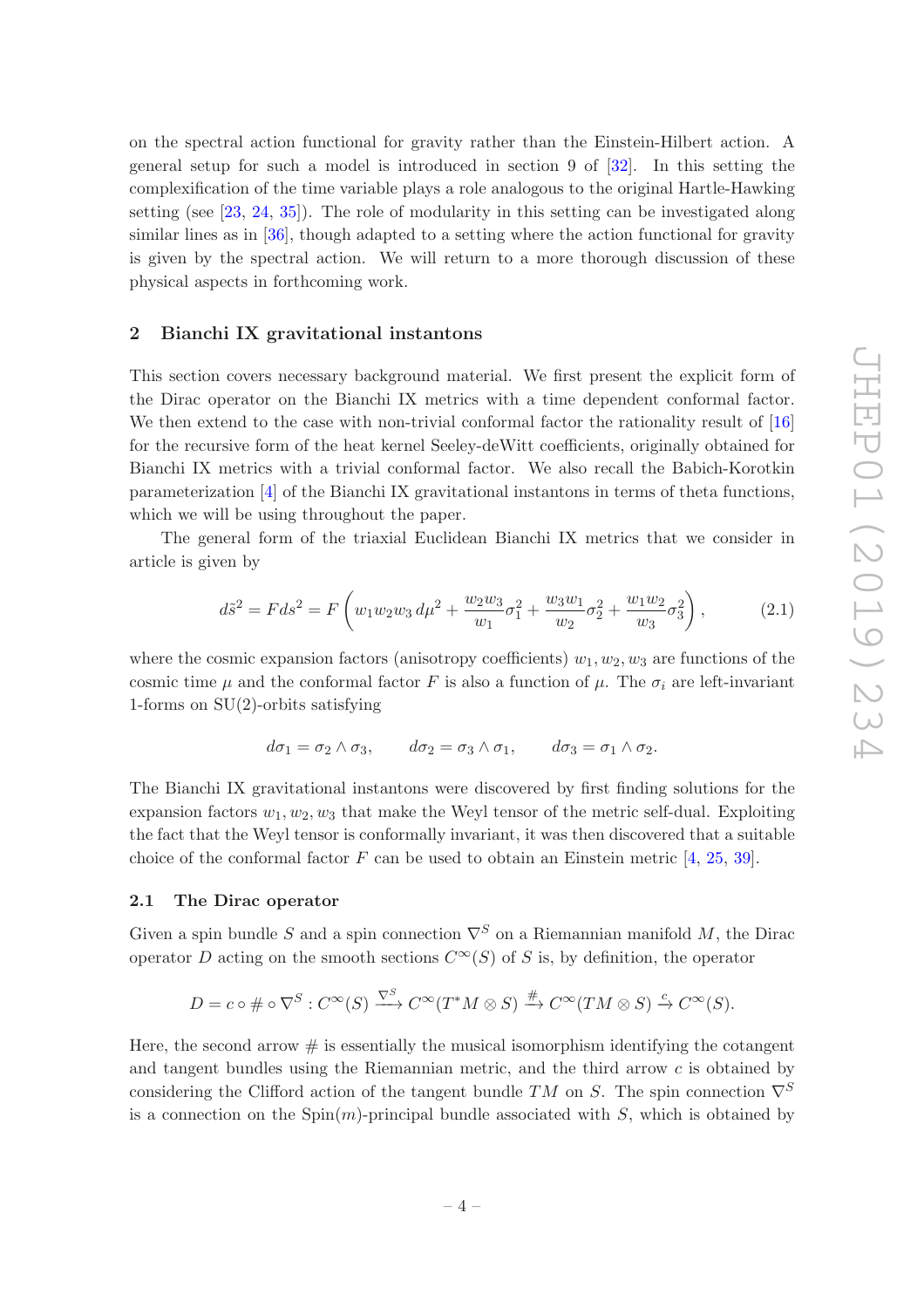on the spectral action functional for gravity rather than the Einstein-Hilbert action. A general setup for such a model is introduced in section 9 of [32]. In this setting the complexification of the time variable plays a role analogous to the original Hartle-Hawking setting (see [23, 24, 35]). The role of modularity in this setting can be investigated along similar lines as in [36], though adapted to a setting where the action functional for gravity is given by the spectral action. We will return to a more thorough discussion of these physical aspects in forthcoming work.

## 2 Bianchi IX gravitational instantons

This section covers necessary background material. We first present the explicit form of the Dirac operator on the Bianchi IX metrics with a time dependent conformal factor. We then extend to the case with non-trivial conformal factor the rationality result of [16] for the recursive form of the heat kernel Seeley-deWitt coefficients, originally obtained for Bianchi IX metrics with a trivial conformal factor. We also recall the Babich-Korotkin parameterization [4] of the Bianchi IX gravitational instantons in terms of theta functions, which we will be using throughout the paper.

The general form of the triaxial Euclidean Bianchi IX metrics that we consider in article is given by

$$d\tilde{s}^2 = F ds^2 = F\left( w_1 w_2 w_3 \, d\mu^2 + \frac{w_2 w_3}{w_1}\sigma_1^2 + \frac{w_3 w_1}{w_2}\sigma_2^2 + \frac{w_1 w_2}{w_3}\sigma_3^2 \right), \tag{2.1}$$

where the cosmic expansion factors (anisotropy coefficients) $w_1, w_2, w_3$ are functions of the cosmic time $\mu$ and the conformal factor $F$ is also a function of $\mu$. The $\sigma_i$ are left-invariant 1-forms on SU(2)-orbits satisfying

$$d\sigma_1 = \sigma_2 \wedge \sigma_3, \qquad d\sigma_2 = \sigma_3 \wedge \sigma_1, \qquad d\sigma_3 = \sigma_1 \wedge \sigma_2.$$

The Bianchi IX gravitational instantons were discovered by first finding solutions for the expansion factors $w_1, w_2, w_3$ that make the Weyl tensor of the metric self-dual. Exploiting the fact that the Weyl tensor is conformally invariant, it was then discovered that a suitable choice of the conformal factor $F$ can be used to obtain an Einstein metric [4, 25, 39].

### 2.1 The Dirac operator

Given a spin bundle $S$ and a spin connection $\nabla^S$ on a Riemannian manifold $M$, the Dirac operator $D$ acting on the smooth sections $C^\infty(S)$ of $S$ is, by definition, the operator

$$D = c \circ \# \circ \nabla^S : C^\infty(S) \xrightarrow{\nabla^S} C^\infty(T^*M \otimes S) \xrightarrow{\#} C^\infty(TM \otimes S) \xrightarrow{c} C^\infty(S).$$

Here, the second arrow $\#$ is essentially the musical isomorphism identifying the cotangent and tangent bundles using the Riemannian metric, and the third arrow $c$ is obtained by considering the Clifford action of the tangent bundle $TM$ on $S$. The spin connection $\nabla^S$ is a connection on the Spin($m$)-principal bundle associated with $S$, which is obtained by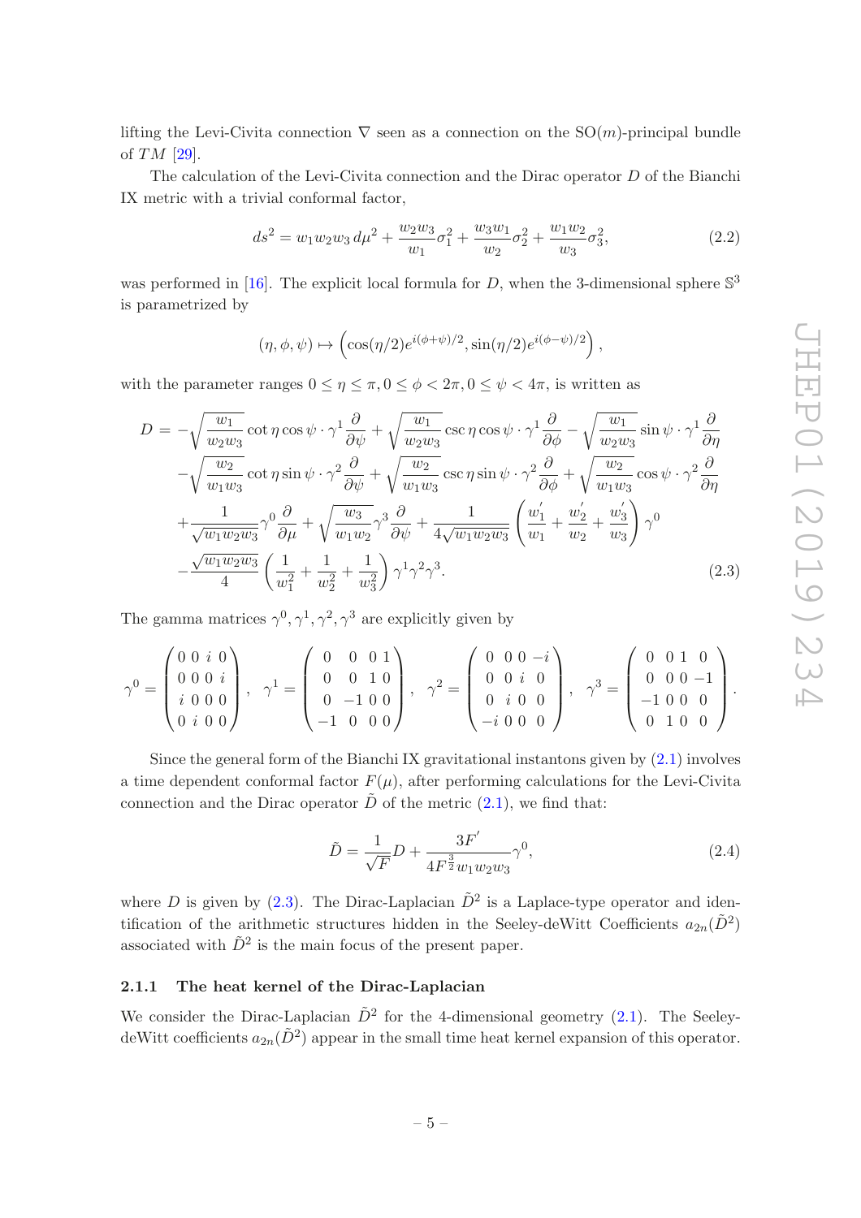lifting the Levi-Civita connection $\nabla$ seen as a connection on the $\mathrm{SO}(m)$-principal bundle of $TM$ [29].

The calculation of the Levi-Civita connection and the Dirac operator $D$ of the Bianchi IX metric with a trivial conformal factor,

$$ds^2 = w_1 w_2 w_3 \, d\mu^2 + \frac{w_2 w_3}{w_1} \sigma_1^2 + \frac{w_3 w_1}{w_2} \sigma_2^2 + \frac{w_1 w_2}{w_3} \sigma_3^2, \tag{2.2}$$

was performed in [16]. The explicit local formula for $D$, when the 3-dimensional sphere $\mathbb{S}^3$ is parametrized by

$$(\eta, \phi, \psi) \mapsto \left( \cos(\eta/2) e^{i(\phi+\psi)/2}, \sin(\eta/2) e^{i(\phi-\psi)/2} \right),$$

with the parameter ranges $0 \leq \eta \leq \pi, 0 \leq \phi < 2\pi, 0 \leq \psi < 4\pi$, is written as

$$\begin{aligned}
D = & -\sqrt{\frac{w_1}{w_2 w_3}} \cot \eta \cos \psi \cdot \gamma^1 \frac{\partial}{\partial \psi} + \sqrt{\frac{w_1}{w_2 w_3}} \csc \eta \cos \psi \cdot \gamma^1 \frac{\partial}{\partial \phi} - \sqrt{\frac{w_1}{w_2 w_3}} \sin \psi \cdot \gamma^1 \frac{\partial}{\partial \eta} \\
& - \sqrt{\frac{w_2}{w_1 w_3}} \cot \eta \sin \psi \cdot \gamma^2 \frac{\partial}{\partial \psi} + \sqrt{\frac{w_2}{w_1 w_3}} \csc \eta \sin \psi \cdot \gamma^2 \frac{\partial}{\partial \phi} + \sqrt{\frac{w_2}{w_1 w_3}} \cos \psi \cdot \gamma^2 \frac{\partial}{\partial \eta} \\
& + \frac{1}{\sqrt{w_1 w_2 w_3}} \gamma^0 \frac{\partial}{\partial \mu} + \sqrt{\frac{w_3}{w_1 w_2}} \gamma^3 \frac{\partial}{\partial \psi} + \frac{1}{4\sqrt{w_1 w_2 w_3}} \left( \frac{w_1'}{w_1} + \frac{w_2'}{w_2} + \frac{w_3'}{w_3} \right) \gamma^0 \\
& - \frac{\sqrt{w_1 w_2 w_3}}{4} \left( \frac{1}{w_1^2} + \frac{1}{w_2^2} + \frac{1}{w_3^2} \right) \gamma^1 \gamma^2 \gamma^3.
\end{aligned} \tag{2.3}$$

The gamma matrices $\gamma^0, \gamma^1, \gamma^2, \gamma^3$ are explicitly given by

$$\gamma^0 = \begin{pmatrix} 0 & 0 & i & 0 \\ 0 & 0 & 0 & i \\ i & 0 & 0 & 0 \\ 0 & i & 0 & 0 \end{pmatrix}, \quad \gamma^1 = \begin{pmatrix} 0 & 0 & 0 & 1 \\ 0 & 0 & 1 & 0 \\ 0 & -1 & 0 & 0 \\ -1 & 0 & 0 & 0 \end{pmatrix}, \quad \gamma^2 = \begin{pmatrix} 0 & 0 & 0 & -i \\ 0 & 0 & i & 0 \\ 0 & i & 0 & 0 \\ -i & 0 & 0 & 0 \end{pmatrix}, \quad \gamma^3 = \begin{pmatrix} 0 & 0 & 1 & 0 \\ 0 & 0 & 0 & -1 \\ -1 & 0 & 0 & 0 \\ 0 & 1 & 0 & 0 \end{pmatrix}.$$

Since the general form of the Bianchi IX gravitational instantons given by (2.1) involves a time dependent conformal factor $F(\mu)$, after performing calculations for the Levi-Civita connection and the Dirac operator $\tilde{D}$ of the metric (2.1), we find that:

$$\tilde{D} = \frac{1}{\sqrt{F}} D + \frac{3F'}{4F^{\frac{3}{2}} w_1 w_2 w_3} \gamma^0, \tag{2.4}$$

where $D$ is given by (2.3). The Dirac-Laplacian $\tilde{D}^2$ is a Laplace-type operator and identification of the arithmetic structures hidden in the Seeley-deWitt Coefficients $a_{2n}(\tilde{D}^2)$ associated with $\tilde{D}^2$ is the main focus of the present paper.

#### 2.1.1 The heat kernel of the Dirac-Laplacian

We consider the Dirac-Laplacian $\tilde{D}^2$ for the 4-dimensional geometry (2.1). The Seeley-deWitt coefficients $a_{2n}(\tilde{D}^2)$ appear in the small time heat kernel expansion of this operator.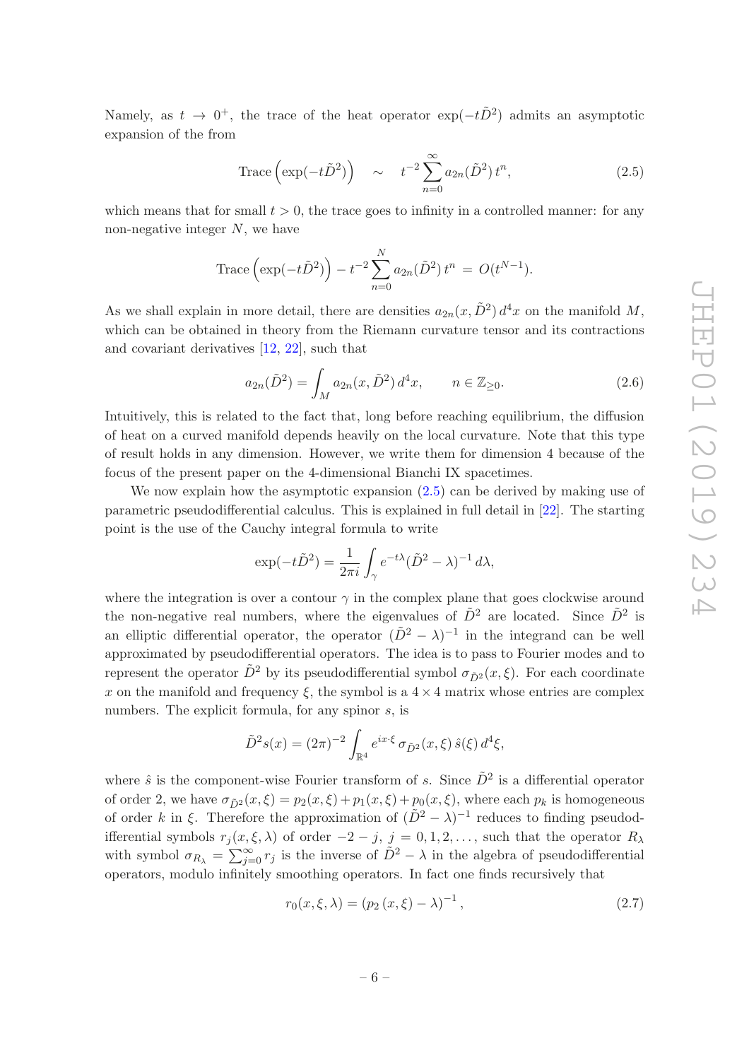Namely, as $t \to 0^+$, the trace of the heat operator $\exp(-t\tilde{D}^2)$ admits an asymptotic expansion of the from

$$\text{Trace}\left(\exp(-t\tilde{D}^2)\right) \quad \sim \quad t^{-2} \sum_{n=0}^{\infty} a_{2n}(\tilde{D}^2)\, t^n, \tag{2.5}$$

which means that for small $t > 0$, the trace goes to infinity in a controlled manner: for any non-negative integer $N$, we have

$$\text{Trace}\left(\exp(-t\tilde{D}^2)\right) - t^{-2} \sum_{n=0}^{N} a_{2n}(\tilde{D}^2)\, t^n \, = \, O(t^{N-1}).$$

As we shall explain in more detail, there are densities $a_{2n}(x, \tilde{D}^2)\, d^4x$ on the manifold $M$, which can be obtained in theory from the Riemann curvature tensor and its contractions and covariant derivatives [12, 22], such that

$$a_{2n}(\tilde{D}^2) = \int_M a_{2n}(x, \tilde{D}^2)\, d^4x, \qquad n \in \mathbb{Z}_{\geq 0}. \tag{2.6}$$

Intuitively, this is related to the fact that, long before reaching equilibrium, the diffusion of heat on a curved manifold depends heavily on the local curvature. Note that this type of result holds in any dimension. However, we write them for dimension 4 because of the focus of the present paper on the 4-dimensional Bianchi IX spacetimes.

We now explain how the asymptotic expansion (2.5) can be derived by making use of parametric pseudodifferential calculus. This is explained in full detail in [22]. The starting point is the use of the Cauchy integral formula to write

$$\exp(-t\tilde{D}^2) = \frac{1}{2\pi i} \int_\gamma e^{-t\lambda} (\tilde{D}^2 - \lambda)^{-1}\, d\lambda,$$

where the integration is over a contour $\gamma$ in the complex plane that goes clockwise around the non-negative real numbers, where the eigenvalues of $\tilde{D}^2$ are located. Since $\tilde{D}^2$ is an elliptic differential operator, the operator $(\tilde{D}^2 - \lambda)^{-1}$ in the integrand can be well approximated by pseudodifferential operators. The idea is to pass to Fourier modes and to represent the operator $\tilde{D}^2$ by its pseudodifferential symbol $\sigma_{\tilde{D}^2}(x, \xi)$. For each coordinate $x$ on the manifold and frequency $\xi$, the symbol is a $4 \times 4$ matrix whose entries are complex numbers. The explicit formula, for any spinor $s$, is

$$\tilde{D}^2 s(x) = (2\pi)^{-2} \int_{\mathbb{R}^4} e^{ix\cdot\xi}\, \sigma_{\tilde{D}^2}(x, \xi)\, \hat{s}(\xi)\, d^4\xi,$$

where $\hat{s}$ is the component-wise Fourier transform of $s$. Since $\tilde{D}^2$ is a differential operator of order 2, we have $\sigma_{\tilde{D}^2}(x, \xi) = p_2(x, \xi) + p_1(x, \xi) + p_0(x, \xi)$, where each $p_k$ is homogeneous of order $k$ in $\xi$. Therefore the approximation of $(\tilde{D}^2 - \lambda)^{-1}$ reduces to finding pseudodifferential symbols $r_j(x, \xi, \lambda)$ of order $-2-j$, $j = 0, 1, 2, \ldots$, such that the operator $R_\lambda$ with symbol $\sigma_{R_\lambda} = \sum_{j=0}^{\infty} r_j$ is the inverse of $\tilde{D}^2 - \lambda$ in the algebra of pseudodifferential operators, modulo infinitely smoothing operators. In fact one finds recursively that

$$r_0(x, \xi, \lambda) = \left(p_2\left(x, \xi\right) - \lambda\right)^{-1}, \tag{2.7}$$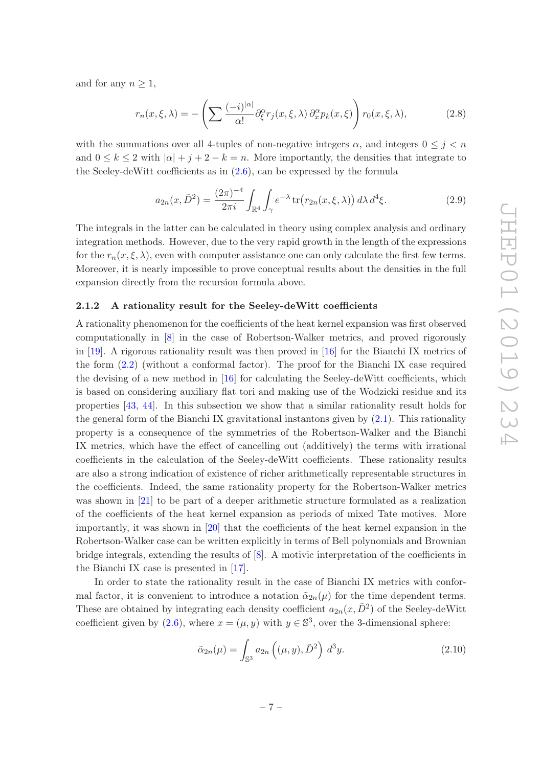and for any $n \geq 1$,

$$r_n(x, \xi, \lambda) = -\left( \sum \frac{(-i)^{|\alpha|}}{\alpha!} \partial_\xi^\alpha r_j(x, \xi, \lambda)\, \partial_x^\alpha p_k(x, \xi) \right) r_0(x, \xi, \lambda), \tag{2.8}$$

with the summations over all 4-tuples of non-negative integers $\alpha$, and integers $0 \leq j < n$ and $0 \leq k \leq 2$ with $|\alpha| + j + 2 - k = n$. More importantly, the densities that integrate to the Seeley-deWitt coefficients as in (2.6), can be expressed by the formula

$$a_{2n}(x, \tilde{D}^2) = \frac{(2\pi)^{-4}}{2\pi i} \int_{\mathbb{R}^4} \int_\gamma e^{-\lambda} \operatorname{tr}\big(r_{2n}(x, \xi, \lambda)\big)\, d\lambda\, d^4\xi. \tag{2.9}$$

The integrals in the latter can be calculated in theory using complex analysis and ordinary integration methods. However, due to the very rapid growth in the length of the expressions for the $r_n(x, \xi, \lambda)$, even with computer assistance one can only calculate the first few terms. Moreover, it is nearly impossible to prove conceptual results about the densities in the full expansion directly from the recursion formula above.

### 2.1.2 A rationality result for the Seeley-deWitt coefficients

A rationality phenomenon for the coefficients of the heat kernel expansion was first observed computationally in [8] in the case of Robertson-Walker metrics, and proved rigorously in [19]. A rigorous rationality result was then proved in [16] for the Bianchi IX metrics of the form (2.2) (without a conformal factor). The proof for the Bianchi IX case required the devising of a new method in [16] for calculating the Seeley-deWitt coefficients, which is based on considering auxiliary flat tori and making use of the Wodzicki residue and its properties [43, 44]. In this subsection we show that a similar rationality result holds for the general form of the Bianchi IX gravitational instantons given by (2.1). This rationality property is a consequence of the symmetries of the Robertson-Walker and the Bianchi IX metrics, which have the effect of cancelling out (additively) the terms with irrational coefficients in the calculation of the Seeley-deWitt coefficients. These rationality results are also a strong indication of existence of richer arithmetically representable structures in the coefficients. Indeed, the same rationality property for the Robertson-Walker metrics was shown in [21] to be part of a deeper arithmetic structure formulated as a realization of the coefficients of the heat kernel expansion as periods of mixed Tate motives. More importantly, it was shown in [20] that the coefficients of the heat kernel expansion in the Robertson-Walker case can be written explicitly in terms of Bell polynomials and Brownian bridge integrals, extending the results of [8]. A motivic interpretation of the coefficients in the Bianchi IX case is presented in [17].

In order to state the rationality result in the case of Bianchi IX metrics with conformal factor, it is convenient to introduce a notation $\tilde{\alpha}_{2n}(\mu)$ for the time dependent terms. These are obtained by integrating each density coefficient $a_{2n}(x, \tilde{D}^2)$ of the Seeley-deWitt coefficient given by (2.6), where $x = (\mu, y)$ with $y \in \mathbb{S}^3$, over the 3-dimensional sphere:

$$\tilde{\alpha}_{2n}(\mu) = \int_{\mathbb{S}^3} a_{2n}\left((\mu, y), \tilde{D}^2\right) d^3y. \tag{2.10}$$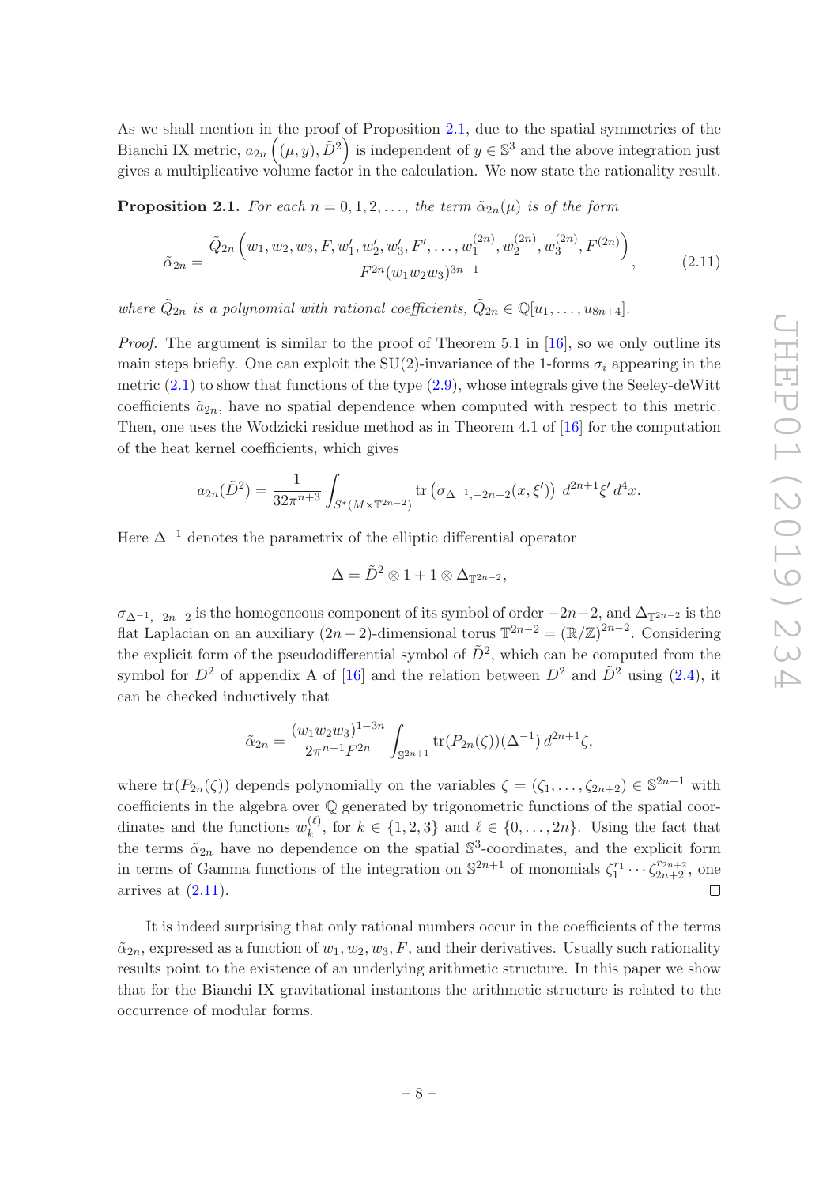As we shall mention in the proof of Proposition 2.1, due to the spatial symmetries of the Bianchi IX metric, $a_{2n}\left((\mu, y), \tilde{D}^2\right)$ is independent of $y \in \mathbb{S}^3$ and the above integration just gives a multiplicative volume factor in the calculation. We now state the rationality result.

**Proposition 2.1.** *For each $n = 0, 1, 2, \ldots$, the term $\tilde{\alpha}_{2n}(\mu)$ is of the form*

$$\tilde{\alpha}_{2n} = \frac{\tilde{Q}_{2n}\left(w_1, w_2, w_3, F, w_1', w_2', w_3', F', \ldots, w_1^{(2n)}, w_2^{(2n)}, w_3^{(2n)}, F^{(2n)}\right)}{F^{2n}(w_1 w_2 w_3)^{3n-1}}, \tag{2.11}$$

*where $\tilde{Q}_{2n}$ is a polynomial with rational coefficients, $\tilde{Q}_{2n} \in \mathbb{Q}[u_1, \ldots, u_{8n+4}]$.*

*Proof.* The argument is similar to the proof of Theorem 5.1 in [16], so we only outline its main steps briefly. One can exploit the SU(2)-invariance of the 1-forms $\sigma_i$ appearing in the metric (2.1) to show that functions of the type (2.9), whose integrals give the Seeley-deWitt coefficients $\tilde{a}_{2n}$, have no spatial dependence when computed with respect to this metric. Then, one uses the Wodzicki residue method as in Theorem 4.1 of [16] for the computation of the heat kernel coefficients, which gives

$$a_{2n}(\tilde{D}^2) = \frac{1}{32\pi^{n+3}} \int_{S^*(M \times \mathbb{T}^{2n-2})} \operatorname{tr}\left(\sigma_{\Delta^{-1}, -2n-2}(x, \xi')\right) \, d^{2n+1}\xi' \, d^4x.$$

Here $\Delta^{-1}$ denotes the parametrix of the elliptic differential operator

$$\Delta = \tilde{D}^2 \otimes 1 + 1 \otimes \Delta_{\mathbb{T}^{2n-2}},$$

$\sigma_{\Delta^{-1}, -2n-2}$ is the homogeneous component of its symbol of order $-2n-2$, and $\Delta_{\mathbb{T}^{2n-2}}$ is the flat Laplacian on an auxiliary $(2n-2)$-dimensional torus $\mathbb{T}^{2n-2} = (\mathbb{R}/\mathbb{Z})^{2n-2}$. Considering the explicit form of the pseudodifferential symbol of $\tilde{D}^2$, which can be computed from the symbol for $D^2$ of appendix A of [16] and the relation between $D^2$ and $\tilde{D}^2$ using (2.4), it can be checked inductively that

$$\tilde{\alpha}_{2n} = \frac{(w_1 w_2 w_3)^{1-3n}}{2\pi^{n+1} F^{2n}} \int_{\mathbb{S}^{2n+1}} \operatorname{tr}(P_{2n}(\zeta))(\Delta^{-1}) \, d^{2n+1}\zeta,$$

where $\operatorname{tr}(P_{2n}(\zeta))$ depends polynomially on the variables $\zeta = (\zeta_1, \ldots, \zeta_{2n+2}) \in \mathbb{S}^{2n+1}$ with coefficients in the algebra over $\mathbb{Q}$ generated by trigonometric functions of the spatial coordinates and the functions $w_k^{(\ell)}$, for $k \in \{1, 2, 3\}$ and $\ell \in \{0, \ldots, 2n\}$. Using the fact that the terms $\tilde{\alpha}_{2n}$ have no dependence on the spatial $\mathbb{S}^3$-coordinates, and the explicit form in terms of Gamma functions of the integration on $\mathbb{S}^{2n+1}$ of monomials $\zeta_1^{r_1} \cdots \zeta_{2n+2}^{r_{2n+2}}$, one arrives at (2.11). $\square$

It is indeed surprising that only rational numbers occur in the coefficients of the terms $\tilde{\alpha}_{2n}$, expressed as a function of $w_1, w_2, w_3, F$, and their derivatives. Usually such rationality results point to the existence of an underlying arithmetic structure. In this paper we show that for the Bianchi IX gravitational instantons the arithmetic structure is related to the occurrence of modular forms.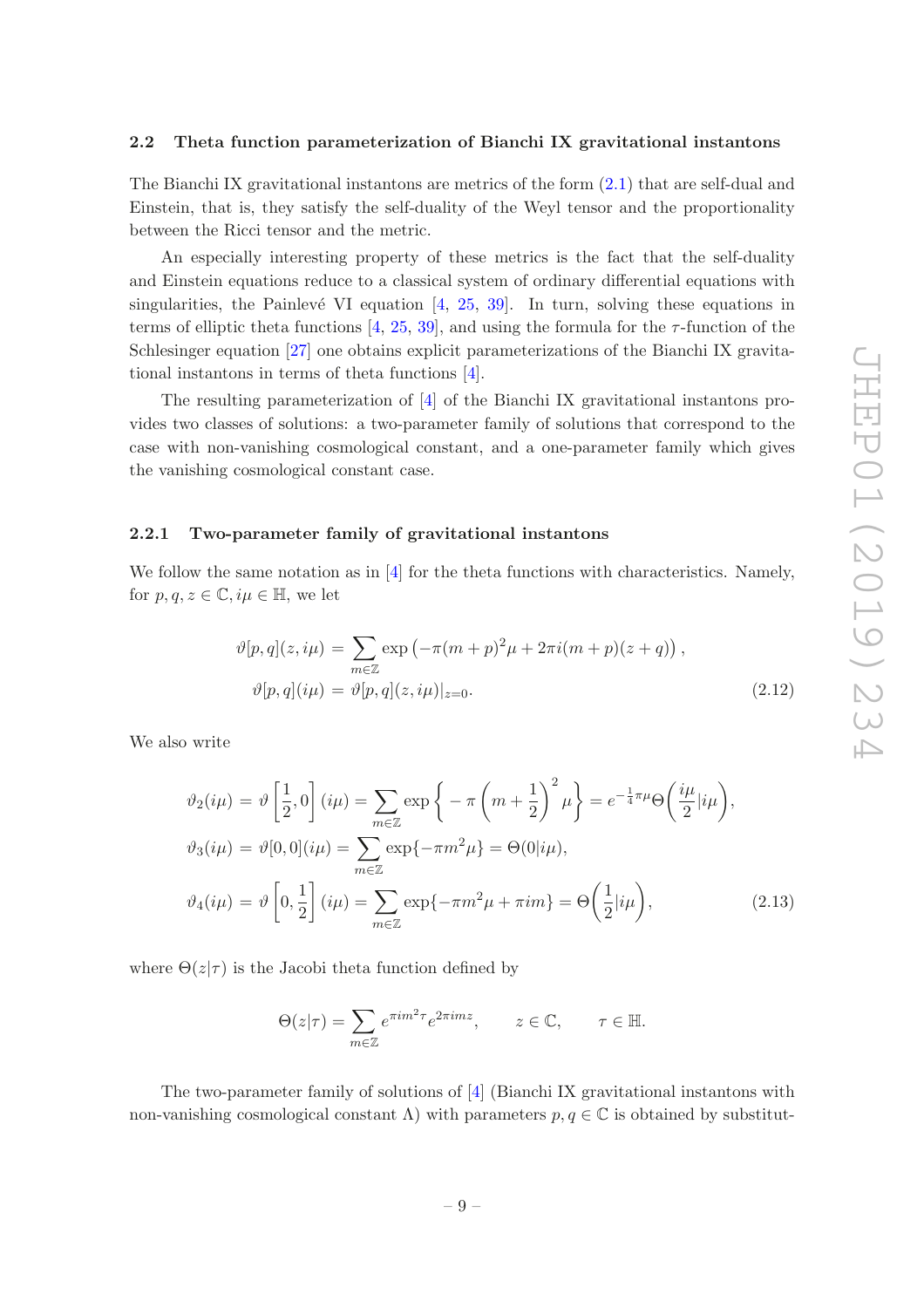### 2.2 Theta function parameterization of Bianchi IX gravitational instantons

The Bianchi IX gravitational instantons are metrics of the form (2.1) that are self-dual and Einstein, that is, they satisfy the self-duality of the Weyl tensor and the proportionality between the Ricci tensor and the metric.

An especially interesting property of these metrics is the fact that the self-duality and Einstein equations reduce to a classical system of ordinary differential equations with singularities, the Painlevé VI equation [4, 25, 39]. In turn, solving these equations in terms of elliptic theta functions [4, 25, 39], and using the formula for the $\tau$-function of the Schlesinger equation [27] one obtains explicit parameterizations of the Bianchi IX gravitational instantons in terms of theta functions [4].

The resulting parameterization of [4] of the Bianchi IX gravitational instantons provides two classes of solutions: a two-parameter family of solutions that correspond to the case with non-vanishing cosmological constant, and a one-parameter family which gives the vanishing cosmological constant case.

#### 2.2.1 Two-parameter family of gravitational instantons

We follow the same notation as in [4] for the theta functions with characteristics. Namely, for $p, q, z \in \mathbb{C}, i\mu \in \mathbb{H}$, we let

$$
\begin{aligned}
\vartheta[p,q](z,i\mu) &= \sum_{m\in\mathbb{Z}} \exp\left(-\pi(m+p)^2\mu + 2\pi i(m+p)(z+q)\right), \\
\vartheta[p,q](i\mu) &= \vartheta[p,q](z,i\mu)|_{z=0}.
\end{aligned}
\tag{2.12}
$$

We also write

$$
\begin{aligned}
\vartheta_2(i\mu) &= \vartheta\left[\frac{1}{2},0\right](i\mu) = \sum_{m\in\mathbb{Z}} \exp\left\{-\pi\left(m+\frac{1}{2}\right)^2\mu\right\} = e^{-\frac{1}{4}\pi\mu}\Theta\left(\frac{i\mu}{2}|i\mu\right), \\
\vartheta_3(i\mu) &= \vartheta[0,0](i\mu) = \sum_{m\in\mathbb{Z}} \exp\{-\pi m^2\mu\} = \Theta(0|i\mu), \\
\vartheta_4(i\mu) &= \vartheta\left[0,\frac{1}{2}\right](i\mu) = \sum_{m\in\mathbb{Z}} \exp\{-\pi m^2\mu + \pi i m\} = \Theta\left(\frac{1}{2}|i\mu\right),
\end{aligned}
\tag{2.13}
$$

where $\Theta(z|\tau)$ is the Jacobi theta function defined by

$$
\Theta(z|\tau) = \sum_{m\in\mathbb{Z}} e^{\pi i m^2 \tau} e^{2\pi i m z}, \qquad z \in \mathbb{C}, \qquad \tau \in \mathbb{H}.
$$

The two-parameter family of solutions of [4] (Bianchi IX gravitational instantons with non-vanishing cosmological constant $\Lambda$) with parameters $p, q \in \mathbb{C}$ is obtained by substitut-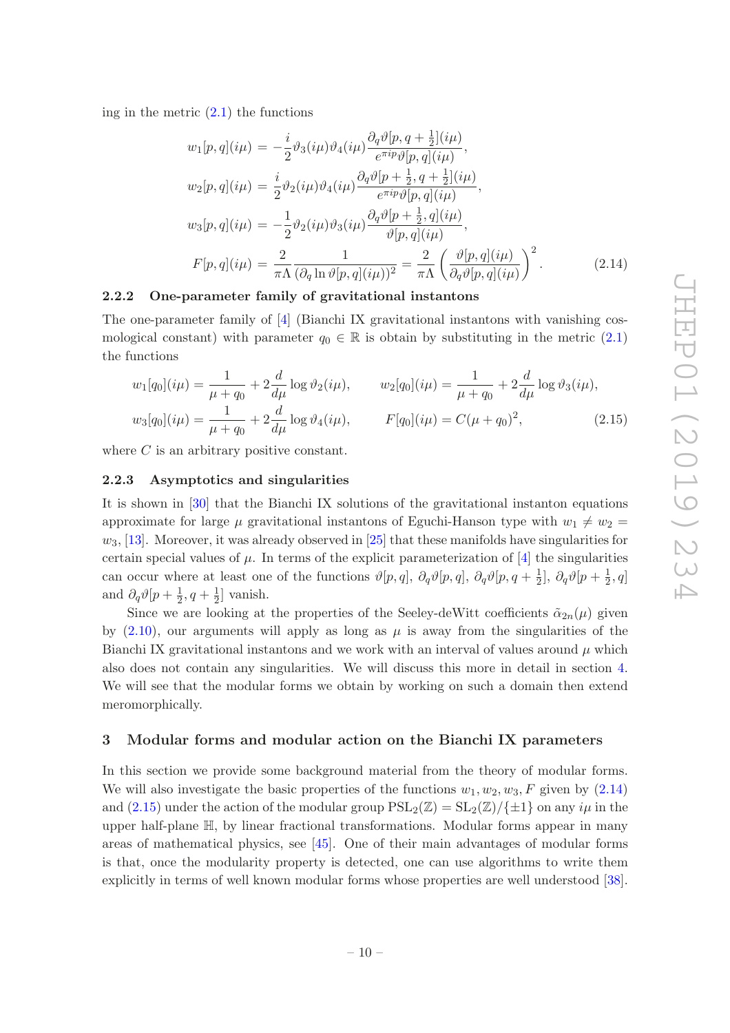ing in the metric (2.1) the functions

$$
\begin{aligned}
w_1[p,q](i\mu) &= -\frac{i}{2}\vartheta_3(i\mu)\vartheta_4(i\mu)\frac{\partial_q\vartheta[p,q+\frac{1}{2}](i\mu)}{e^{\pi i p}\vartheta[p,q](i\mu)},\\
w_2[p,q](i\mu) &= \frac{i}{2}\vartheta_2(i\mu)\vartheta_4(i\mu)\frac{\partial_q\vartheta[p+\frac{1}{2},q+\frac{1}{2}](i\mu)}{e^{\pi i p}\vartheta[p,q](i\mu)},\\
w_3[p,q](i\mu) &= -\frac{1}{2}\vartheta_2(i\mu)\vartheta_3(i\mu)\frac{\partial_q\vartheta[p+\frac{1}{2},q](i\mu)}{\vartheta[p,q](i\mu)},\\
F[p,q](i\mu) &= \frac{2}{\pi\Lambda}\frac{1}{(\partial_q \ln\vartheta[p,q](i\mu))^2} = \frac{2}{\pi\Lambda}\left(\frac{\vartheta[p,q](i\mu)}{\partial_q\vartheta[p,q](i\mu)}\right)^2.
\end{aligned}
\tag{2.14}
$$

### 2.2.2 One-parameter family of gravitational instantons

The one-parameter family of [4] (Bianchi IX gravitational instantons with vanishing cosmological constant) with parameter $q_0 \in \mathbb{R}$ is obtain by substituting in the metric (2.1) the functions

$$
\begin{aligned}
w_1[q_0](i\mu) &= \frac{1}{\mu+q_0} + 2\frac{d}{d\mu}\log\vartheta_2(i\mu), \qquad & w_2[q_0](i\mu) &= \frac{1}{\mu+q_0} + 2\frac{d}{d\mu}\log\vartheta_3(i\mu),\\
w_3[q_0](i\mu) &= \frac{1}{\mu+q_0} + 2\frac{d}{d\mu}\log\vartheta_4(i\mu), \qquad & F[q_0](i\mu) &= C(\mu+q_0)^2,
\end{aligned}
\tag{2.15}
$$

where $C$ is an arbitrary positive constant.

### 2.2.3 Asymptotics and singularities

It is shown in [30] that the Bianchi IX solutions of the gravitational instanton equations approximate for large $\mu$ gravitational instantons of Eguchi-Hanson type with $w_1 \neq w_2 = w_3$, [13]. Moreover, it was already observed in [25] that these manifolds have singularities for certain special values of $\mu$. In terms of the explicit parameterization of [4] the singularities can occur where at least one of the functions $\vartheta[p,q]$, $\partial_q\vartheta[p,q]$, $\partial_q\vartheta[p,q+\frac{1}{2}]$, $\partial_q\vartheta[p+\frac{1}{2},q]$ and $\partial_q\vartheta[p+\frac{1}{2},q+\frac{1}{2}]$ vanish.

Since we are looking at the properties of the Seeley-deWitt coefficients $\tilde{\alpha}_{2n}(\mu)$ given by (2.10), our arguments will apply as long as $\mu$ is away from the singularities of the Bianchi IX gravitational instantons and we work with an interval of values around $\mu$ which also does not contain any singularities. We will discuss this more in detail in section 4. We will see that the modular forms we obtain by working on such a domain then extend meromorphically.

## 3 Modular forms and modular action on the Bianchi IX parameters

In this section we provide some background material from the theory of modular forms. We will also investigate the basic properties of the functions $w_1, w_2, w_3, F$ given by (2.14) and (2.15) under the action of the modular group $\mathrm{PSL}_2(\mathbb{Z}) = \mathrm{SL}_2(\mathbb{Z})/\{\pm 1\}$ on any $i\mu$ in the upper half-plane $\mathbb{H}$, by linear fractional transformations. Modular forms appear in many areas of mathematical physics, see [45]. One of their main advantages of modular forms is that, once the modularity property is detected, one can use algorithms to write them explicitly in terms of well known modular forms whose properties are well understood [38].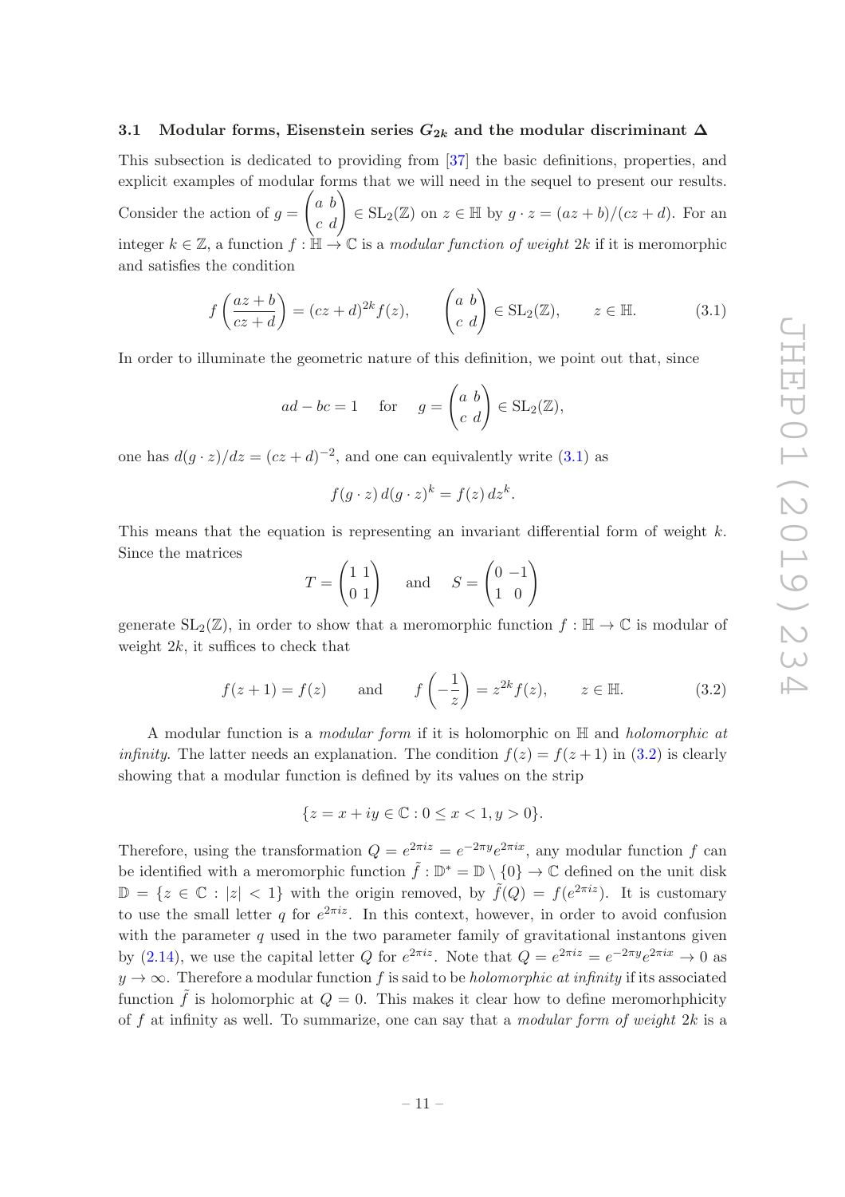### 3.1 Modular forms, Eisenstein series $G_{2k}$ and the modular discriminant $\Delta$

This subsection is dedicated to providing from [37] the basic definitions, properties, and explicit examples of modular forms that we will need in the sequel to present our results. Consider the action of $g = \begin{pmatrix} a & b \\ c & d \end{pmatrix} \in \mathrm{SL}_2(\mathbb{Z})$ on $z \in \mathbb{H}$ by $g \cdot z = (az+b)/(cz+d)$. For an integer $k \in \mathbb{Z}$, a function $f : \mathbb{H} \to \mathbb{C}$ is a *modular function of weight* $2k$ if it is meromorphic and satisfies the condition

$$f\left(\frac{az+b}{cz+d}\right) = (cz+d)^{2k} f(z), \qquad \begin{pmatrix} a & b \\ c & d \end{pmatrix} \in \mathrm{SL}_2(\mathbb{Z}), \qquad z \in \mathbb{H}. \tag{3.1}$$

In order to illuminate the geometric nature of this definition, we point out that, since

$$ad - bc = 1 \quad \text{ for } \quad g = \begin{pmatrix} a & b \\ c & d \end{pmatrix} \in \mathrm{SL}_2(\mathbb{Z}),$$

one has $d(g \cdot z)/dz = (cz+d)^{-2}$, and one can equivalently write (3.1) as

$$f(g \cdot z)\, d(g \cdot z)^k = f(z)\, dz^k.$$

This means that the equation is representing an invariant differential form of weight $k$. Since the matrices

$$T = \begin{pmatrix} 1 & 1 \\ 0 & 1 \end{pmatrix} \quad \text{ and } \quad S = \begin{pmatrix} 0 & -1 \\ 1 & 0 \end{pmatrix}$$

generate $\mathrm{SL}_2(\mathbb{Z})$, in order to show that a meromorphic function $f : \mathbb{H} \to \mathbb{C}$ is modular of weight $2k$, it suffices to check that

$$f(z+1) = f(z) \qquad \text{and} \qquad f\left(-\frac{1}{z}\right) = z^{2k} f(z), \qquad z \in \mathbb{H}. \tag{3.2}$$

A modular function is a *modular form* if it is holomorphic on $\mathbb{H}$ and *holomorphic at infinity*. The latter needs an explanation. The condition $f(z) = f(z+1)$ in (3.2) is clearly showing that a modular function is defined by its values on the strip

$$\{z = x + iy \in \mathbb{C} : 0 \leq x < 1, y > 0\}.$$

Therefore, using the transformation $Q = e^{2\pi i z} = e^{-2\pi y} e^{2\pi i x}$, any modular function $f$ can be identified with a meromorphic function $\tilde{f} : \mathbb{D}^* = \mathbb{D} \setminus \{0\} \to \mathbb{C}$ defined on the unit disk $\mathbb{D} = \{z \in \mathbb{C} : |z| < 1\}$ with the origin removed, by $\tilde{f}(Q) = f(e^{2\pi i z})$. It is customary to use the small letter $q$ for $e^{2\pi i z}$. In this context, however, in order to avoid confusion with the parameter $q$ used in the two parameter family of gravitational instantons given by (2.14), we use the capital letter $Q$ for $e^{2\pi i z}$. Note that $Q = e^{2\pi i z} = e^{-2\pi y} e^{2\pi i x} \to 0$ as $y \to \infty$. Therefore a modular function $f$ is said to be *holomorphic at infinity* if its associated function $\tilde{f}$ is holomorphic at $Q = 0$. This makes it clear how to define meromorhphicity of $f$ at infinity as well. To summarize, one can say that a *modular form of weight* $2k$ is a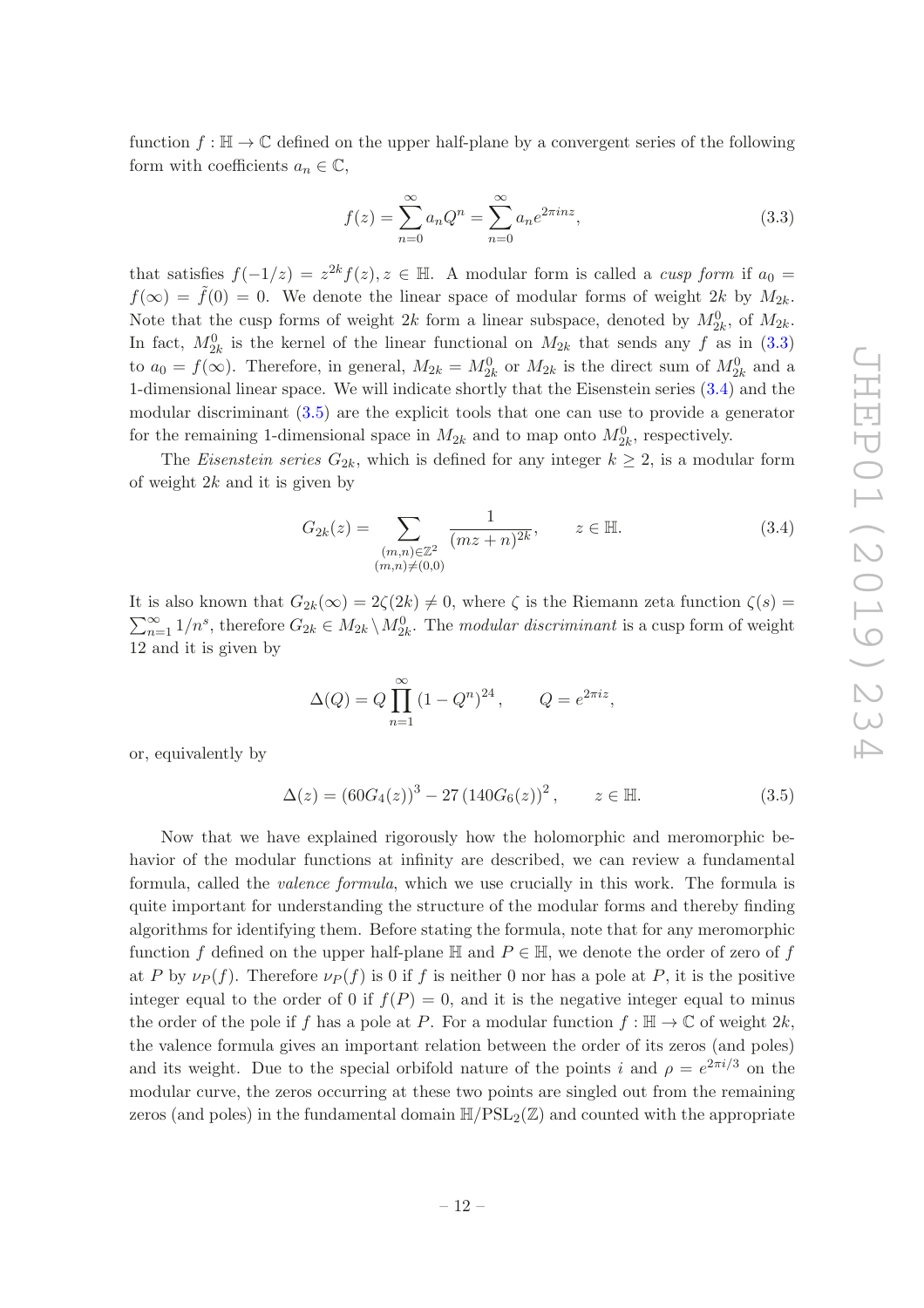function $f : \mathbb{H} \to \mathbb{C}$ defined on the upper half-plane by a convergent series of the following form with coefficients $a_n \in \mathbb{C}$,

$$f(z) = \sum_{n=0}^{\infty} a_n Q^n = \sum_{n=0}^{\infty} a_n e^{2\pi i n z}, \tag{3.3}$$

that satisfies $f(-1/z) = z^{2k} f(z), z \in \mathbb{H}$. A modular form is called a *cusp form* if $a_0 = f(\infty) = \tilde{f}(0) = 0$. We denote the linear space of modular forms of weight $2k$ by $M_{2k}$. Note that the cusp forms of weight $2k$ form a linear subspace, denoted by $M_{2k}^0$, of $M_{2k}$. In fact, $M_{2k}^0$ is the kernel of the linear functional on $M_{2k}$ that sends any $f$ as in (3.3) to $a_0 = f(\infty)$. Therefore, in general, $M_{2k} = M_{2k}^0$ or $M_{2k}$ is the direct sum of $M_{2k}^0$ and a 1-dimensional linear space. We will indicate shortly that the Eisenstein series (3.4) and the modular discriminant (3.5) are the explicit tools that one can use to provide a generator for the remaining 1-dimensional space in $M_{2k}$ and to map onto $M_{2k}^0$, respectively.

The *Eisenstein series* $G_{2k}$, which is defined for any integer $k \geq 2$, is a modular form of weight $2k$ and it is given by

$$G_{2k}(z) = \sum_{\substack{(m,n) \in \mathbb{Z}^2 \\ (m,n) \neq (0,0)}} \frac{1}{(mz+n)^{2k}}, \qquad z \in \mathbb{H}. \tag{3.4}$$

It is also known that $G_{2k}(\infty) = 2\zeta(2k) \neq 0$, where $\zeta$ is the Riemann zeta function $\zeta(s) = \sum_{n=1}^{\infty} 1/n^s$, therefore $G_{2k} \in M_{2k} \setminus M_{2k}^0$. The *modular discriminant* is a cusp form of weight 12 and it is given by

$$\Delta(Q) = Q \prod_{n=1}^{\infty} (1 - Q^n)^{24}, \qquad Q = e^{2\pi i z},$$

or, equivalently by

$$\Delta(z) = (60 G_4(z))^3 - 27 (140 G_6(z))^2, \qquad z \in \mathbb{H}. \tag{3.5}$$

Now that we have explained rigorously how the holomorphic and meromorphic behavior of the modular functions at infinity are described, we can review a fundamental formula, called the *valence formula*, which we use crucially in this work. The formula is quite important for understanding the structure of the modular forms and thereby finding algorithms for identifying them. Before stating the formula, note that for any meromorphic function $f$ defined on the upper half-plane $\mathbb{H}$ and $P \in \mathbb{H}$, we denote the order of zero of $f$ at $P$ by $\nu_P(f)$. Therefore $\nu_P(f)$ is 0 if $f$ is neither 0 nor has a pole at $P$, it is the positive integer equal to the order of 0 if $f(P) = 0$, and it is the negative integer equal to minus the order of the pole if $f$ has a pole at $P$. For a modular function $f : \mathbb{H} \to \mathbb{C}$ of weight $2k$, the valence formula gives an important relation between the order of its zeros (and poles) and its weight. Due to the special orbifold nature of the points $i$ and $\rho = e^{2\pi i/3}$ on the modular curve, the zeros occurring at these two points are singled out from the remaining zeros (and poles) in the fundamental domain $\mathbb{H}/\mathrm{PSL}_2(\mathbb{Z})$ and counted with the appropriate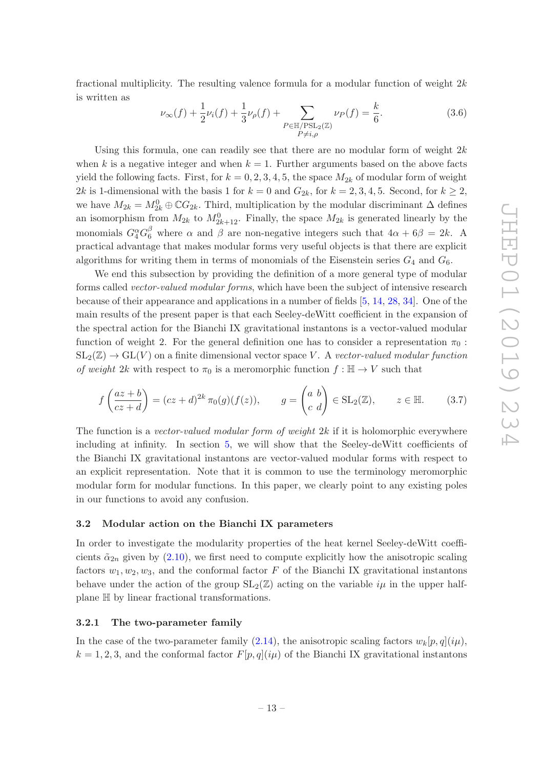fractional multiplicity. The resulting valence formula for a modular function of weight $2k$ is written as

$$\nu_\infty(f) + \frac{1}{2}\nu_i(f) + \frac{1}{3}\nu_\rho(f) + \sum_{\substack{P \in \mathbb{H}/\mathrm{PSL}_2(\mathbb{Z}) \\ P \neq i, \rho}} \nu_P(f) = \frac{k}{6}. \tag{3.6}$$

Using this formula, one can readily see that there are no modular form of weight $2k$ when $k$ is a negative integer and when $k = 1$. Further arguments based on the above facts yield the following facts. First, for $k = 0, 2, 3, 4, 5$, the space $M_{2k}$ of modular form of weight $2k$ is 1-dimensional with the basis 1 for $k = 0$ and $G_{2k}$, for $k = 2, 3, 4, 5$. Second, for $k \geq 2$, we have $M_{2k} = M_{2k}^0 \oplus \mathbb{C}G_{2k}$. Third, multiplication by the modular discriminant $\Delta$ defines an isomorphism from $M_{2k}$ to $M_{2k+12}^0$. Finally, the space $M_{2k}$ is generated linearly by the monomials $G_4^\alpha G_6^\beta$ where $\alpha$ and $\beta$ are non-negative integers such that $4\alpha + 6\beta = 2k$. A practical advantage that makes modular forms very useful objects is that there are explicit algorithms for writing them in terms of monomials of the Eisenstein series $G_4$ and $G_6$.

We end this subsection by providing the definition of a more general type of modular forms called *vector-valued modular forms*, which have been the subject of intensive research because of their appearance and applications in a number of fields [5, 14, 28, 34]. One of the main results of the present paper is that each Seeley-deWitt coefficient in the expansion of the spectral action for the Bianchi IX gravitational instantons is a vector-valued modular function of weight 2. For the general definition one has to consider a representation $\pi_0 : \mathrm{SL}_2(\mathbb{Z}) \to \mathrm{GL}(V)$ on a finite dimensional vector space $V$. A *vector-valued modular function of weight* $2k$ with respect to $\pi_0$ is a meromorphic function $f : \mathbb{H} \to V$ such that

$$f\left(\frac{az+b}{cz+d}\right) = (cz+d)^{2k}\, \pi_0(g)(f(z)), \qquad g = \begin{pmatrix} a & b \\ c & d \end{pmatrix} \in \mathrm{SL}_2(\mathbb{Z}), \qquad z \in \mathbb{H}. \tag{3.7}$$

The function is a *vector-valued modular form of weight* $2k$ if it is holomorphic everywhere including at infinity. In section 5, we will show that the Seeley-deWitt coefficients of the Bianchi IX gravitational instantons are vector-valued modular forms with respect to an explicit representation. Note that it is common to use the terminology meromorphic modular form for modular functions. In this paper, we clearly point to any existing poles in our functions to avoid any confusion.

### 3.2 Modular action on the Bianchi IX parameters

In order to investigate the modularity properties of the heat kernel Seeley-deWitt coefficients $\tilde{\alpha}_{2n}$ given by (2.10), we first need to compute explicitly how the anisotropic scaling factors $w_1, w_2, w_3$, and the conformal factor $F$ of the Bianchi IX gravitational instantons behave under the action of the group $\mathrm{SL}_2(\mathbb{Z})$ acting on the variable $i\mu$ in the upper half-plane $\mathbb{H}$ by linear fractional transformations.

#### 3.2.1 The two-parameter family

In the case of the two-parameter family (2.14), the anisotropic scaling factors $w_k[p, q](i\mu)$, $k = 1, 2, 3$, and the conformal factor $F[p, q](i\mu)$ of the Bianchi IX gravitational instantons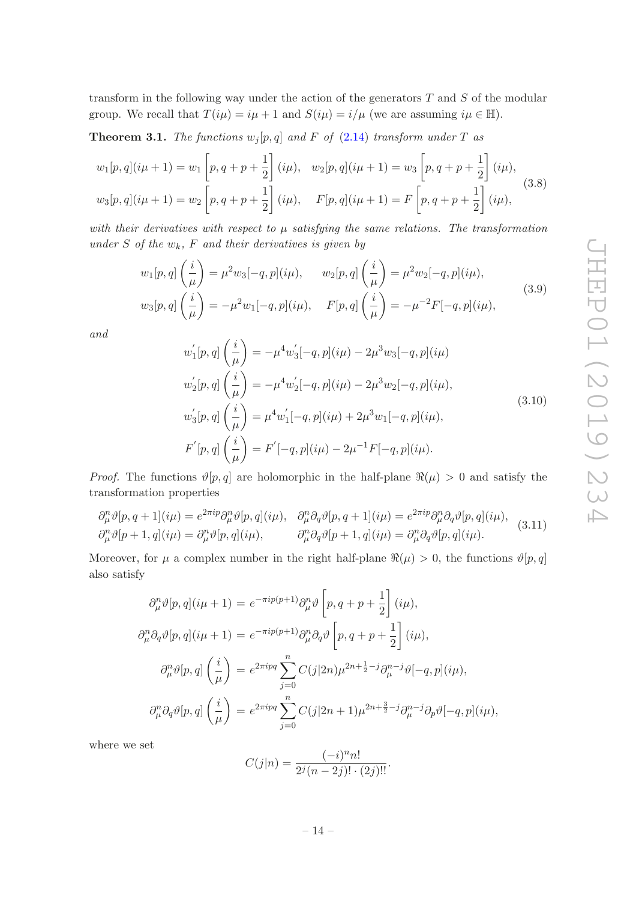transform in the following way under the action of the generators $T$ and $S$ of the modular group. We recall that $T(i\mu) = i\mu + 1$ and $S(i\mu) = i/\mu$ (we are assuming $i\mu \in \mathbb{H}$).

**Theorem 3.1.** *The functions $w_j[p,q]$ and $F$ of (2.14) transform under $T$ as*

$$
\begin{aligned}
w_1[p,q](i\mu+1) &= w_1\left[p, q+p+\frac{1}{2}\right](i\mu), \quad w_2[p,q](i\mu+1) = w_3\left[p, q+p+\frac{1}{2}\right](i\mu), \\
w_3[p,q](i\mu+1) &= w_2\left[p, q+p+\frac{1}{2}\right](i\mu), \quad F[p,q](i\mu+1) = F\left[p, q+p+\frac{1}{2}\right](i\mu),
\end{aligned}
\tag{3.8}
$$

*with their derivatives with respect to $\mu$ satisfying the same relations. The transformation under $S$ of the $w_k$, $F$ and their derivatives is given by*

$$
\begin{aligned}
w_1[p,q]\left(\frac{i}{\mu}\right) &= \mu^2 w_3[-q,p](i\mu), \qquad w_2[p,q]\left(\frac{i}{\mu}\right) = \mu^2 w_2[-q,p](i\mu), \\
w_3[p,q]\left(\frac{i}{\mu}\right) &= -\mu^2 w_1[-q,p](i\mu), \quad F[p,q]\left(\frac{i}{\mu}\right) = -\mu^{-2} F[-q,p](i\mu),
\end{aligned}
\tag{3.9}
$$

*and*

$$
\begin{aligned}
w_1'[p,q]\left(\frac{i}{\mu}\right) &= -\mu^4 w_3'[-q,p](i\mu) - 2\mu^3 w_3[-q,p](i\mu) \\
w_2'[p,q]\left(\frac{i}{\mu}\right) &= -\mu^4 w_2'[-q,p](i\mu) - 2\mu^3 w_2[-q,p](i\mu), \\
w_3'[p,q]\left(\frac{i}{\mu}\right) &= \mu^4 w_1'[-q,p](i\mu) + 2\mu^3 w_1[-q,p](i\mu), \\
F'[p,q]\left(\frac{i}{\mu}\right) &= F'[-q,p](i\mu) - 2\mu^{-1} F[-q,p](i\mu).
\end{aligned}
\tag{3.10}
$$

*Proof.* The functions $\vartheta[p,q]$ are holomorphic in the half-plane $\Re(\mu) > 0$ and satisfy the transformation properties

$$
\begin{aligned}
\partial_\mu^n \vartheta[p,q+1](i\mu) &= e^{2\pi i p} \partial_\mu^n \vartheta[p,q](i\mu), \quad \partial_\mu^n \partial_q \vartheta[p,q+1](i\mu) = e^{2\pi i p} \partial_\mu^n \partial_q \vartheta[p,q](i\mu), \\
\partial_\mu^n \vartheta[p+1,q](i\mu) &= \partial_\mu^n \vartheta[p,q](i\mu), \qquad\quad \partial_\mu^n \partial_q \vartheta[p+1,q](i\mu) = \partial_\mu^n \partial_q \vartheta[p,q](i\mu).
\end{aligned}
\tag{3.11}
$$

Moreover, for $\mu$ a complex number in the right half-plane $\Re(\mu) > 0$, the functions $\vartheta[p,q]$ also satisfy

$$
\begin{aligned}
\partial_\mu^n \vartheta[p,q](i\mu+1) &= e^{-\pi i p(p+1)} \partial_\mu^n \vartheta\left[p, q+p+\frac{1}{2}\right](i\mu), \\
\partial_\mu^n \partial_q \vartheta[p,q](i\mu+1) &= e^{-\pi i p(p+1)} \partial_\mu^n \partial_q \vartheta\left[p, q+p+\frac{1}{2}\right](i\mu), \\
\partial_\mu^n \vartheta[p,q]\left(\frac{i}{\mu}\right) &= e^{2\pi i pq} \sum_{j=0}^{n} C(j|2n) \mu^{2n+\frac{1}{2}-j} \partial_\mu^{n-j} \vartheta[-q,p](i\mu), \\
\partial_\mu^n \partial_q \vartheta[p,q]\left(\frac{i}{\mu}\right) &= e^{2\pi i pq} \sum_{j=0}^{n} C(j|2n+1) \mu^{2n+\frac{3}{2}-j} \partial_\mu^{n-j} \partial_p \vartheta[-q,p](i\mu),
\end{aligned}
$$

where we set

$$
C(j|n) = \frac{(-i)^n n!}{2^j (n-2j)! \cdot (2j)!!}.
$$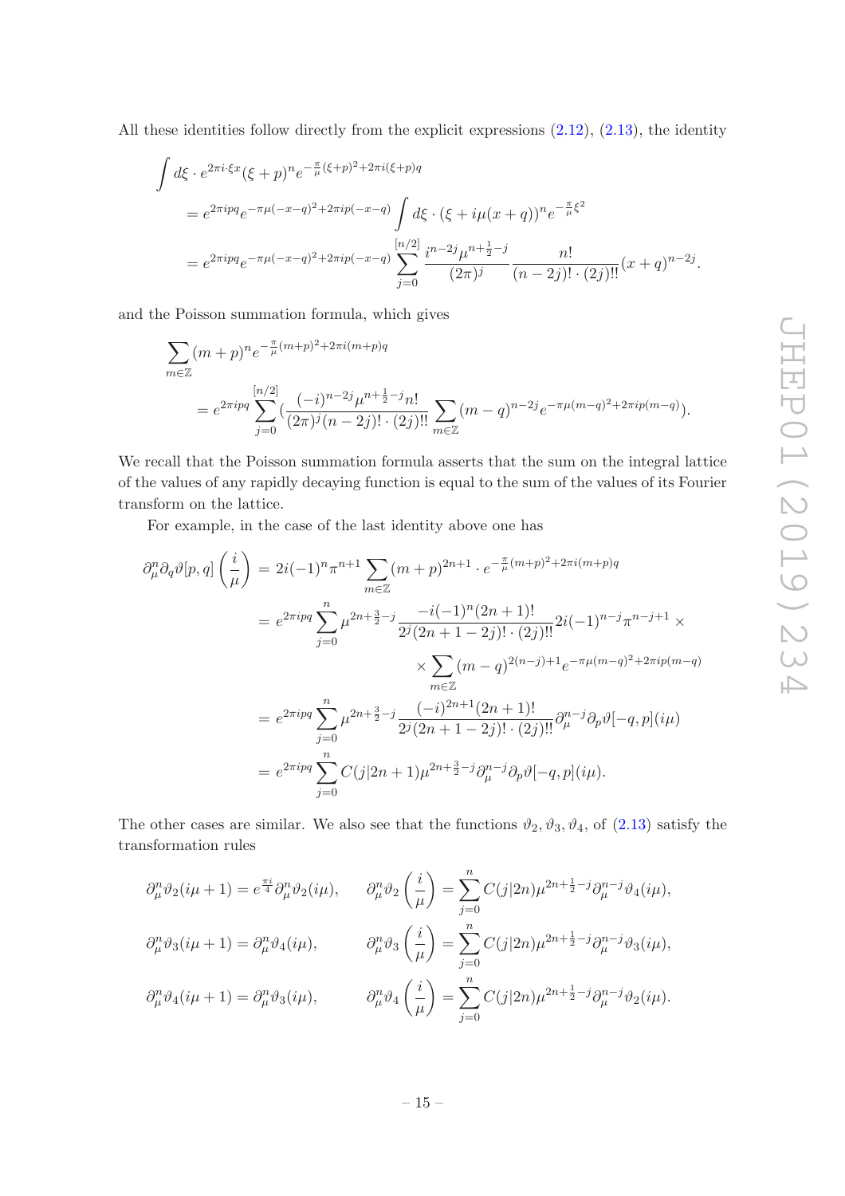All these identities follow directly from the explicit expressions (2.12), (2.13), the identity

$$\begin{aligned}
&\int d\xi \cdot e^{2\pi i \cdot \xi x}(\xi+p)^n e^{-\frac{\pi}{\mu}(\xi+p)^2+2\pi i(\xi+p)q} \\
&\quad = e^{2\pi i p q} e^{-\pi\mu(-x-q)^2+2\pi i p(-x-q)} \int d\xi \cdot (\xi + i\mu(x+q))^n e^{-\frac{\pi}{\mu}\xi^2} \\
&\quad = e^{2\pi i p q} e^{-\pi\mu(-x-q)^2+2\pi i p(-x-q)} \sum_{j=0}^{[n/2]} \frac{i^{n-2j}\mu^{n+\frac{1}{2}-j}}{(2\pi)^j} \frac{n!}{(n-2j)!\cdot(2j)!!}(x+q)^{n-2j}.
\end{aligned}$$

and the Poisson summation formula, which gives

$$\begin{aligned}
&\sum_{m\in\mathbb{Z}} (m+p)^n e^{-\frac{\pi}{\mu}(m+p)^2+2\pi i(m+p)q} \\
&\quad = e^{2\pi i p q} \sum_{j=0}^{[n/2]} \Big( \frac{(-i)^{n-2j}\mu^{n+\frac{1}{2}-j} n!}{(2\pi)^j (n-2j)!\cdot(2j)!!} \sum_{m\in\mathbb{Z}} (m-q)^{n-2j} e^{-\pi\mu(m-q)^2+2\pi i p(m-q)} \Big).
\end{aligned}$$

We recall that the Poisson summation formula asserts that the sum on the integral lattice of the values of any rapidly decaying function is equal to the sum of the values of its Fourier transform on the lattice.

For example, in the case of the last identity above one has

$$\begin{aligned}
\partial_\mu^n \partial_q \vartheta[p,q]\left(\frac{i}{\mu}\right) &= 2i(-1)^n \pi^{n+1} \sum_{m\in\mathbb{Z}} (m+p)^{2n+1} \cdot e^{-\frac{\pi}{\mu}(m+p)^2+2\pi i(m+p)q} \\
&= e^{2\pi i p q} \sum_{j=0}^{n} \mu^{2n+\frac{3}{2}-j} \frac{-i(-1)^n (2n+1)!}{2^j (2n+1-2j)!\cdot(2j)!!} 2i(-1)^{n-j}\pi^{n-j+1} \times \\
&\qquad \times \sum_{m\in\mathbb{Z}} (m-q)^{2(n-j)+1} e^{-\pi\mu(m-q)^2+2\pi i p(m-q)} \\
&= e^{2\pi i p q} \sum_{j=0}^{n} \mu^{2n+\frac{3}{2}-j} \frac{(-i)^{2n+1}(2n+1)!}{2^j(2n+1-2j)!\cdot(2j)!!} \partial_\mu^{n-j}\partial_p \vartheta[-q,p](i\mu) \\
&= e^{2\pi i p q} \sum_{j=0}^{n} C(j|2n+1)\mu^{2n+\frac{3}{2}-j} \partial_\mu^{n-j}\partial_p \vartheta[-q,p](i\mu).
\end{aligned}$$

The other cases are similar. We also see that the functions $\vartheta_2, \vartheta_3, \vartheta_4$, of (2.13) satisfy the transformation rules

$$\begin{aligned}
\partial_\mu^n \vartheta_2(i\mu+1) &= e^{\frac{\pi i}{4}} \partial_\mu^n \vartheta_2(i\mu), & \partial_\mu^n \vartheta_2\left(\frac{i}{\mu}\right) &= \sum_{j=0}^{n} C(j|2n)\mu^{2n+\frac{1}{2}-j}\partial_\mu^{n-j}\vartheta_4(i\mu), \\
\partial_\mu^n \vartheta_3(i\mu+1) &= \partial_\mu^n \vartheta_4(i\mu), & \partial_\mu^n \vartheta_3\left(\frac{i}{\mu}\right) &= \sum_{j=0}^{n} C(j|2n)\mu^{2n+\frac{1}{2}-j}\partial_\mu^{n-j}\vartheta_3(i\mu), \\
\partial_\mu^n \vartheta_4(i\mu+1) &= \partial_\mu^n \vartheta_3(i\mu), & \partial_\mu^n \vartheta_4\left(\frac{i}{\mu}\right) &= \sum_{j=0}^{n} C(j|2n)\mu^{2n+\frac{1}{2}-j}\partial_\mu^{n-j}\vartheta_2(i\mu).
\end{aligned}$$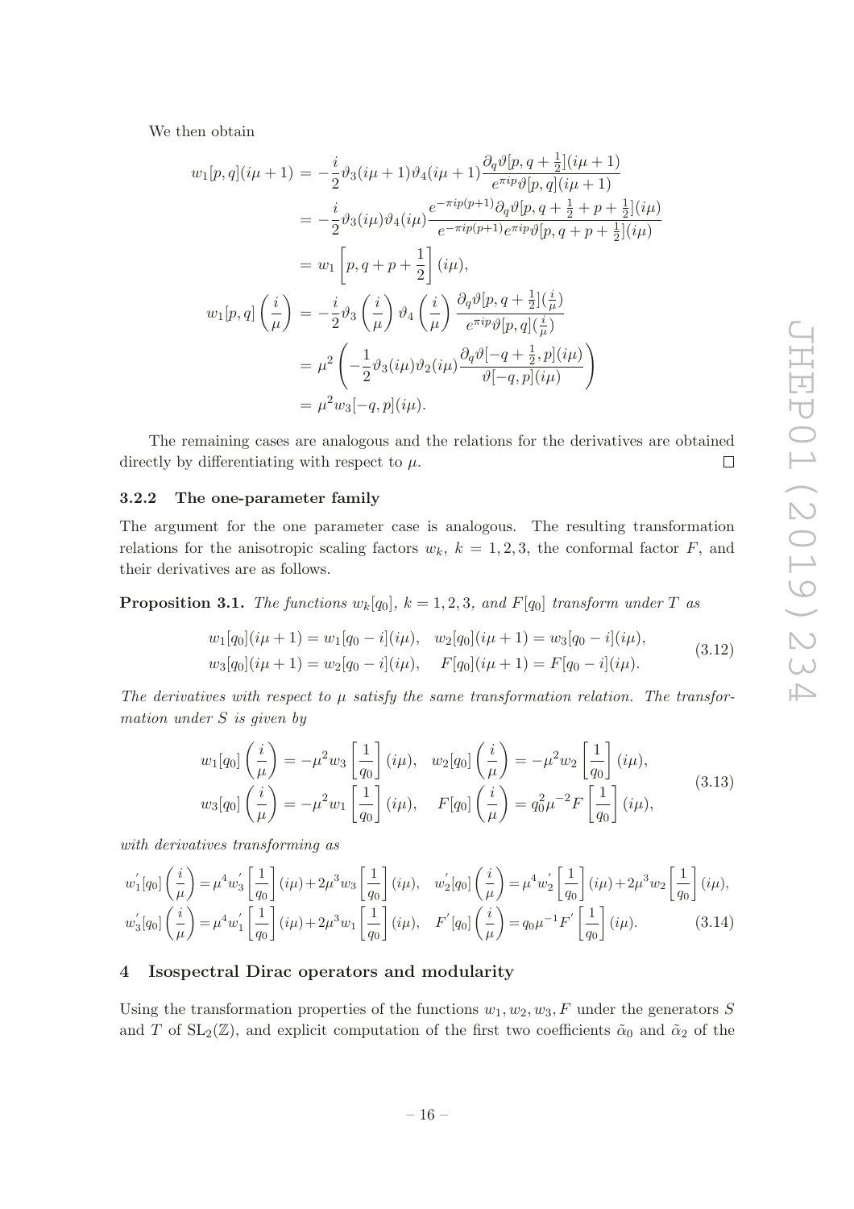We then obtain

$$
\begin{aligned}
w_1[p,q](i\mu+1) &= -\frac{i}{2}\vartheta_3(i\mu+1)\vartheta_4(i\mu+1)\frac{\partial_q\vartheta[p,q+\frac{1}{2}](i\mu+1)}{e^{\pi i p}\vartheta[p,q](i\mu+1)} \\
&= -\frac{i}{2}\vartheta_3(i\mu)\vartheta_4(i\mu)\frac{e^{-\pi i p(p+1)}\partial_q\vartheta[p,q+\frac{1}{2}+p+\frac{1}{2}](i\mu)}{e^{-\pi i p(p+1)}e^{\pi i p}\vartheta[p,q+p+\frac{1}{2}](i\mu)} \\
&= w_1\left[p,q+p+\frac{1}{2}\right](i\mu), \\
w_1[p,q]\left(\frac{i}{\mu}\right) &= -\frac{i}{2}\vartheta_3\left(\frac{i}{\mu}\right)\vartheta_4\left(\frac{i}{\mu}\right)\frac{\partial_q\vartheta[p,q+\frac{1}{2}](\frac{i}{\mu})}{e^{\pi i p}\vartheta[p,q](\frac{i}{\mu})} \\
&= \mu^2\left(-\frac{1}{2}\vartheta_3(i\mu)\vartheta_2(i\mu)\frac{\partial_q\vartheta[-q+\frac{1}{2},p](i\mu)}{\vartheta[-q,p](i\mu)}\right) \\
&= \mu^2 w_3[-q,p](i\mu).
\end{aligned}
$$

The remaining cases are analogous and the relations for the derivatives are obtained directly by differentiating with respect to $\mu$. □

### 3.2.2 The one-parameter family

The argument for the one parameter case is analogous. The resulting transformation relations for the anisotropic scaling factors $w_k$, $k=1,2,3$, the conformal factor $F$, and their derivatives are as follows.

**Proposition 3.1.** *The functions $w_k[q_0]$, $k=1,2,3$, and $F[q_0]$ transform under $T$ as*

$$
\begin{aligned}
&w_1[q_0](i\mu+1) = w_1[q_0-i](i\mu), \quad w_2[q_0](i\mu+1) = w_3[q_0-i](i\mu), \\
&w_3[q_0](i\mu+1) = w_2[q_0-i](i\mu), \quad F[q_0](i\mu+1) = F[q_0-i](i\mu).
\end{aligned} \tag{3.12}
$$

*The derivatives with respect to $\mu$ satisfy the same transformation relation. The transformation under $S$ is given by*

$$
\begin{aligned}
&w_1[q_0]\left(\frac{i}{\mu}\right) = -\mu^2 w_3\left[\frac{1}{q_0}\right](i\mu), \quad w_2[q_0]\left(\frac{i}{\mu}\right) = -\mu^2 w_2\left[\frac{1}{q_0}\right](i\mu), \\
&w_3[q_0]\left(\frac{i}{\mu}\right) = -\mu^2 w_1\left[\frac{1}{q_0}\right](i\mu), \quad F[q_0]\left(\frac{i}{\mu}\right) = q_0^2\mu^{-2}F\left[\frac{1}{q_0}\right](i\mu),
\end{aligned} \tag{3.13}
$$

*with derivatives transforming as*

$$
\begin{aligned}
&w_1'[q_0]\left(\frac{i}{\mu}\right) = \mu^4 w_3'\left[\frac{1}{q_0}\right](i\mu) + 2\mu^3 w_3\left[\frac{1}{q_0}\right](i\mu), \quad w_2'[q_0]\left(\frac{i}{\mu}\right) = \mu^4 w_2'\left[\frac{1}{q_0}\right](i\mu) + 2\mu^3 w_2\left[\frac{1}{q_0}\right](i\mu), \\
&w_3'[q_0]\left(\frac{i}{\mu}\right) = \mu^4 w_1'\left[\frac{1}{q_0}\right](i\mu) + 2\mu^3 w_1\left[\frac{1}{q_0}\right](i\mu), \quad F'[q_0]\left(\frac{i}{\mu}\right) = q_0\mu^{-1}F'\left[\frac{1}{q_0}\right](i\mu).
\end{aligned} \tag{3.14}
$$

## 4 Isospectral Dirac operators and modularity

Using the transformation properties of the functions $w_1, w_2, w_3, F$ under the generators $S$ and $T$ of $\mathrm{SL}_2(\mathbb{Z})$, and explicit computation of the first two coefficients $\tilde{\alpha}_0$ and $\tilde{\alpha}_2$ of the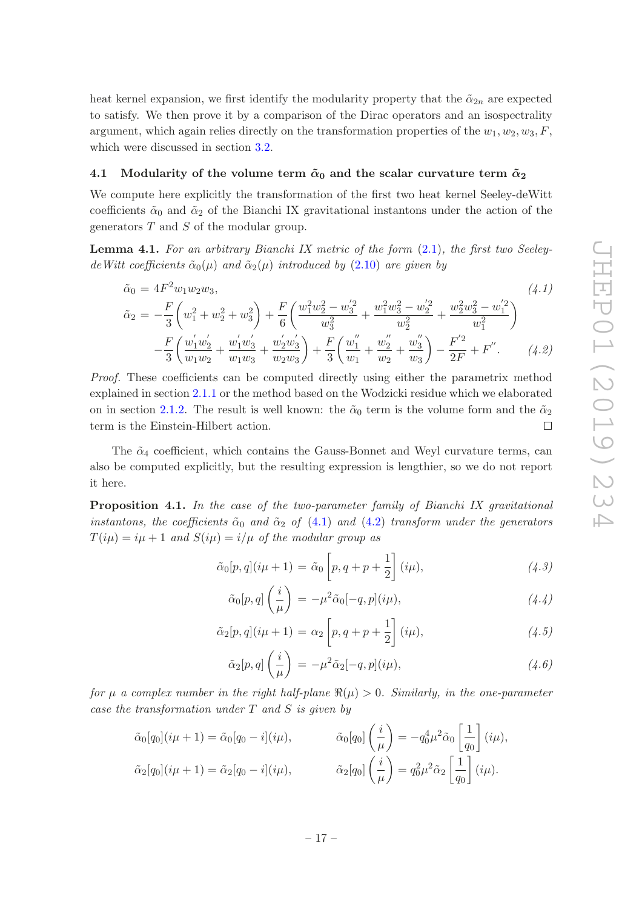heat kernel expansion, we first identify the modularity property that the $\tilde{\alpha}_{2n}$ are expected to satisfy. We then prove it by a comparison of the Dirac operators and an isospectrality argument, which again relies directly on the transformation properties of the $w_1, w_2, w_3, F$, which were discussed in section 3.2.

## 4.1 Modularity of the volume term $\tilde{\alpha}_0$ and the scalar curvature term $\tilde{\alpha}_2$

We compute here explicitly the transformation of the first two heat kernel Seeley-deWitt coefficients $\tilde{\alpha}_0$ and $\tilde{\alpha}_2$ of the Bianchi IX gravitational instantons under the action of the generators $T$ and $S$ of the modular group.

**Lemma 4.1.** *For an arbitrary Bianchi IX metric of the form (2.1), the first two Seeley-deWitt coefficients $\tilde{\alpha}_0(\mu)$ and $\tilde{\alpha}_2(\mu)$ introduced by (2.10) are given by*

$$\tilde{\alpha}_0 = 4F^2 w_1 w_2 w_3, \tag{4.1}$$

$$\begin{aligned}
\tilde{\alpha}_2 = &-\frac{F}{3}\left(w_1^2+w_2^2+w_3^2\right)+\frac{F}{6}\left(\frac{w_1^2w_2^2-w_3'^2}{w_3^2}+\frac{w_1^2w_3^2-w_2'^2}{w_2^2}+\frac{w_2^2w_3^2-w_1'^2}{w_1^2}\right)\\
&-\frac{F}{3}\left(\frac{w_1'w_2'}{w_1w_2}+\frac{w_1'w_3'}{w_1w_3}+\frac{w_2'w_3'}{w_2w_3}\right)+\frac{F}{3}\left(\frac{w_1''}{w_1}+\frac{w_2''}{w_2}+\frac{w_3''}{w_3}\right)-\frac{F'^2}{2F}+F''.
\end{aligned} \tag{4.2}$$

*Proof.* These coefficients can be computed directly using either the parametrix method explained in section 2.1.1 or the method based on the Wodzicki residue which we elaborated on in section 2.1.2. The result is well known: the $\tilde{\alpha}_0$ term is the volume form and the $\tilde{\alpha}_2$ term is the Einstein-Hilbert action. ◻

The $\tilde{\alpha}_4$ coefficient, which contains the Gauss-Bonnet and Weyl curvature terms, can also be computed explicitly, but the resulting expression is lengthier, so we do not report it here.

**Proposition 4.1.** *In the case of the two-parameter family of Bianchi IX gravitational instantons, the coefficients $\tilde{\alpha}_0$ and $\tilde{\alpha}_2$ of (4.1) and (4.2) transform under the generators $T(i\mu) = i\mu + 1$ and $S(i\mu) = i/\mu$ of the modular group as*

$$\tilde{\alpha}_0[p,q](i\mu+1) = \tilde{\alpha}_0\left[p, q+p+\frac{1}{2}\right](i\mu), \tag{4.3}$$

$$\tilde{\alpha}_0[p,q]\left(\frac{i}{\mu}\right) = -\mu^2\tilde{\alpha}_0[-q,p](i\mu), \tag{4.4}$$

$$\tilde{\alpha}_2[p,q](i\mu+1) = \alpha_2\left[p, q+p+\frac{1}{2}\right](i\mu), \tag{4.5}$$

$$\tilde{\alpha}_2[p,q]\left(\frac{i}{\mu}\right) = -\mu^2\tilde{\alpha}_2[-q,p](i\mu), \tag{4.6}$$

*for $\mu$ a complex number in the right half-plane $\Re(\mu) > 0$. Similarly, in the one-parameter case the transformation under $T$ and $S$ is given by*

$$\tilde{\alpha}_0[q_0](i\mu+1) = \tilde{\alpha}_0[q_0-i](i\mu), \qquad \tilde{\alpha}_0[q_0]\left(\frac{i}{\mu}\right) = -q_0^4\mu^2\tilde{\alpha}_0\left[\frac{1}{q_0}\right](i\mu),$$

$$\tilde{\alpha}_2[q_0](i\mu+1) = \tilde{\alpha}_2[q_0-i](i\mu), \qquad \tilde{\alpha}_2[q_0]\left(\frac{i}{\mu}\right) = q_0^2\mu^2\tilde{\alpha}_2\left[\frac{1}{q_0}\right](i\mu).$$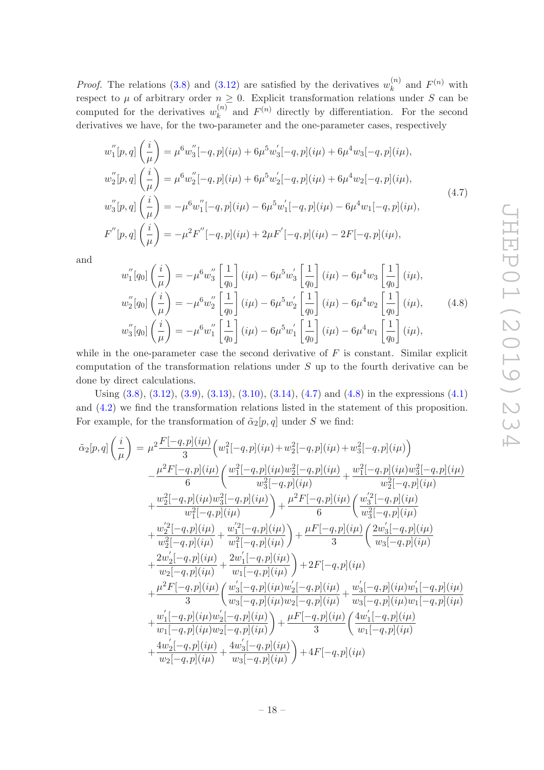*Proof.* The relations (3.8) and (3.12) are satisfied by the derivatives $w_k^{(n)}$ and $F^{(n)}$ with respect to $\mu$ of arbitrary order $n \geq 0$. Explicit transformation relations under $S$ can be computed for the derivatives $w_k^{(n)}$ and $F^{(n)}$ directly by differentiation. For the second derivatives we have, for the two-parameter and the one-parameter cases, respectively

$$
\begin{aligned}
w_1^{''}[p,q]\left(\frac{i}{\mu}\right) &= \mu^6 w_3^{''}[-q,p](i\mu) + 6\mu^5 w_3^{'}[-q,p](i\mu) + 6\mu^4 w_3[-q,p](i\mu), \\
w_2^{''}[p,q]\left(\frac{i}{\mu}\right) &= \mu^6 w_2^{''}[-q,p](i\mu) + 6\mu^5 w_2^{'}[-q,p](i\mu) + 6\mu^4 w_2[-q,p](i\mu), \\
w_3^{''}[p,q]\left(\frac{i}{\mu}\right) &= -\mu^6 w_1^{''}[-q,p](i\mu) - 6\mu^5 w_1^{'}[-q,p](i\mu) - 6\mu^4 w_1[-q,p](i\mu), \\
F^{''}[p,q]\left(\frac{i}{\mu}\right) &= -\mu^2 F^{''}[-q,p](i\mu) + 2\mu F^{'}[-q,p](i\mu) - 2F[-q,p](i\mu),
\end{aligned}
\tag{4.7}
$$

and

$$
\begin{aligned}
w_1^{''}[q_0]\left(\frac{i}{\mu}\right) &= -\mu^6 w_3^{''}\left[\frac{1}{q_0}\right](i\mu) - 6\mu^5 w_3^{'}\left[\frac{1}{q_0}\right](i\mu) - 6\mu^4 w_3\left[\frac{1}{q_0}\right](i\mu), \\
w_2^{''}[q_0]\left(\frac{i}{\mu}\right) &= -\mu^6 w_2^{''}\left[\frac{1}{q_0}\right](i\mu) - 6\mu^5 w_2^{'}\left[\frac{1}{q_0}\right](i\mu) - 6\mu^4 w_2\left[\frac{1}{q_0}\right](i\mu), \\
w_3^{''}[q_0]\left(\frac{i}{\mu}\right) &= -\mu^6 w_1^{''}\left[\frac{1}{q_0}\right](i\mu) - 6\mu^5 w_1^{'}\left[\frac{1}{q_0}\right](i\mu) - 6\mu^4 w_1\left[\frac{1}{q_0}\right](i\mu),
\end{aligned}
\tag{4.8}
$$

while in the one-parameter case the second derivative of $F$ is constant. Similar explicit computation of the transformation relations under $S$ up to the fourth derivative can be done by direct calculations.

Using (3.8), (3.12), (3.9), (3.13), (3.10), (3.14), (4.7) and (4.8) in the expressions (4.1) and (4.2) we find the transformation relations listed in the statement of this proposition. For example, for the transformation of $\tilde{\alpha}_2[p,q]$ under $S$ we find:

$$
\begin{aligned}
\tilde{\alpha}_2[p,q]\left(\frac{i}{\mu}\right) &= \mu^2\frac{F[-q,p](i\mu)}{3}\Big(w_1^2[-q,p](i\mu)+w_2^2[-q,p](i\mu)+w_3^2[-q,p](i\mu)\Big) \\
&\quad -\frac{\mu^2 F[-q,p](i\mu)}{6}\left(\frac{w_1^2[-q,p](i\mu)w_2^2[-q,p](i\mu)}{w_3^2[-q,p](i\mu)}+\frac{w_1^2[-q,p](i\mu)w_3^2[-q,p](i\mu)}{w_2^2[-q,p](i\mu)}\right. \\
&\quad \left.+\frac{w_2^2[-q,p](i\mu)w_3^2[-q,p](i\mu)}{w_1^2[-q,p](i\mu)}\right)+\frac{\mu^2 F[-q,p](i\mu)}{6}\left(\frac{w_3^{'2}[-q,p](i\mu)}{w_3^2[-q,p](i\mu)}\right. \\
&\quad \left.+\frac{w_2^{'2}[-q,p](i\mu)}{w_2^2[-q,p](i\mu)}+\frac{w_1^{'2}[-q,p](i\mu)}{w_1^2[-q,p](i\mu)}\right)+\frac{\mu F[-q,p](i\mu)}{3}\left(\frac{2w_3^{'}[-q,p](i\mu)}{w_3[-q,p](i\mu)}\right. \\
&\quad \left.+\frac{2w_2^{'}[-q,p](i\mu)}{w_2[-q,p](i\mu)}+\frac{2w_1^{'}[-q,p](i\mu)}{w_1[-q,p](i\mu)}\right)+2F[-q,p](i\mu) \\
&\quad +\frac{\mu^2 F[-q,p](i\mu)}{3}\left(\frac{w_3^{'}[-q,p](i\mu)w_2^{'}[-q,p](i\mu)}{w_3[-q,p](i\mu)w_2[-q,p](i\mu)}+\frac{w_3^{'}[-q,p](i\mu)w_1^{'}[-q,p](i\mu)}{w_3[-q,p](i\mu)w_1[-q,p](i\mu)}\right. \\
&\quad \left.+\frac{w_1^{'}[-q,p](i\mu)w_2^{'}[-q,p](i\mu)}{w_1[-q,p](i\mu)w_2[-q,p](i\mu)}\right)+\frac{\mu F[-q,p](i\mu)}{3}\left(\frac{4w_1^{'}[-q,p](i\mu)}{w_1[-q,p](i\mu)}\right. \\
&\quad \left.+\frac{4w_2^{'}[-q,p](i\mu)}{w_2[-q,p](i\mu)}+\frac{4w_3^{'}[-q,p](i\mu)}{w_3[-q,p](i\mu)}\right)+4F[-q,p](i\mu)
\end{aligned}
$$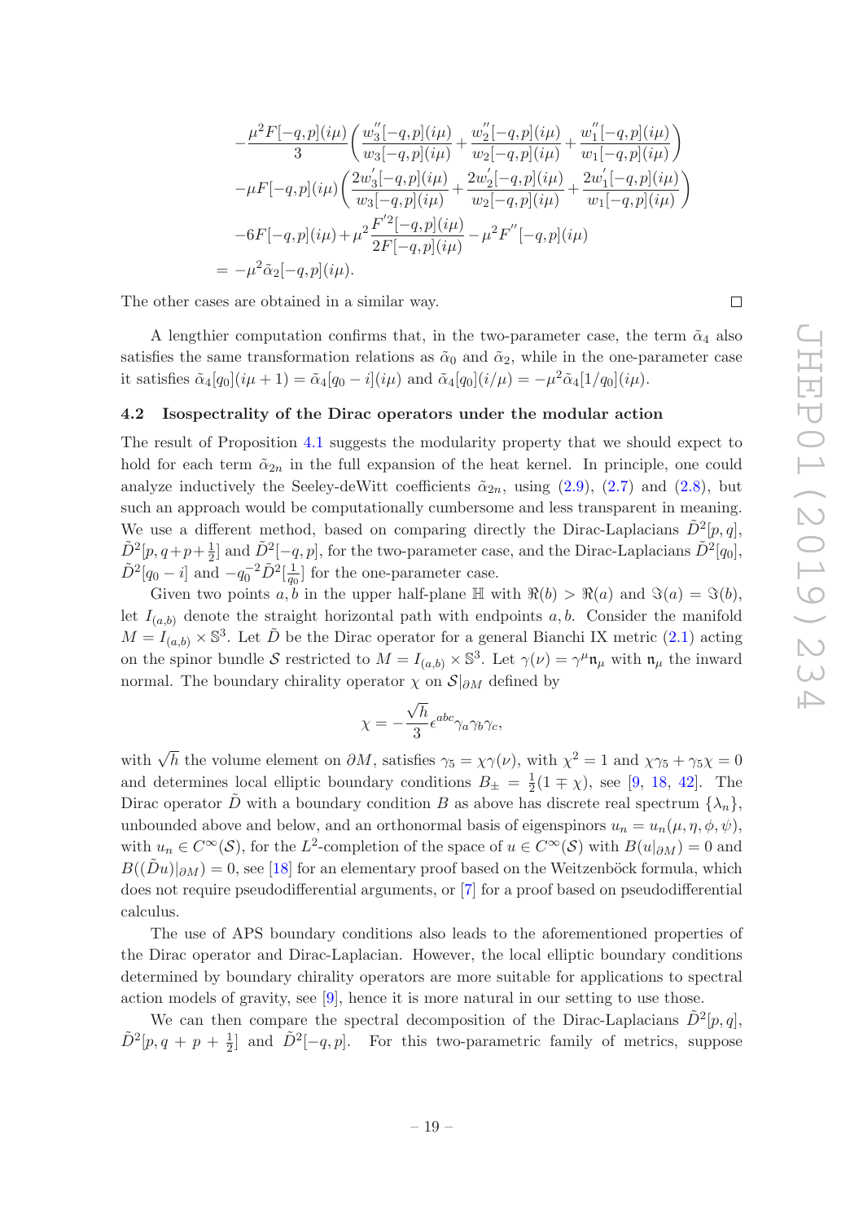$$
\begin{aligned}
&-\frac{\mu^2 F[-q,p](i\mu)}{3}\left(\frac{w_3''[-q,p](i\mu)}{w_3[-q,p](i\mu)}+\frac{w_2''[-q,p](i\mu)}{w_2[-q,p](i\mu)}+\frac{w_1''[-q,p](i\mu)}{w_1[-q,p](i\mu)}\right)\\
&-\mu F[-q,p](i\mu)\left(\frac{2w_3'[-q,p](i\mu)}{w_3[-q,p](i\mu)}+\frac{2w_2'[-q,p](i\mu)}{w_2[-q,p](i\mu)}+\frac{2w_1'[-q,p](i\mu)}{w_1[-q,p](i\mu)}\right)\\
&-6F[-q,p](i\mu)+\mu^2\frac{F'^2[-q,p](i\mu)}{2F[-q,p](i\mu)}-\mu^2F''[-q,p](i\mu)\\
=\;&-\mu^2\tilde{\alpha}_2[-q,p](i\mu).
\end{aligned}
$$

The other cases are obtained in a similar way. □

A lengthier computation confirms that, in the two-parameter case, the term $\tilde{\alpha}_4$ also satisfies the same transformation relations as $\tilde{\alpha}_0$ and $\tilde{\alpha}_2$, while in the one-parameter case it satisfies $\tilde{\alpha}_4[q_0](i\mu+1) = \tilde{\alpha}_4[q_0 - i](i\mu)$ and $\tilde{\alpha}_4[q_0](i/\mu) = -\mu^2\tilde{\alpha}_4[1/q_0](i\mu)$.

## 4.2 Isospectrality of the Dirac operators under the modular action

The result of Proposition 4.1 suggests the modularity property that we should expect to hold for each term $\tilde{\alpha}_{2n}$ in the full expansion of the heat kernel. In principle, one could analyze inductively the Seeley-deWitt coefficients $\tilde{\alpha}_{2n}$, using (2.9), (2.7) and (2.8), but such an approach would be computationally cumbersome and less transparent in meaning. We use a different method, based on comparing directly the Dirac-Laplacians $\tilde{D}^2[p,q]$, $\tilde{D}^2[p, q+p+\frac{1}{2}]$ and $\tilde{D}^2[-q,p]$, for the two-parameter case, and the Dirac-Laplacians $\tilde{D}^2[q_0]$, $\tilde{D}^2[q_0 - i]$ and $-q_0^{-2}\tilde{D}^2[\frac{1}{q_0}]$ for the one-parameter case.

Given two points $a, b$ in the upper half-plane $\mathbb{H}$ with $\Re(b) > \Re(a)$ and $\Im(a) = \Im(b)$, let $I_{(a,b)}$ denote the straight horizontal path with endpoints $a, b$. Consider the manifold $M = I_{(a,b)} \times \mathbb{S}^3$. Let $\tilde{D}$ be the Dirac operator for a general Bianchi IX metric (2.1) acting on the spinor bundle $\mathcal{S}$ restricted to $M = I_{(a,b)} \times \mathbb{S}^3$. Let $\gamma(\nu) = \gamma^\mu \mathfrak{n}_\mu$ with $\mathfrak{n}_\mu$ the inward normal. The boundary chirality operator $\chi$ on $\mathcal{S}|_{\partial M}$ defined by

$$
\chi = -\frac{\sqrt{h}}{3}\epsilon^{abc}\gamma_a\gamma_b\gamma_c,
$$

with $\sqrt{h}$ the volume element on $\partial M$, satisfies $\gamma_5 = \chi\gamma(\nu)$, with $\chi^2 = 1$ and $\chi\gamma_5 + \gamma_5\chi = 0$ and determines local elliptic boundary conditions $B_\pm = \frac{1}{2}(1 \mp \chi)$, see [9, 18, 42]. The Dirac operator $\tilde{D}$ with a boundary condition $B$ as above has discrete real spectrum $\{\lambda_n\}$, unbounded above and below, and an orthonormal basis of eigenspinors $u_n = u_n(\mu, \eta, \phi, \psi)$, with $u_n \in C^\infty(\mathcal{S})$, for the $L^2$-completion of the space of $u \in C^\infty(\mathcal{S})$ with $B(u|_{\partial M}) = 0$ and $B((\tilde{D}u)|_{\partial M}) = 0$, see [18] for an elementary proof based on the Weitzenböck formula, which does not require pseudodifferential arguments, or [7] for a proof based on pseudodifferential calculus.

The use of APS boundary conditions also leads to the aforementioned properties of the Dirac operator and Dirac-Laplacian. However, the local elliptic boundary conditions determined by boundary chirality operators are more suitable for applications to spectral action models of gravity, see [9], hence it is more natural in our setting to use those.

We can then compare the spectral decomposition of the Dirac-Laplacians $\tilde{D}^2[p,q]$, $\tilde{D}^2[p, q+p+\frac{1}{2}]$ and $\tilde{D}^2[-q,p]$. For this two-parametric family of metrics, suppose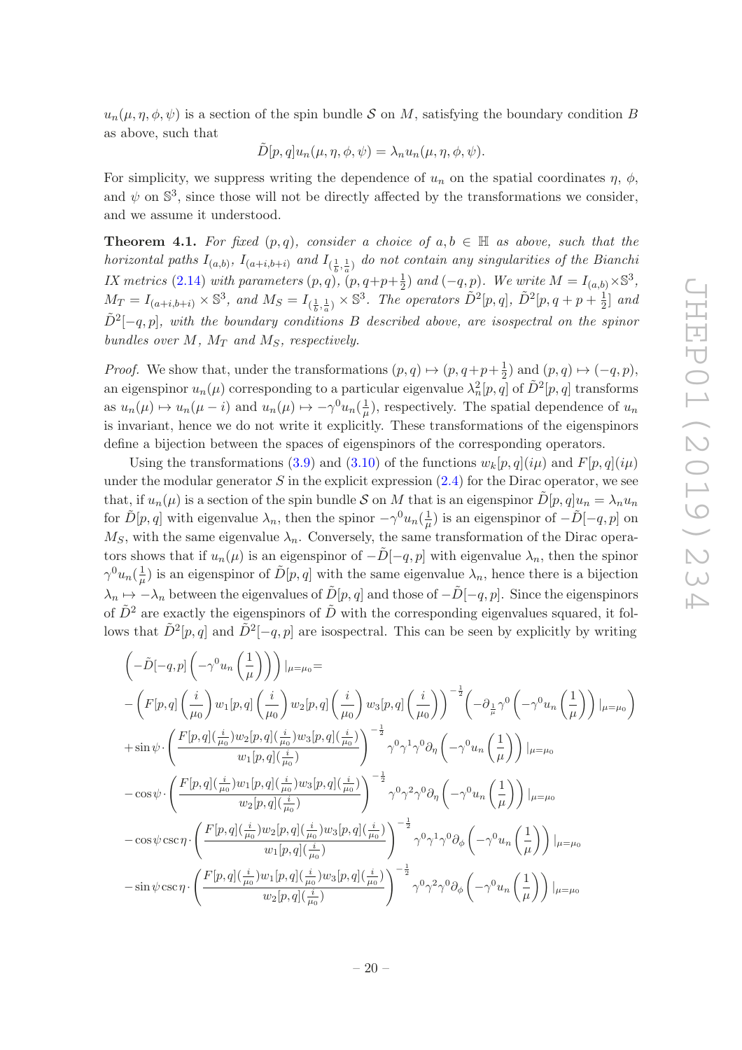$u_n(\mu, \eta, \phi, \psi)$ is a section of the spin bundle $\mathcal{S}$ on $M$, satisfying the boundary condition $B$ as above, such that

$$\tilde{D}[p,q]u_n(\mu,\eta,\phi,\psi) = \lambda_n u_n(\mu,\eta,\phi,\psi).$$

For simplicity, we suppress writing the dependence of $u_n$ on the spatial coordinates $\eta$, $\phi$, and $\psi$ on $\mathbb{S}^3$, since those will not be directly affected by the transformations we consider, and we assume it understood.

**Theorem 4.1.** *For fixed $(p,q)$, consider a choice of $a,b \in \mathbb{H}$ as above, such that the horizontal paths $I_{(a,b)}$, $I_{(a+i,b+i)}$ and $I_{(\frac{1}{b},\frac{1}{a})}$ do not contain any singularities of the Bianchi IX metrics (2.14) with parameters $(p,q)$, $(p, q+p+\frac{1}{2})$ and $(-q,p)$. We write $M = I_{(a,b)} \times \mathbb{S}^3$, $M_T = I_{(a+i,b+i)} \times \mathbb{S}^3$, and $M_S = I_{(\frac{1}{b},\frac{1}{a})} \times \mathbb{S}^3$. The operators $\tilde{D}^2[p,q]$, $\tilde{D}^2[p, q+p+\frac{1}{2}]$ and $\tilde{D}^2[-q,p]$, with the boundary conditions $B$ described above, are isospectral on the spinor bundles over $M$, $M_T$ and $M_S$, respectively.*

*Proof.* We show that, under the transformations $(p,q) \mapsto (p, q+p+\frac{1}{2})$ and $(p,q) \mapsto (-q,p)$, an eigenspinor $u_n(\mu)$ corresponding to a particular eigenvalue $\lambda_n^2[p,q]$ of $\tilde{D}^2[p,q]$ transforms as $u_n(\mu) \mapsto u_n(\mu - i)$ and $u_n(\mu) \mapsto -\gamma^0 u_n(\frac{1}{\mu})$, respectively. The spatial dependence of $u_n$ is invariant, hence we do not write it explicitly. These transformations of the eigenspinors define a bijection between the spaces of eigenspinors of the corresponding operators.

Using the transformations (3.9) and (3.10) of the functions $w_k[p,q](i\mu)$ and $F[p,q](i\mu)$ under the modular generator $S$ in the explicit expression (2.4) for the Dirac operator, we see that, if $u_n(\mu)$ is a section of the spin bundle $\mathcal{S}$ on $M$ that is an eigenspinor $\tilde{D}[p,q]u_n = \lambda_n u_n$ for $\tilde{D}[p,q]$ with eigenvalue $\lambda_n$, then the spinor $-\gamma^0 u_n(\frac{1}{\mu})$ is an eigenspinor of $-\tilde{D}[-q,p]$ on $M_S$, with the same eigenvalue $\lambda_n$. Conversely, the same transformation of the Dirac operators shows that if $u_n(\mu)$ is an eigenspinor of $-\tilde{D}[-q,p]$ with eigenvalue $\lambda_n$, then the spinor $\gamma^0 u_n(\frac{1}{\mu})$ is an eigenspinor of $\tilde{D}[p,q]$ with the same eigenvalue $\lambda_n$, hence there is a bijection $\lambda_n \mapsto -\lambda_n$ between the eigenvalues of $\tilde{D}[p,q]$ and those of $-\tilde{D}[-q,p]$. Since the eigenspinors of $\tilde{D}^2$ are exactly the eigenspinors of $\tilde{D}$ with the corresponding eigenvalues squared, it follows that $\tilde{D}^2[p,q]$ and $\tilde{D}^2[-q,p]$ are isospectral. This can be seen by explicitly by writing

$$
\begin{aligned}
&\left(-\tilde{D}[-q,p]\left(-\gamma^0 u_n\left(\frac{1}{\mu}\right)\right)\right)|_{\mu=\mu_0} = \\
&-\left(F[p,q]\left(\frac{i}{\mu_0}\right)w_1[p,q]\left(\frac{i}{\mu_0}\right)w_2[p,q]\left(\frac{i}{\mu_0}\right)w_3[p,q]\left(\frac{i}{\mu_0}\right)\right)^{-\frac{1}{2}}\left(-\partial_{\frac{1}{\mu}}\gamma^0\left(-\gamma^0 u_n\left(\frac{1}{\mu}\right)\right)|_{\mu=\mu_0}\right) \\
&+\sin\psi\cdot\left(\frac{F[p,q](\frac{i}{\mu_0})w_2[p,q](\frac{i}{\mu_0})w_3[p,q](\frac{i}{\mu_0})}{w_1[p,q](\frac{i}{\mu_0})}\right)^{-\frac{1}{2}}\gamma^0\gamma^1\gamma^0\partial_\eta\left(-\gamma^0 u_n\left(\frac{1}{\mu}\right)\right)|_{\mu=\mu_0} \\
&-\cos\psi\cdot\left(\frac{F[p,q](\frac{i}{\mu_0})w_1[p,q](\frac{i}{\mu_0})w_3[p,q](\frac{i}{\mu_0})}{w_2[p,q](\frac{i}{\mu_0})}\right)^{-\frac{1}{2}}\gamma^0\gamma^2\gamma^0\partial_\eta\left(-\gamma^0 u_n\left(\frac{1}{\mu}\right)\right)|_{\mu=\mu_0} \\
&-\cos\psi\csc\eta\cdot\left(\frac{F[p,q](\frac{i}{\mu_0})w_2[p,q](\frac{i}{\mu_0})w_3[p,q](\frac{i}{\mu_0})}{w_1[p,q](\frac{i}{\mu_0})}\right)^{-\frac{1}{2}}\gamma^0\gamma^1\gamma^0\partial_\phi\left(-\gamma^0 u_n\left(\frac{1}{\mu}\right)\right)|_{\mu=\mu_0} \\
&-\sin\psi\csc\eta\cdot\left(\frac{F[p,q](\frac{i}{\mu_0})w_1[p,q](\frac{i}{\mu_0})w_3[p,q](\frac{i}{\mu_0})}{w_2[p,q](\frac{i}{\mu_0})}\right)^{-\frac{1}{2}}\gamma^0\gamma^2\gamma^0\partial_\phi\left(-\gamma^0 u_n\left(\frac{1}{\mu}\right)\right)|_{\mu=\mu_0}
\end{aligned}
$$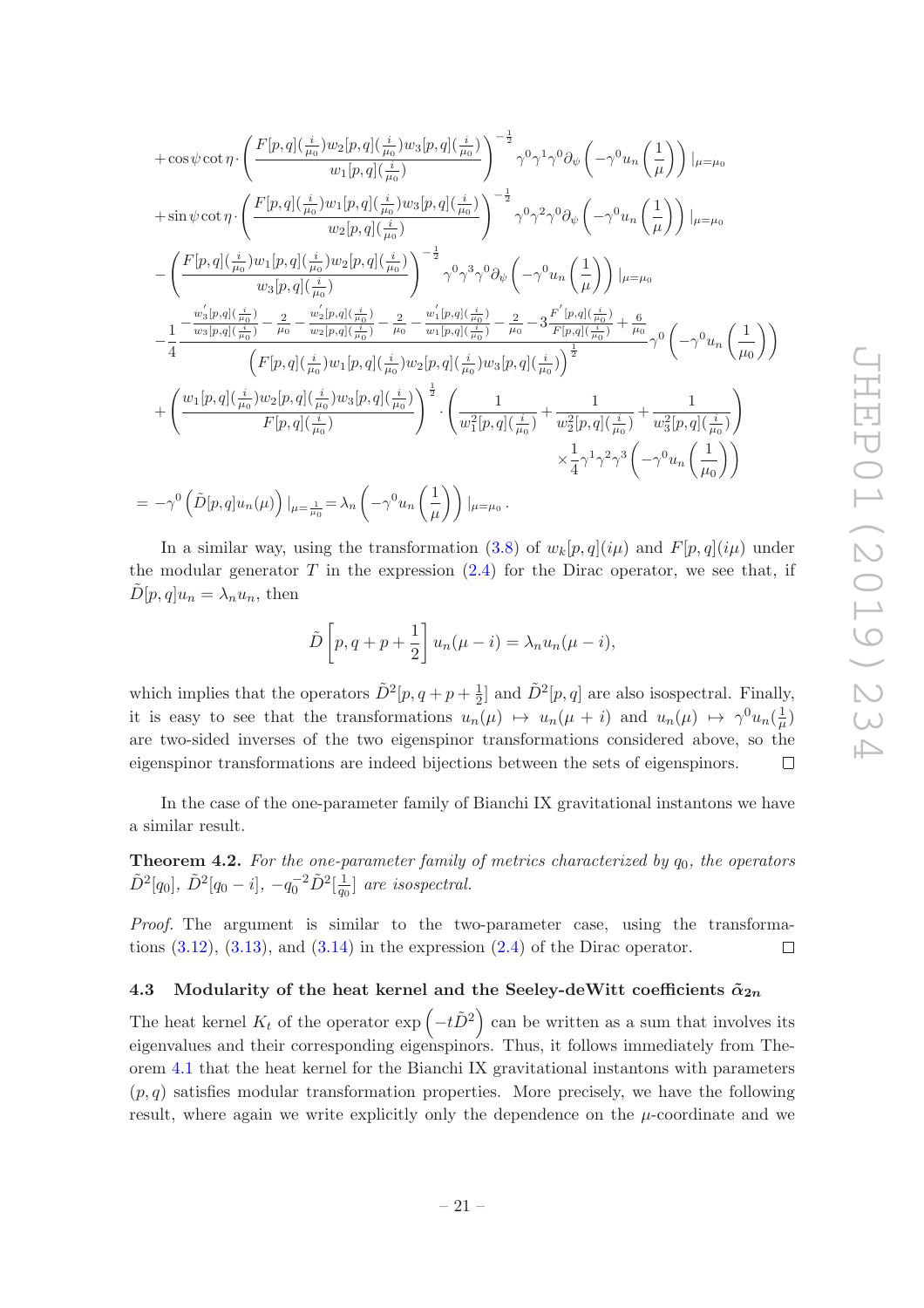$$
\begin{aligned}
&+\cos\psi\cot\eta\cdot\left(\frac{F[p,q](\frac{i}{\mu_0})w_2[p,q](\frac{i}{\mu_0})w_3[p,q](\frac{i}{\mu_0})}{w_1[p,q](\frac{i}{\mu_0})}\right)^{-\frac{1}{2}}\gamma^0\gamma^1\gamma^0\partial_\psi\left(-\gamma^0 u_n\left(\frac{1}{\mu}\right)\right)|_{\mu=\mu_0}\\
&+\sin\psi\cot\eta\cdot\left(\frac{F[p,q](\frac{i}{\mu_0})w_1[p,q](\frac{i}{\mu_0})w_3[p,q](\frac{i}{\mu_0})}{w_2[p,q](\frac{i}{\mu_0})}\right)^{-\frac{1}{2}}\gamma^0\gamma^2\gamma^0\partial_\psi\left(-\gamma^0 u_n\left(\frac{1}{\mu}\right)\right)|_{\mu=\mu_0}\\
&-\left(\frac{F[p,q](\frac{i}{\mu_0})w_1[p,q](\frac{i}{\mu_0})w_2[p,q](\frac{i}{\mu_0})}{w_3[p,q](\frac{i}{\mu_0})}\right)^{-\frac{1}{2}}\gamma^0\gamma^3\gamma^0\partial_\psi\left(-\gamma^0 u_n\left(\frac{1}{\mu}\right)\right)|_{\mu=\mu_0}\\
&-\frac{1}{4}\frac{-\frac{w_3'[p,q](\frac{i}{\mu_0})}{w_3[p,q](\frac{i}{\mu_0})}-\frac{2}{\mu_0}-\frac{w_2'[p,q](\frac{i}{\mu_0})}{w_2[p,q](\frac{i}{\mu_0})}-\frac{2}{\mu_0}-\frac{w_1'[p,q](\frac{i}{\mu_0})}{w_1[p,q](\frac{i}{\mu_0})}-\frac{2}{\mu_0}-3\frac{F'[p,q](\frac{i}{\mu_0})}{F[p,q](\frac{i}{\mu_0})}+\frac{6}{\mu_0}}{\left(F[p,q](\frac{i}{\mu_0})w_1[p,q](\frac{i}{\mu_0})w_2[p,q](\frac{i}{\mu_0})w_3[p,q](\frac{i}{\mu_0})\right)^{\frac{1}{2}}}\gamma^0\left(-\gamma^0 u_n\left(\frac{1}{\mu_0}\right)\right)\\
&+\left(\frac{w_1[p,q](\frac{i}{\mu_0})w_2[p,q](\frac{i}{\mu_0})w_3[p,q](\frac{i}{\mu_0})}{F[p,q](\frac{i}{\mu_0})}\right)^{\frac{1}{2}}\cdot\left(\frac{1}{w_1^2[p,q](\frac{i}{\mu_0})}+\frac{1}{w_2^2[p,q](\frac{i}{\mu_0})}+\frac{1}{w_3^2[p,q](\frac{i}{\mu_0})}\right)\\
&\qquad\qquad\qquad\qquad\qquad\qquad\qquad\qquad\times\frac{1}{4}\gamma^1\gamma^2\gamma^3\left(-\gamma^0 u_n\left(\frac{1}{\mu_0}\right)\right)\\
&=-\gamma^0\left(\tilde{D}[p,q]u_n(\mu)\right)|_{\mu=\frac{1}{\mu_0}}=\lambda_n\left(-\gamma^0 u_n\left(\frac{1}{\mu}\right)\right)|_{\mu=\mu_0}.
\end{aligned}
$$

In a similar way, using the transformation (3.8) of $w_k[p,q](i\mu)$ and $F[p,q](i\mu)$ under the modular generator $T$ in the expression (2.4) for the Dirac operator, we see that, if $\tilde{D}[p,q]u_n = \lambda_n u_n$, then

$$
\tilde{D}\left[p, q+p+\frac{1}{2}\right]u_n(\mu-i) = \lambda_n u_n(\mu-i),
$$

which implies that the operators $\tilde{D}^2[p,q+p+\frac{1}{2}]$ and $\tilde{D}^2[p,q]$ are also isospectral. Finally, it is easy to see that the transformations $u_n(\mu)\mapsto u_n(\mu+i)$ and $u_n(\mu)\mapsto \gamma^0 u_n(\frac{1}{\mu})$ are two-sided inverses of the two eigenspinor transformations considered above, so the eigenspinor transformations are indeed bijections between the sets of eigenspinors. $\square$

In the case of the one-parameter family of Bianchi IX gravitational instantons we have a similar result.

**Theorem 4.2.** *For the one-parameter family of metrics characterized by $q_0$, the operators $\tilde{D}^2[q_0]$, $\tilde{D}^2[q_0-i]$, $-q_0^{-2}\tilde{D}^2[\frac{1}{q_0}]$ are isospectral.*

*Proof.* The argument is similar to the two-parameter case, using the transformations (3.12), (3.13), and (3.14) in the expression (2.4) of the Dirac operator. $\square$

### 4.3 Modularity of the heat kernel and the Seeley-deWitt coefficients $\tilde{\alpha}_{2n}$

The heat kernel $K_t$ of the operator $\exp\left(-t\tilde{D}^2\right)$ can be written as a sum that involves its eigenvalues and their corresponding eigenspinors. Thus, it follows immediately from Theorem 4.1 that the heat kernel for the Bianchi IX gravitational instantons with parameters $(p,q)$ satisfies modular transformation properties. More precisely, we have the following result, where again we write explicitly only the dependence on the $\mu$-coordinate and we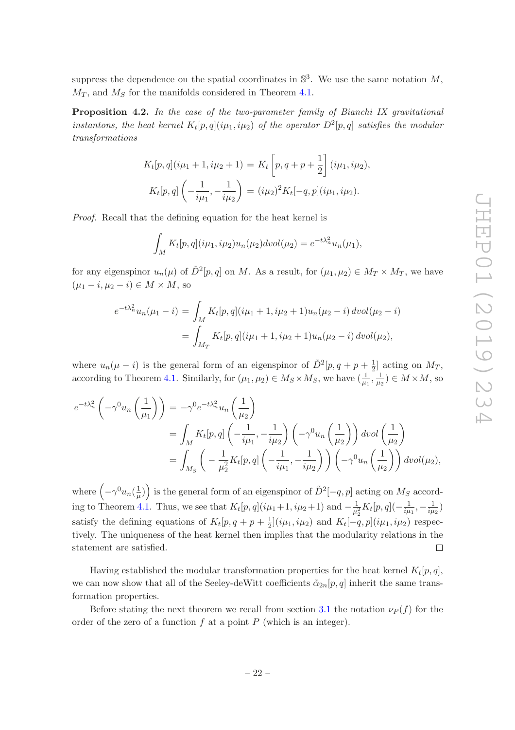suppress the dependence on the spatial coordinates in $\mathbb{S}^3$. We use the same notation $M$, $M_T$, and $M_S$ for the manifolds considered in Theorem 4.1.

**Proposition 4.2.** *In the case of the two-parameter family of Bianchi IX gravitational instantons, the heat kernel $K_t[p,q](i\mu_1, i\mu_2)$ of the operator $D^2[p,q]$ satisfies the modular transformations*

$$K_t[p,q](i\mu_1+1, i\mu_2+1) = K_t\left[p, q+p+\frac{1}{2}\right](i\mu_1, i\mu_2),$$

$$K_t[p,q]\left(-\frac{1}{i\mu_1}, -\frac{1}{i\mu_2}\right) = (i\mu_2)^2 K_t[-q,p](i\mu_1, i\mu_2).$$

*Proof.* Recall that the defining equation for the heat kernel is

$$\int_M K_t[p,q](i\mu_1, i\mu_2) u_n(\mu_2) dvol(\mu_2) = e^{-t\lambda_n^2} u_n(\mu_1),$$

for any eigenspinor $u_n(\mu)$ of $\tilde{D}^2[p,q]$ on $M$. As a result, for $(\mu_1, \mu_2) \in M_T \times M_T$, we have $(\mu_1 - i, \mu_2 - i) \in M \times M$, so

$$\begin{aligned} e^{-t\lambda_n^2} u_n(\mu_1 - i) &= \int_M K_t[p,q](i\mu_1+1, i\mu_2+1) u_n(\mu_2 - i)\, dvol(\mu_2 - i) \\ &= \int_{M_T} K_t[p,q](i\mu_1+1, i\mu_2+1) u_n(\mu_2 - i)\, dvol(\mu_2), \end{aligned}$$

where $u_n(\mu - i)$ is the general form of an eigenspinor of $\tilde{D}^2[p, q+p+\frac{1}{2}]$ acting on $M_T$, according to Theorem 4.1. Similarly, for $(\mu_1, \mu_2) \in M_S \times M_S$, we have $(\frac{1}{\mu_1}, \frac{1}{\mu_2}) \in M \times M$, so

$$\begin{aligned} e^{-t\lambda_n^2}\left(-\gamma^0 u_n\left(\frac{1}{\mu_1}\right)\right) &= -\gamma^0 e^{-t\lambda_n^2} u_n\left(\frac{1}{\mu_2}\right) \\ &= \int_M K_t[p,q]\left(-\frac{1}{i\mu_1}, -\frac{1}{i\mu_2}\right)\left(-\gamma^0 u_n\left(\frac{1}{\mu_2}\right)\right) dvol\left(\frac{1}{\mu_2}\right) \\ &= \int_{M_S}\left(-\frac{1}{\mu_2^2} K_t[p,q]\left(-\frac{1}{i\mu_1}, -\frac{1}{i\mu_2}\right)\right)\left(-\gamma^0 u_n\left(\frac{1}{\mu_2}\right)\right) dvol(\mu_2), \end{aligned}$$

where $\left(-\gamma^0 u_n(\frac{1}{\mu})\right)$ is the general form of an eigenspinor of $\tilde{D}^2[-q,p]$ acting on $M_S$ according to Theorem 4.1. Thus, we see that $K_t[p,q](i\mu_1+1, i\mu_2+1)$ and $-\frac{1}{\mu_2^2} K_t[p,q](-\frac{1}{i\mu_1}, -\frac{1}{i\mu_2})$ satisfy the defining equations of $K_t[p, q+p+\frac{1}{2}](i\mu_1, i\mu_2)$ and $K_t[-q,p](i\mu_1, i\mu_2)$ respectively. The uniqueness of the heat kernel then implies that the modularity relations in the statement are satisfied. $\square$

Having established the modular transformation properties for the heat kernel $K_t[p,q]$, we can now show that all of the Seeley-deWitt coefficients $\tilde{\alpha}_{2n}[p,q]$ inherit the same transformation properties.

Before stating the next theorem we recall from section 3.1 the notation $\nu_P(f)$ for the order of the zero of a function $f$ at a point $P$ (which is an integer).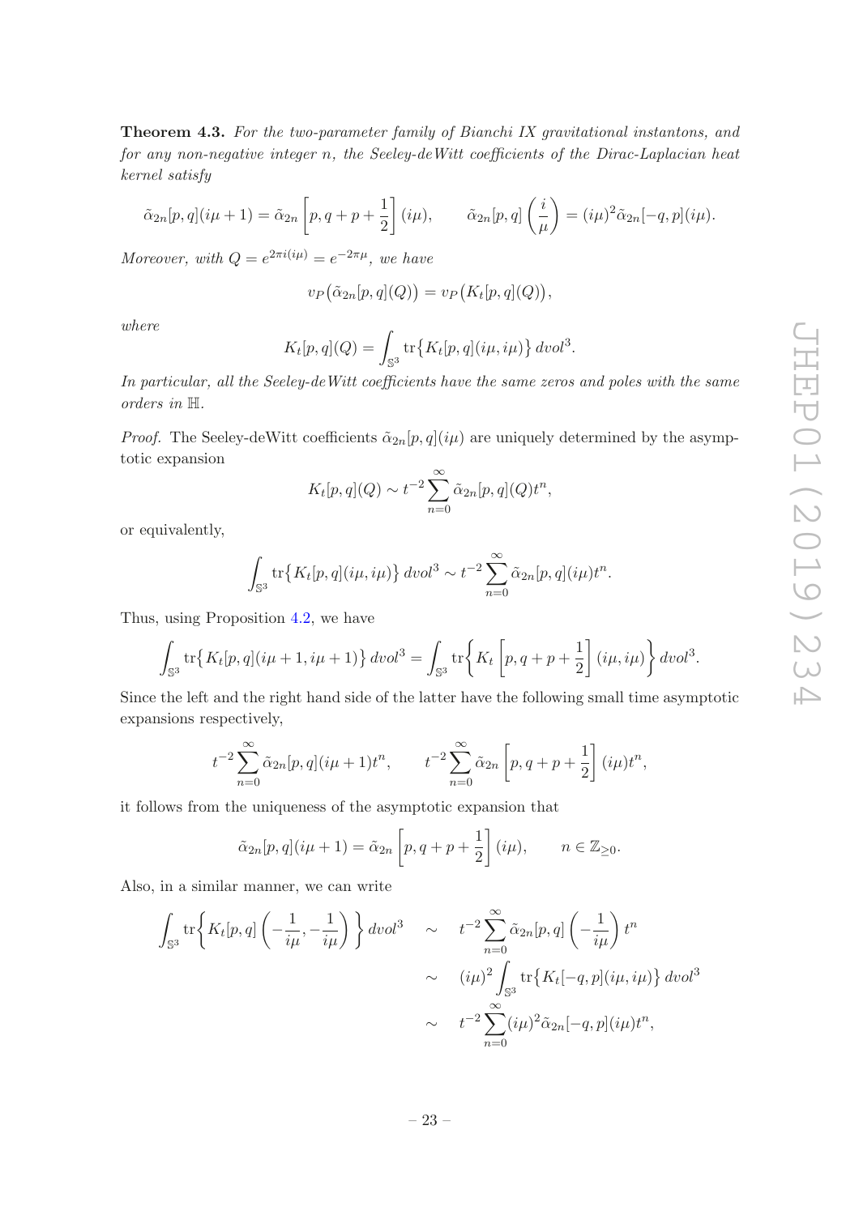**Theorem 4.3.** *For the two-parameter family of Bianchi IX gravitational instantons, and for any non-negative integer n, the Seeley-deWitt coefficients of the Dirac-Laplacian heat kernel satisfy*

$$\tilde{\alpha}_{2n}[p,q](i\mu+1) = \tilde{\alpha}_{2n}\left[p, q+p+\frac{1}{2}\right](i\mu), \qquad \tilde{\alpha}_{2n}[p,q]\left(\frac{i}{\mu}\right) = (i\mu)^2 \tilde{\alpha}_{2n}[-q,p](i\mu).$$

*Moreover, with $Q = e^{2\pi i(i\mu)} = e^{-2\pi\mu}$, we have*

$$v_P\big(\tilde{\alpha}_{2n}[p,q](Q)\big) = v_P\big(K_t[p,q](Q)\big),$$

*where*

$$K_t[p,q](Q) = \int_{\mathbb{S}^3} \mathrm{tr}\big\{K_t[p,q](i\mu,i\mu)\big\}\, dvol^3.$$

*In particular, all the Seeley-deWitt coefficients have the same zeros and poles with the same orders in $\mathbb{H}$.*

*Proof.* The Seeley-deWitt coefficients $\tilde{\alpha}_{2n}[p,q](i\mu)$ are uniquely determined by the asymptotic expansion

$$K_t[p,q](Q) \sim t^{-2} \sum_{n=0}^{\infty} \tilde{\alpha}_{2n}[p,q](Q) t^n,$$

or equivalently,

$$\int_{\mathbb{S}^3} \mathrm{tr}\big\{K_t[p,q](i\mu,i\mu)\big\}\, dvol^3 \sim t^{-2} \sum_{n=0}^{\infty} \tilde{\alpha}_{2n}[p,q](i\mu) t^n.$$

Thus, using Proposition 4.2, we have

$$\int_{\mathbb{S}^3} \mathrm{tr}\big\{K_t[p,q](i\mu+1,i\mu+1)\big\}\, dvol^3 = \int_{\mathbb{S}^3} \mathrm{tr}\left\{K_t\left[p, q+p+\frac{1}{2}\right](i\mu,i\mu)\right\} dvol^3.$$

Since the left and the right hand side of the latter have the following small time asymptotic expansions respectively,

$$t^{-2} \sum_{n=0}^{\infty} \tilde{\alpha}_{2n}[p,q](i\mu+1) t^n, \qquad t^{-2} \sum_{n=0}^{\infty} \tilde{\alpha}_{2n}\left[p, q+p+\frac{1}{2}\right](i\mu) t^n,$$

it follows from the uniqueness of the asymptotic expansion that

$$\tilde{\alpha}_{2n}[p,q](i\mu+1) = \tilde{\alpha}_{2n}\left[p, q+p+\frac{1}{2}\right](i\mu), \qquad n \in \mathbb{Z}_{\geq 0}.$$

Also, in a similar manner, we can write

$$\begin{aligned}
\int_{\mathbb{S}^3} \mathrm{tr}\left\{K_t[p,q]\left(-\frac{1}{i\mu}, -\frac{1}{i\mu}\right)\right\} dvol^3 \quad &\sim \quad t^{-2} \sum_{n=0}^{\infty} \tilde{\alpha}_{2n}[p,q]\left(-\frac{1}{i\mu}\right) t^n \\
&\sim \quad (i\mu)^2 \int_{\mathbb{S}^3} \mathrm{tr}\big\{K_t[-q,p](i\mu,i\mu)\big\}\, dvol^3 \\
&\sim \quad t^{-2} \sum_{n=0}^{\infty} (i\mu)^2 \tilde{\alpha}_{2n}[-q,p](i\mu) t^n,
\end{aligned}$$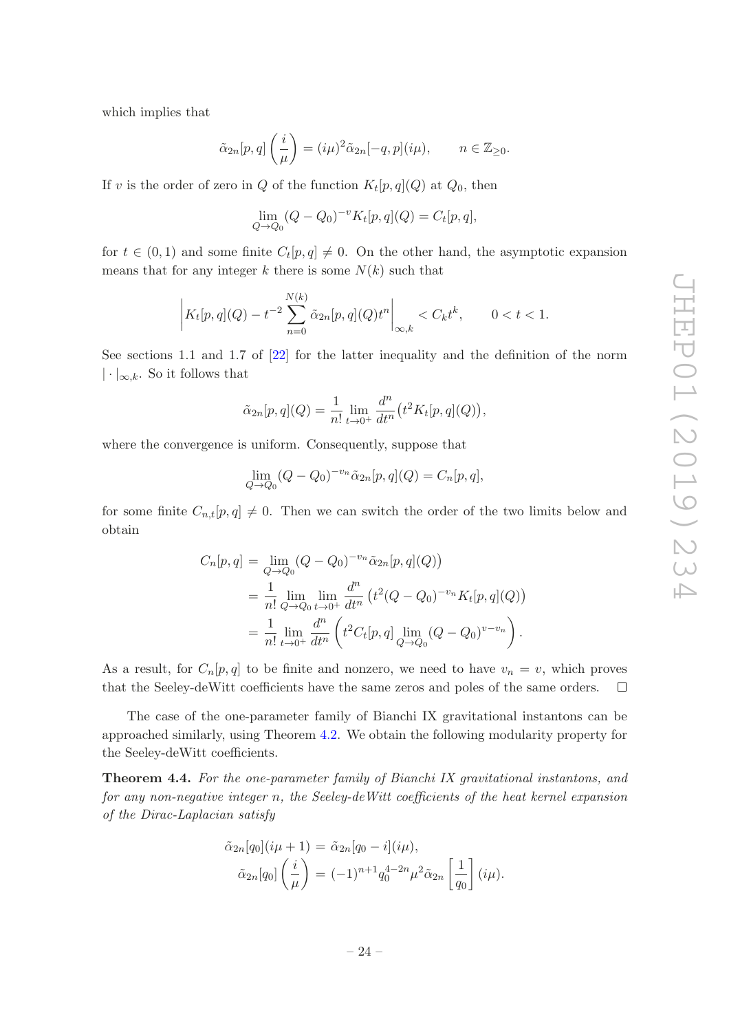which implies that

$$\tilde{\alpha}_{2n}[p,q]\left(\frac{i}{\mu}\right) = (i\mu)^2 \tilde{\alpha}_{2n}[-q,p](i\mu), \qquad n \in \mathbb{Z}_{\geq 0}.$$

If $v$ is the order of zero in $Q$ of the function $K_t[p,q](Q)$ at $Q_0$, then

$$\lim_{Q \to Q_0} (Q - Q_0)^{-v} K_t[p,q](Q) = C_t[p,q],$$

for $t \in (0,1)$ and some finite $C_t[p,q] \neq 0$. On the other hand, the asymptotic expansion means that for any integer $k$ there is some $N(k)$ such that

$$\left| K_t[p,q](Q) - t^{-2} \sum_{n=0}^{N(k)} \tilde{\alpha}_{2n}[p,q](Q) t^n \right|_{\infty,k} < C_k t^k, \qquad 0 < t < 1.$$

See sections 1.1 and 1.7 of [22] for the latter inequality and the definition of the norm $|\cdot|_{\infty,k}$. So it follows that

$$\tilde{\alpha}_{2n}[p,q](Q) = \frac{1}{n!} \lim_{t \to 0^+} \frac{d^n}{dt^n}\big(t^2 K_t[p,q](Q)\big),$$

where the convergence is uniform. Consequently, suppose that

$$\lim_{Q \to Q_0} (Q - Q_0)^{-v_n} \tilde{\alpha}_{2n}[p,q](Q) = C_n[p,q],$$

for some finite $C_{n,t}[p,q] \neq 0$. Then we can switch the order of the two limits below and obtain

$$\begin{aligned}
C_n[p,q] &= \lim_{Q \to Q_0} (Q - Q_0)^{-v_n} \tilde{\alpha}_{2n}[p,q](Q)\big) \\
&= \frac{1}{n!} \lim_{Q \to Q_0} \lim_{t \to 0^+} \frac{d^n}{dt^n} \left(t^2 (Q - Q_0)^{-v_n} K_t[p,q](Q)\right) \\
&= \frac{1}{n!} \lim_{t \to 0^+} \frac{d^n}{dt^n} \left(t^2 C_t[p,q] \lim_{Q \to Q_0} (Q - Q_0)^{v - v_n}\right).
\end{aligned}$$

As a result, for $C_n[p,q]$ to be finite and nonzero, we need to have $v_n = v$, which proves that the Seeley-deWitt coefficients have the same zeros and poles of the same orders. □

The case of the one-parameter family of Bianchi IX gravitational instantons can be approached similarly, using Theorem 4.2. We obtain the following modularity property for the Seeley-deWitt coefficients.

**Theorem 4.4.** *For the one-parameter family of Bianchi IX gravitational instantons, and for any non-negative integer $n$, the Seeley-deWitt coefficients of the heat kernel expansion of the Dirac-Laplacian satisfy*

$$\begin{aligned}
\tilde{\alpha}_{2n}[q_0](i\mu + 1) &= \tilde{\alpha}_{2n}[q_0 - i](i\mu), \\
\tilde{\alpha}_{2n}[q_0]\left(\frac{i}{\mu}\right) &= (-1)^{n+1} q_0^{4-2n} \mu^2 \tilde{\alpha}_{2n}\left[\frac{1}{q_0}\right](i\mu).
\end{aligned}$$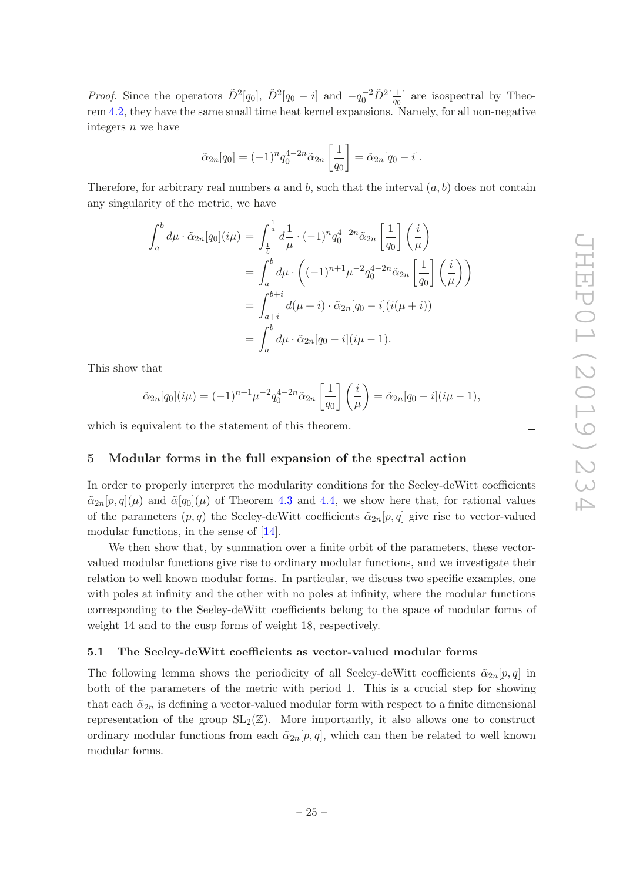*Proof.* Since the operators $\tilde{D}^2[q_0]$, $\tilde{D}^2[q_0 - i]$ and $-q_0^{-2}\tilde{D}^2[\frac{1}{q_0}]$ are isospectral by Theorem 4.2, they have the same small time heat kernel expansions. Namely, for all non-negative integers $n$ we have

$$\tilde{\alpha}_{2n}[q_0] = (-1)^n q_0^{4-2n} \tilde{\alpha}_{2n}\left[\frac{1}{q_0}\right] = \tilde{\alpha}_{2n}[q_0 - i].$$

Therefore, for arbitrary real numbers $a$ and $b$, such that the interval $(a, b)$ does not contain any singularity of the metric, we have

$$\begin{aligned}
\int_a^b d\mu \cdot \tilde{\alpha}_{2n}[q_0](i\mu) &= \int_{\frac{1}{b}}^{\frac{1}{a}} d\frac{1}{\mu} \cdot (-1)^n q_0^{4-2n} \tilde{\alpha}_{2n}\left[\frac{1}{q_0}\right]\left(\frac{i}{\mu}\right) \\
&= \int_a^b d\mu \cdot \left((-1)^{n+1} \mu^{-2} q_0^{4-2n} \tilde{\alpha}_{2n}\left[\frac{1}{q_0}\right]\left(\frac{i}{\mu}\right)\right) \\
&= \int_{a+i}^{b+i} d(\mu + i) \cdot \tilde{\alpha}_{2n}[q_0 - i](i(\mu + i)) \\
&= \int_a^b d\mu \cdot \tilde{\alpha}_{2n}[q_0 - i](i\mu - 1).
\end{aligned}$$

This show that

$$\tilde{\alpha}_{2n}[q_0](i\mu) = (-1)^{n+1} \mu^{-2} q_0^{4-2n} \tilde{\alpha}_{2n}\left[\frac{1}{q_0}\right]\left(\frac{i}{\mu}\right) = \tilde{\alpha}_{2n}[q_0 - i](i\mu - 1),$$

which is equivalent to the statement of this theorem. $\square$

## 5 Modular forms in the full expansion of the spectral action

In order to properly interpret the modularity conditions for the Seeley-deWitt coefficients $\tilde{\alpha}_{2n}[p, q](\mu)$ and $\tilde{\alpha}[q_0](\mu)$ of Theorem 4.3 and 4.4, we show here that, for rational values of the parameters $(p, q)$ the Seeley-deWitt coefficients $\tilde{\alpha}_{2n}[p, q]$ give rise to vector-valued modular functions, in the sense of [14].

We then show that, by summation over a finite orbit of the parameters, these vector-valued modular functions give rise to ordinary modular functions, and we investigate their relation to well known modular forms. In particular, we discuss two specific examples, one with poles at infinity and the other with no poles at infinity, where the modular functions corresponding to the Seeley-deWitt coefficients belong to the space of modular forms of weight 14 and to the cusp forms of weight 18, respectively.

### 5.1 The Seeley-deWitt coefficients as vector-valued modular forms

The following lemma shows the periodicity of all Seeley-deWitt coefficients $\tilde{\alpha}_{2n}[p, q]$ in both of the parameters of the metric with period 1. This is a crucial step for showing that each $\tilde{\alpha}_{2n}$ is defining a vector-valued modular form with respect to a finite dimensional representation of the group $\mathrm{SL}_2(\mathbb{Z})$. More importantly, it also allows one to construct ordinary modular functions from each $\tilde{\alpha}_{2n}[p, q]$, which can then be related to well known modular forms.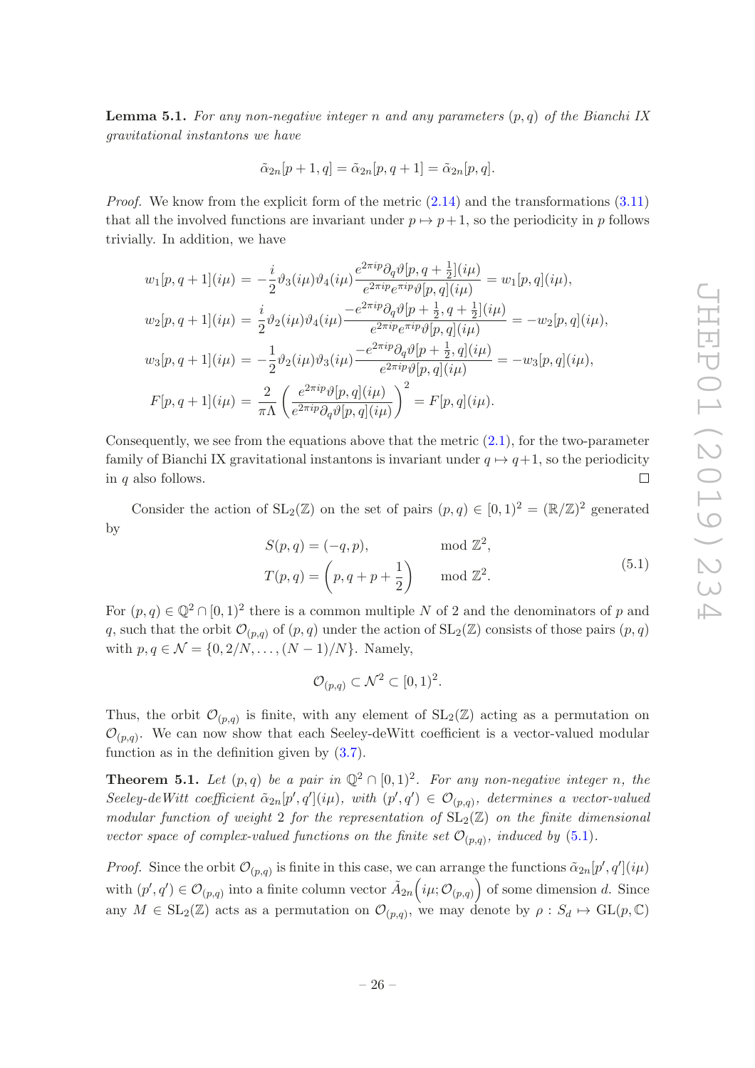**Lemma 5.1.** *For any non-negative integer $n$ and any parameters $(p, q)$ of the Bianchi IX gravitational instantons we have*

$$\tilde{\alpha}_{2n}[p+1, q] = \tilde{\alpha}_{2n}[p, q+1] = \tilde{\alpha}_{2n}[p, q].$$

*Proof.* We know from the explicit form of the metric (2.14) and the transformations (3.11) that all the involved functions are invariant under $p \mapsto p+1$, so the periodicity in $p$ follows trivially. In addition, we have

$$\begin{aligned}
w_1[p, q+1](i\mu) &= -\frac{i}{2}\vartheta_3(i\mu)\vartheta_4(i\mu)\frac{e^{2\pi i p}\partial_q \vartheta[p, q+\frac{1}{2}](i\mu)}{e^{2\pi i p}e^{\pi i p}\vartheta[p, q](i\mu)} = w_1[p, q](i\mu), \\
w_2[p, q+1](i\mu) &= \frac{i}{2}\vartheta_2(i\mu)\vartheta_4(i\mu)\frac{-e^{2\pi i p}\partial_q \vartheta[p+\frac{1}{2}, q+\frac{1}{2}](i\mu)}{e^{2\pi i p}e^{\pi i p}\vartheta[p, q](i\mu)} = -w_2[p, q](i\mu), \\
w_3[p, q+1](i\mu) &= -\frac{1}{2}\vartheta_2(i\mu)\vartheta_3(i\mu)\frac{-e^{2\pi i p}\partial_q \vartheta[p+\frac{1}{2}, q](i\mu)}{e^{2\pi i p}\vartheta[p, q](i\mu)} = -w_3[p, q](i\mu), \\
F[p, q+1](i\mu) &= \frac{2}{\pi\Lambda}\left(\frac{e^{2\pi i p}\vartheta[p, q](i\mu)}{e^{2\pi i p}\partial_q \vartheta[p, q](i\mu)}\right)^2 = F[p, q](i\mu).
\end{aligned}$$

Consequently, we see from the equations above that the metric (2.1), for the two-parameter family of Bianchi IX gravitational instantons is invariant under $q \mapsto q+1$, so the periodicity in $q$ also follows. $\square$

Consider the action of $\mathrm{SL}_2(\mathbb{Z})$ on the set of pairs $(p, q) \in [0, 1)^2 = (\mathbb{R}/\mathbb{Z})^2$ generated by

$$\begin{aligned}
S(p, q) &= (-q, p), && \mod \mathbb{Z}^2, \\
T(p, q) &= \left(p, q+p+\frac{1}{2}\right) && \mod \mathbb{Z}^2.
\end{aligned} \tag{5.1}$$

For $(p, q) \in \mathbb{Q}^2 \cap [0, 1)^2$ there is a common multiple $N$ of 2 and the denominators of $p$ and $q$, such that the orbit $\mathcal{O}_{(p,q)}$ of $(p, q)$ under the action of $\mathrm{SL}_2(\mathbb{Z})$ consists of those pairs $(p, q)$ with $p, q \in \mathcal{N} = \{0, 2/N, \ldots, (N-1)/N\}$. Namely,

$$\mathcal{O}_{(p,q)} \subset \mathcal{N}^2 \subset [0, 1)^2.$$

Thus, the orbit $\mathcal{O}_{(p,q)}$ is finite, with any element of $\mathrm{SL}_2(\mathbb{Z})$ acting as a permutation on $\mathcal{O}_{(p,q)}$. We can now show that each Seeley-deWitt coefficient is a vector-valued modular function as in the definition given by (3.7).

**Theorem 5.1.** *Let $(p, q)$ be a pair in $\mathbb{Q}^2 \cap [0, 1)^2$. For any non-negative integer $n$, the Seeley-deWitt coefficient $\tilde{\alpha}_{2n}[p', q'](i\mu)$, with $(p', q') \in \mathcal{O}_{(p,q)}$, determines a vector-valued modular function of weight 2 for the representation of $\mathrm{SL}_2(\mathbb{Z})$ on the finite dimensional vector space of complex-valued functions on the finite set $\mathcal{O}_{(p,q)}$, induced by (5.1).*

*Proof.* Since the orbit $\mathcal{O}_{(p,q)}$ is finite in this case, we can arrange the functions $\tilde{\alpha}_{2n}[p', q'](i\mu)$ with $(p', q') \in \mathcal{O}_{(p,q)}$ into a finite column vector $\tilde{A}_{2n}\left(i\mu; \mathcal{O}_{(p,q)}\right)$ of some dimension $d$. Since any $M \in \mathrm{SL}_2(\mathbb{Z})$ acts as a permutation on $\mathcal{O}_{(p,q)}$, we may denote by $\rho : S_d \mapsto \mathrm{GL}(p, \mathbb{C})$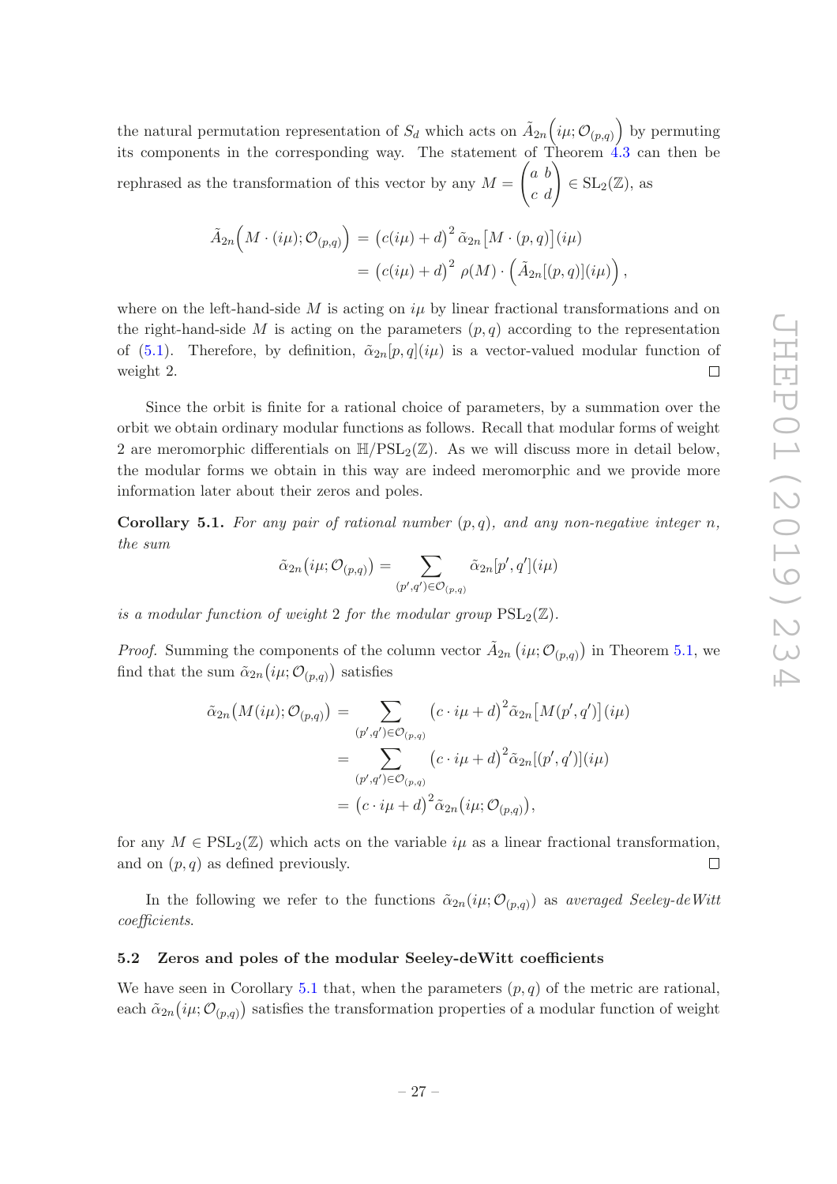the natural permutation representation of $S_d$ which acts on $\tilde{A}_{2n}\Big(i\mu;\mathcal{O}_{(p,q)}\Big)$ by permuting its components in the corresponding way. The statement of Theorem 4.3 can then be rephrased as the transformation of this vector by any $M = \begin{pmatrix} a & b \\ c & d \end{pmatrix} \in \mathrm{SL}_2(\mathbb{Z})$, as

$$\begin{aligned}
\tilde{A}_{2n}\Big(M\cdot(i\mu);\mathcal{O}_{(p,q)}\Big) &= \big(c(i\mu)+d\big)^2\,\tilde{\alpha}_{2n}\big[M\cdot(p,q)\big](i\mu) \\
&= \big(c(i\mu)+d\big)^2\,\rho(M)\cdot\Big(\tilde{A}_{2n}[(p,q)](i\mu)\Big),
\end{aligned}$$

where on the left-hand-side $M$ is acting on $i\mu$ by linear fractional transformations and on the right-hand-side $M$ is acting on the parameters $(p,q)$ according to the representation of (5.1). Therefore, by definition, $\tilde{\alpha}_{2n}[p,q](i\mu)$ is a vector-valued modular function of weight 2. □

Since the orbit is finite for a rational choice of parameters, by a summation over the orbit we obtain ordinary modular functions as follows. Recall that modular forms of weight 2 are meromorphic differentials on $\mathbb{H}/\mathrm{PSL}_2(\mathbb{Z})$. As we will discuss more in detail below, the modular forms we obtain in this way are indeed meromorphic and we provide more information later about their zeros and poles.

**Corollary 5.1.** *For any pair of rational number $(p,q)$, and any non-negative integer $n$, the sum*

$$\tilde{\alpha}_{2n}\big(i\mu;\mathcal{O}_{(p,q)}\big) = \sum_{(p',q')\in\mathcal{O}_{(p,q)}} \tilde{\alpha}_{2n}[p',q'](i\mu)$$

*is a modular function of weight 2 for the modular group $\mathrm{PSL}_2(\mathbb{Z})$.*

*Proof.* Summing the components of the column vector $\tilde{A}_{2n}\left(i\mu;\mathcal{O}_{(p,q)}\right)$ in Theorem 5.1, we find that the sum $\tilde{\alpha}_{2n}\big(i\mu;\mathcal{O}_{(p,q)}\big)$ satisfies

$$\begin{aligned}
\tilde{\alpha}_{2n}\big(M(i\mu);\mathcal{O}_{(p,q)}\big) &= \sum_{(p',q')\in\mathcal{O}_{(p,q)}} \big(c\cdot i\mu+d\big)^2\tilde{\alpha}_{2n}\big[M(p',q')\big](i\mu) \\
&= \sum_{(p',q')\in\mathcal{O}_{(p,q)}} \big(c\cdot i\mu+d\big)^2\tilde{\alpha}_{2n}[(p',q')](i\mu) \\
&= \big(c\cdot i\mu+d\big)^2\tilde{\alpha}_{2n}\big(i\mu;\mathcal{O}_{(p,q)}\big),
\end{aligned}$$

for any $M\in\mathrm{PSL}_2(\mathbb{Z})$ which acts on the variable $i\mu$ as a linear fractional transformation, and on $(p,q)$ as defined previously. □

In the following we refer to the functions $\tilde{\alpha}_{2n}(i\mu;\mathcal{O}_{(p,q)})$ as *averaged Seeley-deWitt coefficients*.

### 5.2 Zeros and poles of the modular Seeley-deWitt coefficients

We have seen in Corollary 5.1 that, when the parameters $(p,q)$ of the metric are rational, each $\tilde{\alpha}_{2n}\big(i\mu;\mathcal{O}_{(p,q)}\big)$ satisfies the transformation properties of a modular function of weight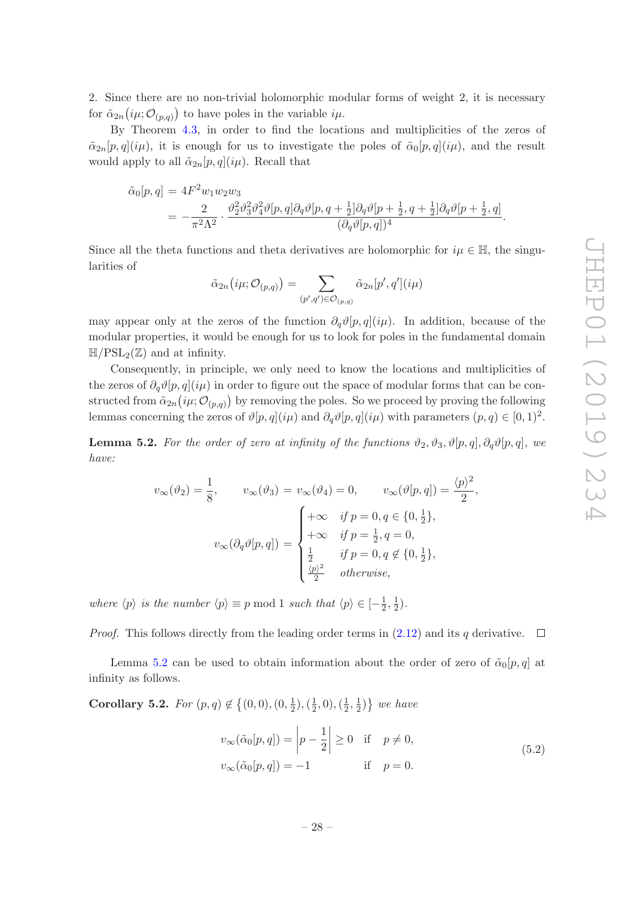2. Since there are no non-trivial holomorphic modular forms of weight 2, it is necessary for $\tilde{\alpha}_{2n}(i\mu; \mathcal{O}_{(p,q)})$ to have poles in the variable $i\mu$.

By Theorem 4.3, in order to find the locations and multiplicities of the zeros of $\tilde{\alpha}_{2n}[p,q](i\mu)$, it is enough for us to investigate the poles of $\tilde{\alpha}_0[p,q](i\mu)$, and the result would apply to all $\tilde{\alpha}_{2n}[p,q](i\mu)$. Recall that

$$
\begin{aligned}
\tilde{\alpha}_0[p,q] &= 4F^2 w_1 w_2 w_3 \\
&= -\frac{2}{\pi^2 \Lambda^2} \cdot \frac{\vartheta_2^2 \vartheta_3^2 \vartheta_4^2 \vartheta[p,q] \partial_q \vartheta[p, q+\frac{1}{2}] \partial_q \vartheta[p+\frac{1}{2}, q+\frac{1}{2}] \partial_q \vartheta[p+\frac{1}{2}, q]}{(\partial_q \vartheta[p,q])^4}.
\end{aligned}
$$

Since all the theta functions and theta derivatives are holomorphic for $i\mu \in \mathbb{H}$, the singularities of

$$
\tilde{\alpha}_{2n}(i\mu; \mathcal{O}_{(p,q)}) = \sum_{(p',q') \in \mathcal{O}_{(p,q)}} \tilde{\alpha}_{2n}[p',q'](i\mu)
$$

may appear only at the zeros of the function $\partial_q \vartheta[p,q](i\mu)$. In addition, because of the modular properties, it would be enough for us to look for poles in the fundamental domain $\mathbb{H}/\mathrm{PSL}_2(\mathbb{Z})$ and at infinity.

Consequently, in principle, we only need to know the locations and multiplicities of the zeros of $\partial_q \vartheta[p,q](i\mu)$ in order to figure out the space of modular forms that can be constructed from $\tilde{\alpha}_{2n}(i\mu; \mathcal{O}_{(p,q)})$ by removing the poles. So we proceed by proving the following lemmas concerning the zeros of $\vartheta[p,q](i\mu)$ and $\partial_q \vartheta[p,q](i\mu)$ with parameters $(p,q) \in [0,1)^2$.

**Lemma 5.2.** *For the order of zero at infinity of the functions $\vartheta_2, \vartheta_3, \vartheta[p,q], \partial_q \vartheta[p,q]$, we have:*

$$
v_\infty(\vartheta_2) = \frac{1}{8}, \qquad v_\infty(\vartheta_3) = v_\infty(\vartheta_4) = 0, \qquad v_\infty(\vartheta[p,q]) = \frac{\langle p \rangle^2}{2},
$$

$$
v_\infty(\partial_q \vartheta[p,q]) = \begin{cases} +\infty & \text{if } p = 0, q \in \{0, \frac{1}{2}\}, \\ +\infty & \text{if } p = \frac{1}{2}, q = 0, \\ \frac{1}{2} & \text{if } p = 0, q \notin \{0, \frac{1}{2}\}, \\ \frac{\langle p \rangle^2}{2} & \text{otherwise}, \end{cases}
$$

*where $\langle p \rangle$ is the number $\langle p \rangle \equiv p \bmod 1$ such that $\langle p \rangle \in [-\frac{1}{2}, \frac{1}{2})$.*

*Proof.* This follows directly from the leading order terms in (2.12) and its $q$ derivative. $\square$

Lemma 5.2 can be used to obtain information about the order of zero of $\tilde{\alpha}_0[p,q]$ at infinity as follows.

**Corollary 5.2.** *For $(p,q) \notin \{(0,0), (0,\frac{1}{2}), (\frac{1}{2},0), (\frac{1}{2},\frac{1}{2})\}$ we have*

$$
\begin{aligned}
v_\infty(\tilde{\alpha}_0[p,q]) &= \left| p - \frac{1}{2} \right| \geq 0 \quad \text{if} \quad p \neq 0, \\
v_\infty(\tilde{\alpha}_0[p,q]) &= -1 \qquad\qquad\;\; \text{if} \quad p = 0.
\end{aligned}
\tag{5.2}
$$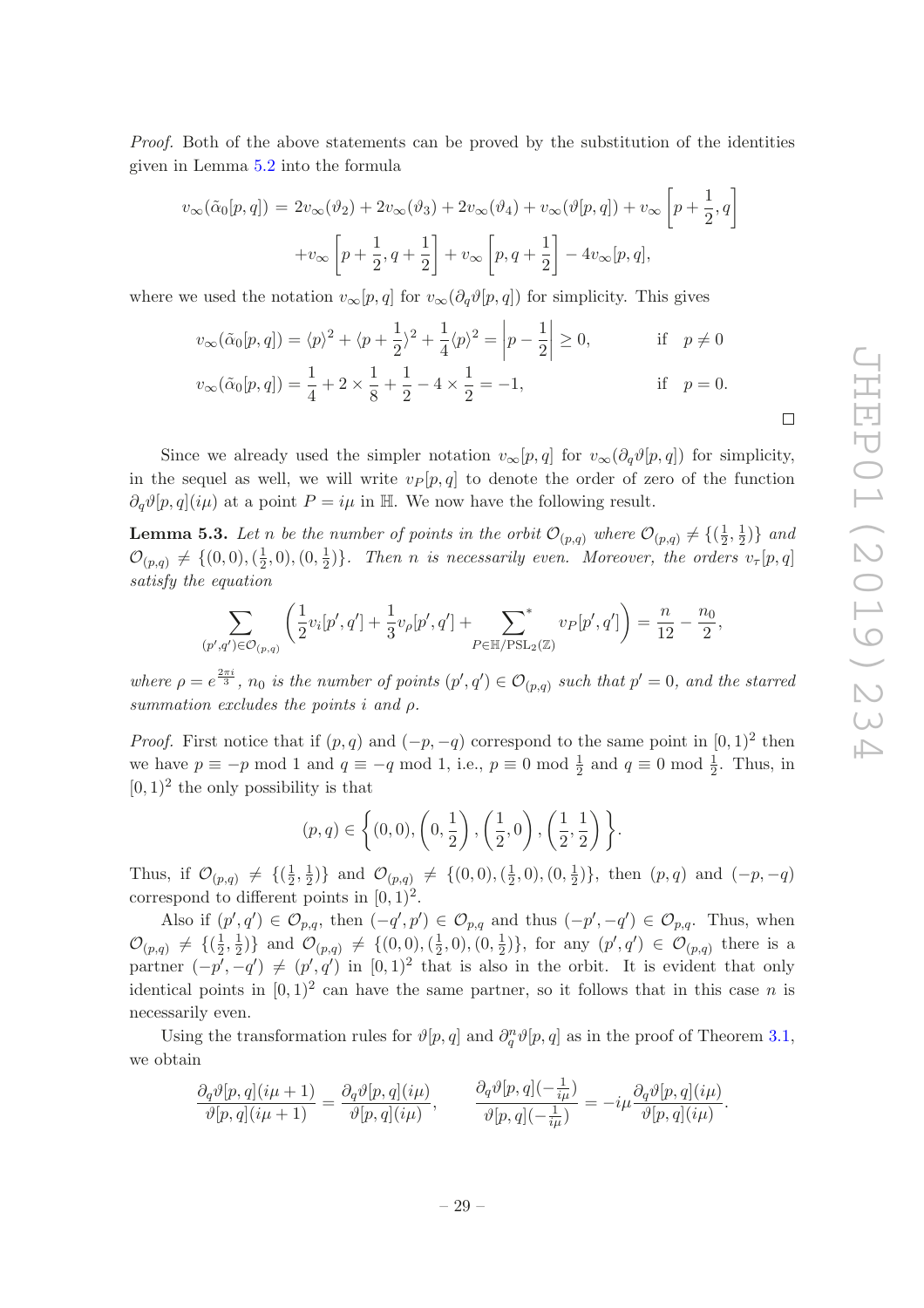*Proof.* Both of the above statements can be proved by the substitution of the identities given in Lemma 5.2 into the formula

$$
\begin{aligned}
v_\infty(\tilde{\alpha}_0[p,q]) &= 2v_\infty(\vartheta_2) + 2v_\infty(\vartheta_3) + 2v_\infty(\vartheta_4) + v_\infty(\vartheta[p,q]) + v_\infty\left[p+\frac{1}{2}, q\right] \\
&\quad + v_\infty\left[p+\frac{1}{2}, q+\frac{1}{2}\right] + v_\infty\left[p, q+\frac{1}{2}\right] - 4v_\infty[p,q],
\end{aligned}
$$

where we used the notation $v_\infty[p,q]$ for $v_\infty(\partial_q \vartheta[p,q])$ for simplicity. This gives

$$
\begin{aligned}
v_\infty(\tilde{\alpha}_0[p,q]) &= \langle p \rangle^2 + \langle p + \frac{1}{2} \rangle^2 + \frac{1}{4}\langle p \rangle^2 = \left| p - \frac{1}{2} \right| \geq 0, && \text{if} \quad p \neq 0 \\
v_\infty(\tilde{\alpha}_0[p,q]) &= \frac{1}{4} + 2 \times \frac{1}{8} + \frac{1}{2} - 4 \times \frac{1}{2} = -1, && \text{if} \quad p = 0.
\end{aligned}
$$

□

Since we already used the simpler notation $v_\infty[p,q]$ for $v_\infty(\partial_q \vartheta[p,q])$ for simplicity, in the sequel as well, we will write $v_P[p,q]$ to denote the order of zero of the function $\partial_q \vartheta[p,q](i\mu)$ at a point $P = i\mu$ in $\mathbb{H}$. We now have the following result.

**Lemma 5.3.** *Let $n$ be the number of points in the orbit $\mathcal{O}_{(p,q)}$ where $\mathcal{O}_{(p,q)} \neq \{(\frac{1}{2}, \frac{1}{2})\}$ and $\mathcal{O}_{(p,q)} \neq \{(0,0), (\frac{1}{2}, 0), (0, \frac{1}{2})\}$. Then $n$ is necessarily even. Moreover, the orders $v_\tau[p,q]$ satisfy the equation*

$$
\sum_{(p',q') \in \mathcal{O}_{(p,q)}} \left( \frac{1}{2} v_i[p',q'] + \frac{1}{3} v_\rho[p',q'] + \sum_{P \in \mathbb{H}/\mathrm{PSL}_2(\mathbb{Z})}^{*} v_P[p',q'] \right) = \frac{n}{12} - \frac{n_0}{2},
$$

*where $\rho = e^{\frac{2\pi i}{3}}$, $n_0$ is the number of points $(p',q') \in \mathcal{O}_{(p,q)}$ such that $p' = 0$, and the starred summation excludes the points $i$ and $\rho$.*

*Proof.* First notice that if $(p,q)$ and $(-p,-q)$ correspond to the same point in $[0,1)^2$ then we have $p \equiv -p \bmod 1$ and $q \equiv -q \bmod 1$, i.e., $p \equiv 0 \bmod \frac{1}{2}$ and $q \equiv 0 \bmod \frac{1}{2}$. Thus, in $[0,1)^2$ the only possibility is that

$$
(p,q) \in \left\{ (0,0), \left(0, \frac{1}{2}\right), \left(\frac{1}{2}, 0\right), \left(\frac{1}{2}, \frac{1}{2}\right) \right\}.
$$

Thus, if $\mathcal{O}_{(p,q)} \neq \{(\frac{1}{2}, \frac{1}{2})\}$ and $\mathcal{O}_{(p,q)} \neq \{(0,0), (\frac{1}{2}, 0), (0, \frac{1}{2})\}$, then $(p,q)$ and $(-p,-q)$ correspond to different points in $[0,1)^2$.

Also if $(p',q') \in \mathcal{O}_{p,q}$, then $(-q',p') \in \mathcal{O}_{p,q}$ and thus $(-p',-q') \in \mathcal{O}_{p,q}$. Thus, when $\mathcal{O}_{(p,q)} \neq \{(\frac{1}{2}, \frac{1}{2})\}$ and $\mathcal{O}_{(p,q)} \neq \{(0,0), (\frac{1}{2}, 0), (0, \frac{1}{2})\}$, for any $(p',q') \in \mathcal{O}_{(p,q)}$ there is a partner $(-p',-q') \neq (p',q')$ in $[0,1)^2$ that is also in the orbit. It is evident that only identical points in $[0,1)^2$ can have the same partner, so it follows that in this case $n$ is necessarily even.

Using the transformation rules for $\vartheta[p,q]$ and $\partial_q^n \vartheta[p,q]$ as in the proof of Theorem 3.1, we obtain

$$
\frac{\partial_q \vartheta[p,q](i\mu + 1)}{\vartheta[p,q](i\mu + 1)} = \frac{\partial_q \vartheta[p,q](i\mu)}{\vartheta[p,q](i\mu)}, \qquad \frac{\partial_q \vartheta[p,q](-\frac{1}{i\mu})}{\vartheta[p,q](-\frac{1}{i\mu})} = -i\mu \frac{\partial_q \vartheta[p,q](i\mu)}{\vartheta[p,q](i\mu)}.
$$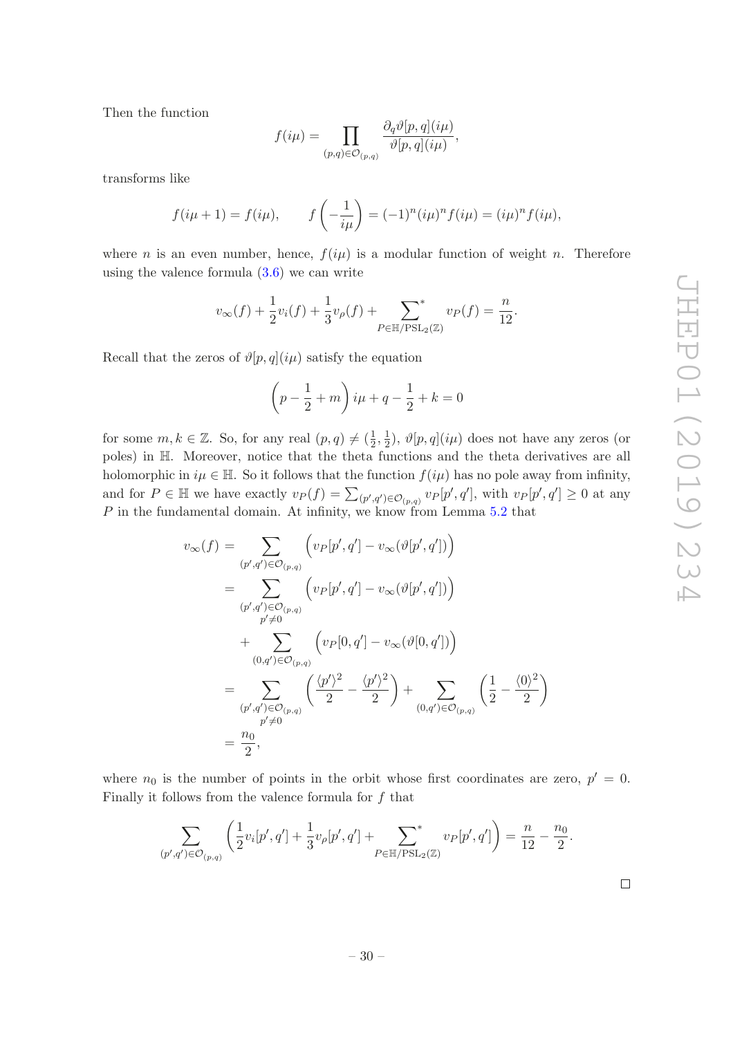Then the function

$$f(i\mu) = \prod_{(p,q)\in\mathcal{O}_{(p,q)}} \frac{\partial_q \vartheta[p,q](i\mu)}{\vartheta[p,q](i\mu)},$$

transforms like

$$f(i\mu+1) = f(i\mu), \qquad f\left(-\frac{1}{i\mu}\right) = (-1)^n (i\mu)^n f(i\mu) = (i\mu)^n f(i\mu),$$

where $n$ is an even number, hence, $f(i\mu)$ is a modular function of weight $n$. Therefore using the valence formula (3.6) we can write

$$v_\infty(f) + \frac{1}{2}v_i(f) + \frac{1}{3}v_\rho(f) + \sum_{P\in\mathbb{H}/\mathrm{PSL}_2(\mathbb{Z})}^{*} v_P(f) = \frac{n}{12}.$$

Recall that the zeros of $\vartheta[p,q](i\mu)$ satisfy the equation

$$\left(p - \frac{1}{2} + m\right) i\mu + q - \frac{1}{2} + k = 0$$

for some $m, k \in \mathbb{Z}$. So, for any real $(p,q) \neq (\frac{1}{2}, \frac{1}{2})$, $\vartheta[p,q](i\mu)$ does not have any zeros (or poles) in $\mathbb{H}$. Moreover, notice that the theta functions and the theta derivatives are all holomorphic in $i\mu \in \mathbb{H}$. So it follows that the function $f(i\mu)$ has no pole away from infinity, and for $P \in \mathbb{H}$ we have exactly $v_P(f) = \sum_{(p',q')\in\mathcal{O}_{(p,q)}} v_P[p',q']$, with $v_P[p',q'] \geq 0$ at any $P$ in the fundamental domain. At infinity, we know from Lemma 5.2 that

$$\begin{aligned}
v_\infty(f) &= \sum_{(p',q')\in\mathcal{O}_{(p,q)}} \Big(v_P[p',q'] - v_\infty(\vartheta[p',q'])\Big) \\
&= \sum_{\substack{(p',q')\in\mathcal{O}_{(p,q)} \\ p'\neq 0}} \Big(v_P[p',q'] - v_\infty(\vartheta[p',q'])\Big) \\
&\quad + \sum_{(0,q')\in\mathcal{O}_{(p,q)}} \Big(v_P[0,q'] - v_\infty(\vartheta[0,q'])\Big) \\
&= \sum_{\substack{(p',q')\in\mathcal{O}_{(p,q)} \\ p'\neq 0}} \left(\frac{\langle p'\rangle^2}{2} - \frac{\langle p'\rangle^2}{2}\right) + \sum_{(0,q')\in\mathcal{O}_{(p,q)}} \left(\frac{1}{2} - \frac{\langle 0\rangle^2}{2}\right) \\
&= \frac{n_0}{2},
\end{aligned}$$

where $n_0$ is the number of points in the orbit whose first coordinates are zero, $p' = 0$. Finally it follows from the valence formula for $f$ that

$$\sum_{(p',q')\in\mathcal{O}_{(p,q)}} \left(\frac{1}{2}v_i[p',q'] + \frac{1}{3}v_\rho[p',q'] + \sum_{P\in\mathbb{H}/\mathrm{PSL}_2(\mathbb{Z})}^{*} v_P[p',q']\right) = \frac{n}{12} - \frac{n_0}{2}.$$

□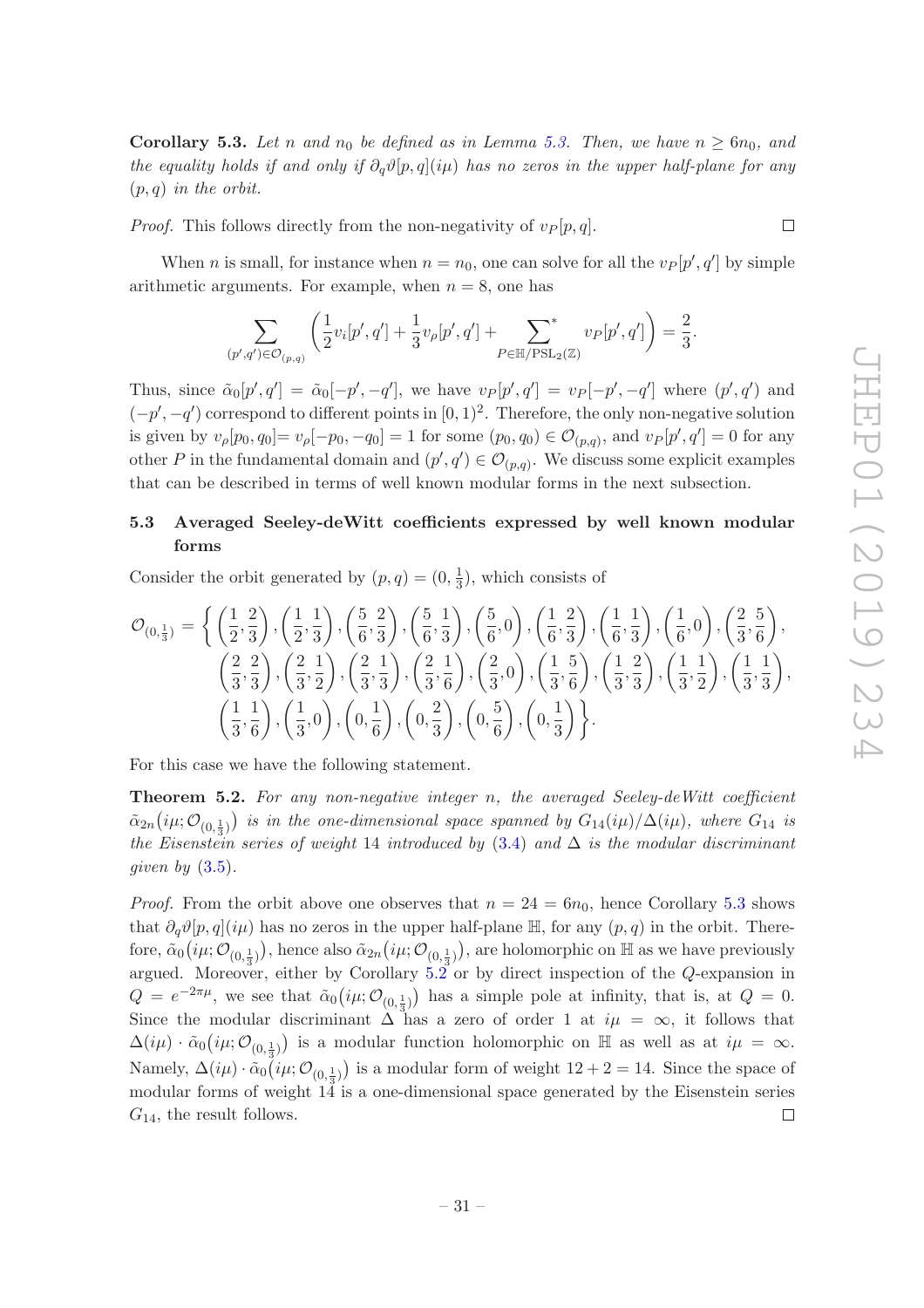**Corollary 5.3.** *Let $n$ and $n_0$ be defined as in Lemma 5.3. Then, we have $n \geq 6n_0$, and the equality holds if and only if $\partial_q \vartheta[p,q](i\mu)$ has no zeros in the upper half-plane for any $(p,q)$ in the orbit.*

*Proof.* This follows directly from the non-negativity of $v_P[p,q]$. □

When $n$ is small, for instance when $n = n_0$, one can solve for all the $v_P[p',q']$ by simple arithmetic arguments. For example, when $n = 8$, one has

$$\sum_{(p',q')\in\mathcal{O}_{(p,q)}} \left( \frac{1}{2} v_i[p',q'] + \frac{1}{3} v_\rho[p',q'] + \sum^*_{P\in\mathbb{H}/\mathrm{PSL}_2(\mathbb{Z})} v_P[p',q'] \right) = \frac{2}{3}.$$

Thus, since $\tilde{\alpha}_0[p',q'] = \tilde{\alpha}_0[-p',-q']$, we have $v_P[p',q'] = v_P[-p',-q']$ where $(p',q')$ and $(-p',-q')$ correspond to different points in $[0,1)^2$. Therefore, the only non-negative solution is given by $v_\rho[p_0,q_0] = v_\rho[-p_0,-q_0] = 1$ for some $(p_0,q_0) \in \mathcal{O}_{(p,q)}$, and $v_P[p',q'] = 0$ for any other $P$ in the fundamental domain and $(p',q') \in \mathcal{O}_{(p,q)}$. We discuss some explicit examples that can be described in terms of well known modular forms in the next subsection.

### 5.3 Averaged Seeley-deWitt coefficients expressed by well known modular forms

Consider the orbit generated by $(p,q) = (0,\frac{1}{3})$, which consists of

$$\begin{aligned}
\mathcal{O}_{(0,\frac{1}{3})} = \Big\{ &\left(\tfrac{1}{2},\tfrac{2}{3}\right), \left(\tfrac{1}{2},\tfrac{1}{3}\right), \left(\tfrac{5}{6},\tfrac{2}{3}\right), \left(\tfrac{5}{6},\tfrac{1}{3}\right), \left(\tfrac{5}{6},0\right), \left(\tfrac{1}{6},\tfrac{2}{3}\right), \left(\tfrac{1}{6},\tfrac{1}{3}\right), \left(\tfrac{1}{6},0\right), \left(\tfrac{2}{3},\tfrac{5}{6}\right), \\
&\left(\tfrac{2}{3},\tfrac{2}{3}\right), \left(\tfrac{2}{3},\tfrac{1}{2}\right), \left(\tfrac{2}{3},\tfrac{1}{3}\right), \left(\tfrac{2}{3},\tfrac{1}{6}\right), \left(\tfrac{2}{3},0\right), \left(\tfrac{1}{3},\tfrac{5}{6}\right), \left(\tfrac{1}{3},\tfrac{2}{3}\right), \left(\tfrac{1}{3},\tfrac{1}{2}\right), \left(\tfrac{1}{3},\tfrac{1}{3}\right), \\
&\left(\tfrac{1}{3},\tfrac{1}{6}\right), \left(\tfrac{1}{3},0\right), \left(0,\tfrac{1}{6}\right), \left(0,\tfrac{2}{3}\right), \left(0,\tfrac{5}{6}\right), \left(0,\tfrac{1}{3}\right) \Big\}.
\end{aligned}$$

For this case we have the following statement.

**Theorem 5.2.** *For any non-negative integer $n$, the averaged Seeley-deWitt coefficient $\tilde{\alpha}_{2n}\big(i\mu;\mathcal{O}_{(0,\frac{1}{3})}\big)$ is in the one-dimensional space spanned by $G_{14}(i\mu)/\Delta(i\mu)$, where $G_{14}$ is the Eisenstein series of weight 14 introduced by (3.4) and $\Delta$ is the modular discriminant given by (3.5).*

*Proof.* From the orbit above one observes that $n = 24 = 6n_0$, hence Corollary 5.3 shows that $\partial_q \vartheta[p,q](i\mu)$ has no zeros in the upper half-plane $\mathbb{H}$, for any $(p,q)$ in the orbit. Therefore, $\tilde{\alpha}_0\big(i\mu;\mathcal{O}_{(0,\frac{1}{3})}\big)$, hence also $\tilde{\alpha}_{2n}\big(i\mu;\mathcal{O}_{(0,\frac{1}{3})}\big)$, are holomorphic on $\mathbb{H}$ as we have previously argued. Moreover, either by Corollary 5.2 or by direct inspection of the $Q$-expansion in $Q = e^{-2\pi\mu}$, we see that $\tilde{\alpha}_0\big(i\mu;\mathcal{O}_{(0,\frac{1}{3})}\big)$ has a simple pole at infinity, that is, at $Q = 0$. Since the modular discriminant $\Delta$ has a zero of order 1 at $i\mu = \infty$, it follows that $\Delta(i\mu)\cdot\tilde{\alpha}_0\big(i\mu;\mathcal{O}_{(0,\frac{1}{3})}\big)$ is a modular function holomorphic on $\mathbb{H}$ as well as at $i\mu = \infty$. Namely, $\Delta(i\mu)\cdot\tilde{\alpha}_0\big(i\mu;\mathcal{O}_{(0,\frac{1}{3})}\big)$ is a modular form of weight $12+2 = 14$. Since the space of modular forms of weight 14 is a one-dimensional space generated by the Eisenstein series $G_{14}$, the result follows. □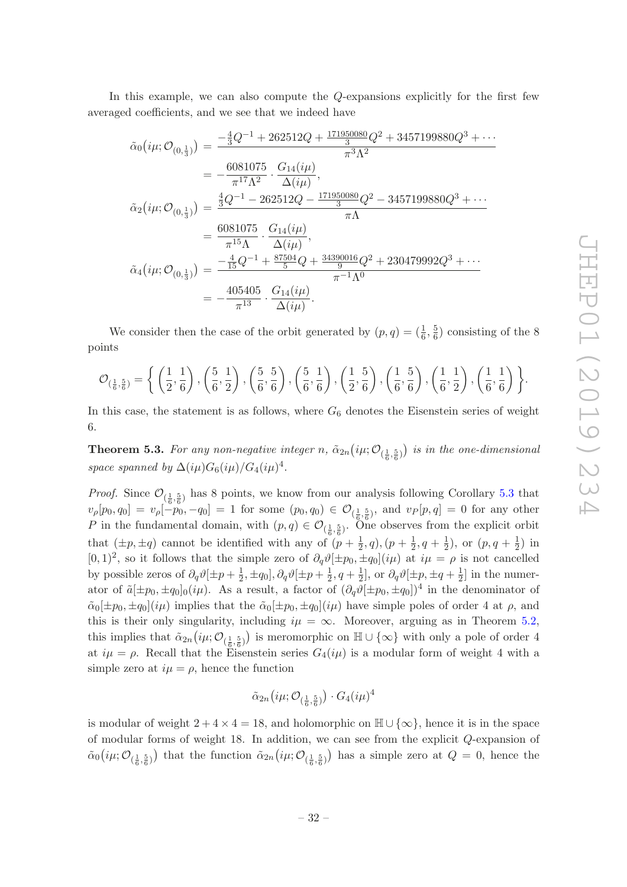In this example, we can also compute the $Q$-expansions explicitly for the first few averaged coefficients, and we see that we indeed have

$$
\begin{aligned}
\tilde{\alpha}_0\big(i\mu;\mathcal{O}_{(0,\frac{1}{3})}\big) &= \frac{-\frac{4}{3}Q^{-1}+262512Q+\frac{171950080}{3}Q^2+3457199880Q^3+\cdots}{\pi^3\Lambda^2}\\
&= -\frac{6081075}{\pi^{17}\Lambda^2}\cdot\frac{G_{14}(i\mu)}{\Delta(i\mu)},\\
\tilde{\alpha}_2\big(i\mu;\mathcal{O}_{(0,\frac{1}{3})}\big) &= \frac{\frac{4}{3}Q^{-1}-262512Q-\frac{171950080}{3}Q^2-3457199880Q^3+\cdots}{\pi\Lambda}\\
&= \frac{6081075}{\pi^{15}\Lambda}\cdot\frac{G_{14}(i\mu)}{\Delta(i\mu)},\\
\tilde{\alpha}_4\big(i\mu;\mathcal{O}_{(0,\frac{1}{3})}\big) &= \frac{-\frac{4}{15}Q^{-1}+\frac{87504}{5}Q+\frac{34390016}{9}Q^2+230479992Q^3+\cdots}{\pi^{-1}\Lambda^0}\\
&= -\frac{405405}{\pi^{13}}\cdot\frac{G_{14}(i\mu)}{\Delta(i\mu)}.
\end{aligned}
$$

We consider then the case of the orbit generated by $(p,q)=(\frac{1}{6},\frac{5}{6})$ consisting of the 8 points

$$
\mathcal{O}_{(\frac{1}{6},\frac{5}{6})}=\left\{\left(\frac{1}{2},\frac{1}{6}\right),\left(\frac{5}{6},\frac{1}{2}\right),\left(\frac{5}{6},\frac{5}{6}\right),\left(\frac{5}{6},\frac{1}{6}\right),\left(\frac{1}{2},\frac{5}{6}\right),\left(\frac{1}{6},\frac{5}{6}\right),\left(\frac{1}{6},\frac{1}{2}\right),\left(\frac{1}{6},\frac{1}{6}\right)\right\}.
$$

In this case, the statement is as follows, where $G_6$ denotes the Eisenstein series of weight 6.

**Theorem 5.3.** *For any non-negative integer $n$, $\tilde{\alpha}_{2n}\big(i\mu;\mathcal{O}_{(\frac{1}{6},\frac{5}{6})}\big)$ is in the one-dimensional space spanned by $\Delta(i\mu)G_6(i\mu)/G_4(i\mu)^4$.*

*Proof.* Since $\mathcal{O}_{(\frac{1}{6},\frac{5}{6})}$ has 8 points, we know from our analysis following Corollary 5.3 that $v_\rho[p_0,q_0]=v_\rho[-p_0,-q_0]=1$ for some $(p_0,q_0)\in\mathcal{O}_{(\frac{1}{6},\frac{5}{6})}$, and $v_P[p,q]=0$ for any other $P$ in the fundamental domain, with $(p,q)\in\mathcal{O}_{(\frac{1}{6},\frac{5}{6})}$. One observes from the explicit orbit that $(\pm p,\pm q)$ cannot be identified with any of $(p+\frac{1}{2},q),(p+\frac{1}{2},q+\frac{1}{2})$, or $(p,q+\frac{1}{2})$ in $[0,1)^2$, so it follows that the simple zero of $\partial_q\vartheta[\pm p_0,\pm q_0](i\mu)$ at $i\mu=\rho$ is not cancelled by possible zeros of $\partial_q\vartheta[\pm p+\frac{1}{2},\pm q_0],\partial_q\vartheta[\pm p+\frac{1}{2},q+\frac{1}{2}]$, or $\partial_q\vartheta[\pm p,\pm q+\frac{1}{2}]$ in the numerator of $\tilde{a}[\pm p_0,\pm q_0]_0(i\mu)$. As a result, a factor of $(\partial_q\vartheta[\pm p_0,\pm q_0])^4$ in the denominator of $\tilde{\alpha}_0[\pm p_0,\pm q_0](i\mu)$ implies that the $\tilde{\alpha}_0[\pm p_0,\pm q_0](i\mu)$ have simple poles of order 4 at $\rho$, and this is their only singularity, including $i\mu=\infty$. Moreover, arguing as in Theorem 5.2, this implies that $\tilde{\alpha}_{2n}\big(i\mu;\mathcal{O}_{(\frac{1}{6},\frac{5}{6})}\big)$ is meromorphic on $\mathbb{H}\cup\{\infty\}$ with only a pole of order 4 at $i\mu=\rho$. Recall that the Eisenstein series $G_4(i\mu)$ is a modular form of weight 4 with a simple zero at $i\mu=\rho$, hence the function

$$
\tilde{\alpha}_{2n}\big(i\mu;\mathcal{O}_{(\frac{1}{6},\frac{5}{6})}\big)\cdot G_4(i\mu)^4
$$

is modular of weight $2+4\times4=18$, and holomorphic on $\mathbb{H}\cup\{\infty\}$, hence it is in the space of modular forms of weight 18. In addition, we can see from the explicit $Q$-expansion of $\tilde{\alpha}_0\big(i\mu;\mathcal{O}_{(\frac{1}{6},\frac{5}{6})}\big)$ that the function $\tilde{\alpha}_{2n}\big(i\mu;\mathcal{O}_{(\frac{1}{6},\frac{5}{6})}\big)$ has a simple zero at $Q=0$, hence the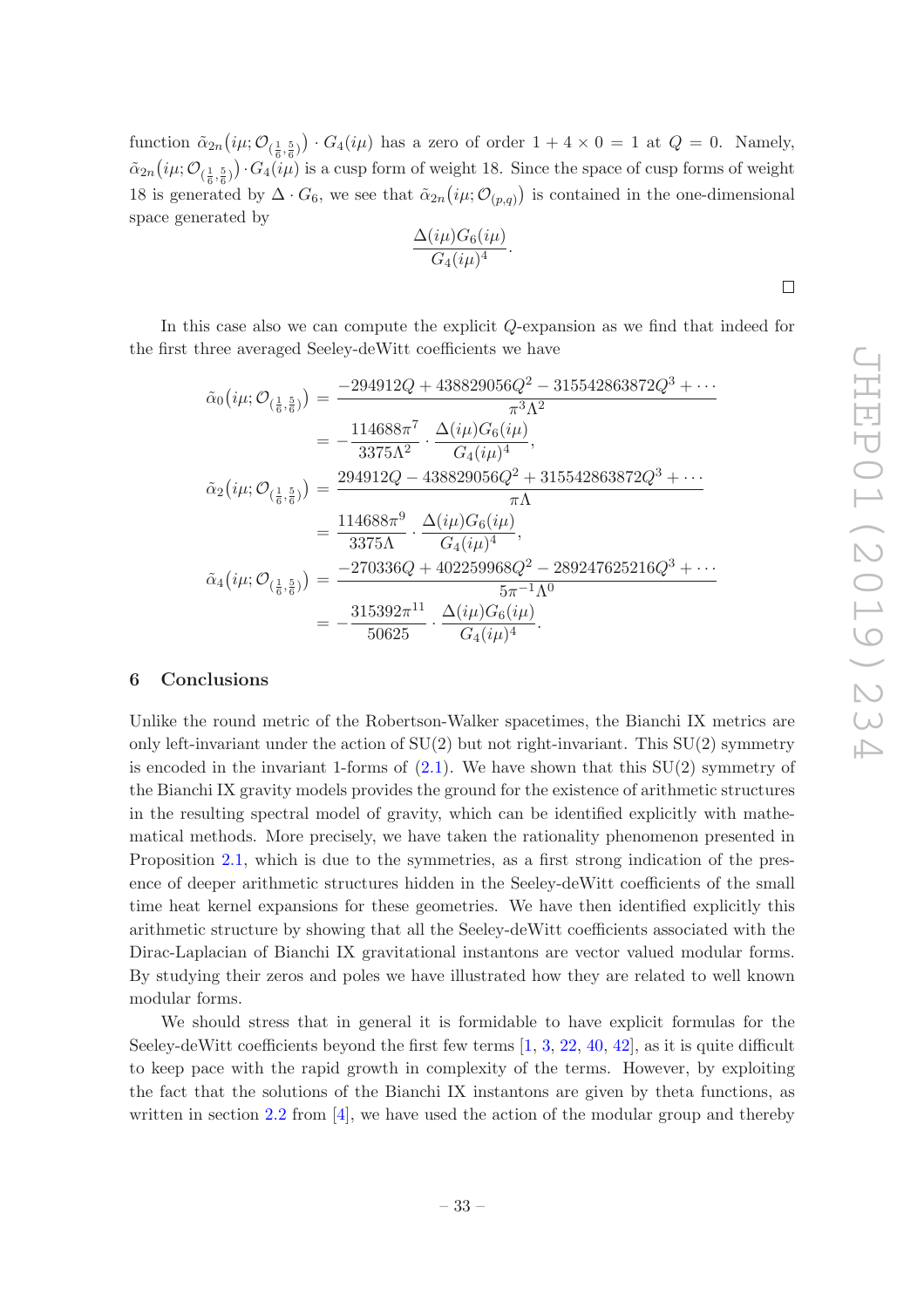function $\tilde{\alpha}_{2n}(i\mu; \mathcal{O}_{(\frac{1}{6},\frac{5}{6})}) \cdot G_4(i\mu)$ has a zero of order $1 + 4 \times 0 = 1$ at $Q = 0$. Namely, $\tilde{\alpha}_{2n}(i\mu; \mathcal{O}_{(\frac{1}{6},\frac{5}{6})}) \cdot G_4(i\mu)$ is a cusp form of weight 18. Since the space of cusp forms of weight 18 is generated by $\Delta \cdot G_6$, we see that $\tilde{\alpha}_{2n}(i\mu; \mathcal{O}_{(p,q)})$ is contained in the one-dimensional space generated by

$$\frac{\Delta(i\mu) G_6(i\mu)}{G_4(i\mu)^4}.$$

□

In this case also we can compute the explicit $Q$-expansion as we find that indeed for the first three averaged Seeley-deWitt coefficients we have

$$\begin{aligned}
\tilde{\alpha}_0(i\mu; \mathcal{O}_{(\frac{1}{6},\frac{5}{6})}) &= \frac{-294912Q + 438829056Q^2 - 315542863872Q^3 + \cdots}{\pi^3 \Lambda^2} \\
&= -\frac{114688\pi^7}{3375\Lambda^2} \cdot \frac{\Delta(i\mu) G_6(i\mu)}{G_4(i\mu)^4}, \\
\tilde{\alpha}_2(i\mu; \mathcal{O}_{(\frac{1}{6},\frac{5}{6})}) &= \frac{294912Q - 438829056Q^2 + 315542863872Q^3 + \cdots}{\pi \Lambda} \\
&= \frac{114688\pi^9}{3375\Lambda} \cdot \frac{\Delta(i\mu) G_6(i\mu)}{G_4(i\mu)^4}, \\
\tilde{\alpha}_4(i\mu; \mathcal{O}_{(\frac{1}{6},\frac{5}{6})}) &= \frac{-270336Q + 402259968Q^2 - 289247625216Q^3 + \cdots}{5\pi^{-1}\Lambda^0} \\
&= -\frac{315392\pi^{11}}{50625} \cdot \frac{\Delta(i\mu) G_6(i\mu)}{G_4(i\mu)^4}.
\end{aligned}$$

## 6 Conclusions

Unlike the round metric of the Robertson-Walker spacetimes, the Bianchi IX metrics are only left-invariant under the action of SU(2) but not right-invariant. This SU(2) symmetry is encoded in the invariant 1-forms of (2.1). We have shown that this SU(2) symmetry of the Bianchi IX gravity models provides the ground for the existence of arithmetic structures in the resulting spectral model of gravity, which can be identified explicitly with mathematical methods. More precisely, we have taken the rationality phenomenon presented in Proposition 2.1, which is due to the symmetries, as a first strong indication of the presence of deeper arithmetic structures hidden in the Seeley-deWitt coefficients of the small time heat kernel expansions for these geometries. We have then identified explicitly this arithmetic structure by showing that all the Seeley-deWitt coefficients associated with the Dirac-Laplacian of Bianchi IX gravitational instantons are vector valued modular forms. By studying their zeros and poles we have illustrated how they are related to well known modular forms.

We should stress that in general it is formidable to have explicit formulas for the Seeley-deWitt coefficients beyond the first few terms [1, 3, 22, 40, 42], as it is quite difficult to keep pace with the rapid growth in complexity of the terms. However, by exploiting the fact that the solutions of the Bianchi IX instantons are given by theta functions, as written in section 2.2 from [4], we have used the action of the modular group and thereby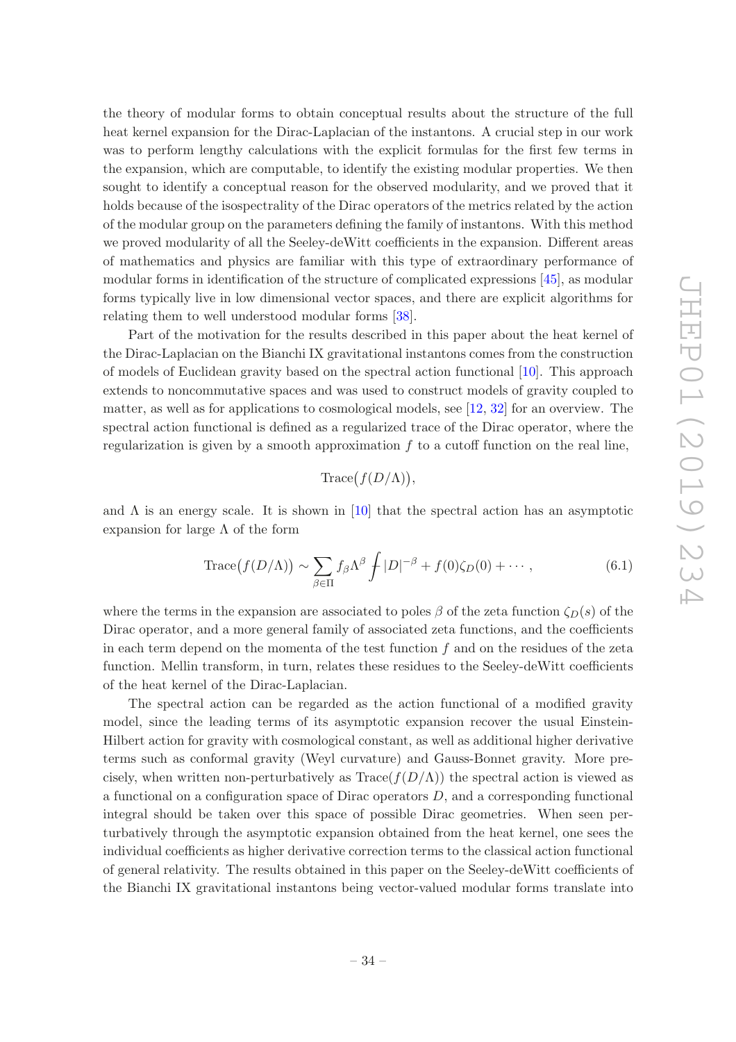the theory of modular forms to obtain conceptual results about the structure of the full heat kernel expansion for the Dirac-Laplacian of the instantons. A crucial step in our work was to perform lengthy calculations with the explicit formulas for the first few terms in the expansion, which are computable, to identify the existing modular properties. We then sought to identify a conceptual reason for the observed modularity, and we proved that it holds because of the isospectrality of the Dirac operators of the metrics related by the action of the modular group on the parameters defining the family of instantons. With this method we proved modularity of all the Seeley-deWitt coefficients in the expansion. Different areas of mathematics and physics are familiar with this type of extraordinary performance of modular forms in identification of the structure of complicated expressions [45], as modular forms typically live in low dimensional vector spaces, and there are explicit algorithms for relating them to well understood modular forms [38].

Part of the motivation for the results described in this paper about the heat kernel of the Dirac-Laplacian on the Bianchi IX gravitational instantons comes from the construction of models of Euclidean gravity based on the spectral action functional [10]. This approach extends to noncommutative spaces and was used to construct models of gravity coupled to matter, as well as for applications to cosmological models, see [12, 32] for an overview. The spectral action functional is defined as a regularized trace of the Dirac operator, where the regularization is given by a smooth approximation $f$ to a cutoff function on the real line,

$$\mathrm{Trace}\big(f(D/\Lambda)\big),$$

and $\Lambda$ is an energy scale. It is shown in [10] that the spectral action has an asymptotic expansion for large $\Lambda$ of the form

$$\mathrm{Trace}\big(f(D/\Lambda)\big) \sim \sum_{\beta \in \Pi} f_\beta \Lambda^\beta \fint |D|^{-\beta} + f(0)\zeta_D(0) + \cdots , \tag{6.1}$$

where the terms in the expansion are associated to poles $\beta$ of the zeta function $\zeta_D(s)$ of the Dirac operator, and a more general family of associated zeta functions, and the coefficients in each term depend on the momenta of the test function $f$ and on the residues of the zeta function. Mellin transform, in turn, relates these residues to the Seeley-deWitt coefficients of the heat kernel of the Dirac-Laplacian.

The spectral action can be regarded as the action functional of a modified gravity model, since the leading terms of its asymptotic expansion recover the usual Einstein-Hilbert action for gravity with cosmological constant, as well as additional higher derivative terms such as conformal gravity (Weyl curvature) and Gauss-Bonnet gravity. More precisely, when written non-perturbatively as $\mathrm{Trace}(f(D/\Lambda))$ the spectral action is viewed as a functional on a configuration space of Dirac operators $D$, and a corresponding functional integral should be taken over this space of possible Dirac geometries. When seen perturbatively through the asymptotic expansion obtained from the heat kernel, one sees the individual coefficients as higher derivative correction terms to the classical action functional of general relativity. The results obtained in this paper on the Seeley-deWitt coefficients of the Bianchi IX gravitational instantons being vector-valued modular forms translate into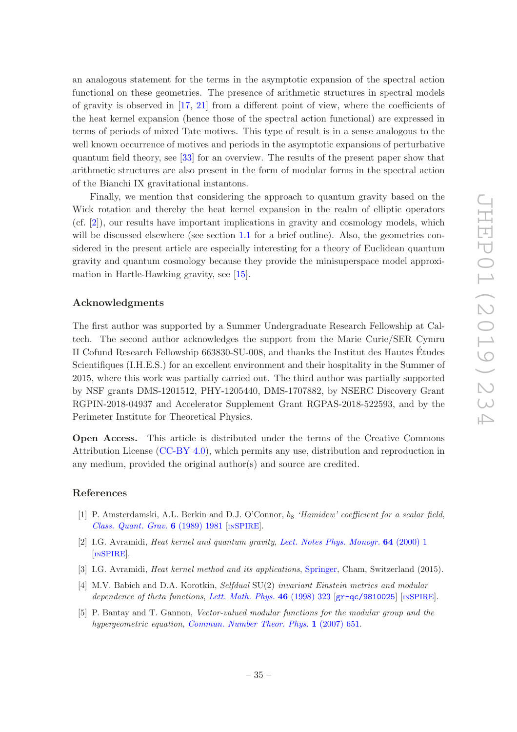an analogous statement for the terms in the asymptotic expansion of the spectral action functional on these geometries. The presence of arithmetic structures in spectral models of gravity is observed in [17, 21] from a different point of view, where the coefficients of the heat kernel expansion (hence those of the spectral action functional) are expressed in terms of periods of mixed Tate motives. This type of result is in a sense analogous to the well known occurrence of motives and periods in the asymptotic expansions of perturbative quantum field theory, see [33] for an overview. The results of the present paper show that arithmetic structures are also present in the form of modular forms in the spectral action of the Bianchi IX gravitational instantons.

Finally, we mention that considering the approach to quantum gravity based on the Wick rotation and thereby the heat kernel expansion in the realm of elliptic operators (cf. [2]), our results have important implications in gravity and cosmology models, which will be discussed elsewhere (see section 1.1 for a brief outline). Also, the geometries considered in the present article are especially interesting for a theory of Euclidean quantum gravity and quantum cosmology because they provide the minisuperspace model approximation in Hartle-Hawking gravity, see [15].

## Acknowledgments

The first author was supported by a Summer Undergraduate Research Fellowship at Caltech. The second author acknowledges the support from the Marie Curie/SER Cymru II Cofund Research Fellowship 663830-SU-008, and thanks the Institut des Hautes Études Scientifiques (I.H.E.S.) for an excellent environment and their hospitality in the Summer of 2015, where this work was partially carried out. The third author was partially supported by NSF grants DMS-1201512, PHY-1205440, DMS-1707882, by NSERC Discovery Grant RGPIN-2018-04937 and Accelerator Supplement Grant RGPAS-2018-522593, and by the Perimeter Institute for Theoretical Physics.

**Open Access.** This article is distributed under the terms of the Creative Commons Attribution License (CC-BY 4.0), which permits any use, distribution and reproduction in any medium, provided the original author(s) and source are credited.

## References

[1] P. Amsterdamski, A.L. Berkin and D.J. O'Connor, *$b_8$ 'Hamidew' coefficient for a scalar field*, Class. Quant. Grav. **6** (1989) 1981 [INSPIRE].

[2] I.G. Avramidi, *Heat kernel and quantum gravity*, Lect. Notes Phys. Monogr. **64** (2000) 1 [INSPIRE].

[3] I.G. Avramidi, *Heat kernel method and its applications*, Springer, Cham, Switzerland (2015).

[4] M.V. Babich and D.A. Korotkin, *Selfdual* SU(2) *invariant Einstein metrics and modular dependence of theta functions*, Lett. Math. Phys. **46** (1998) 323 [gr-qc/9810025] [INSPIRE].

[5] P. Bantay and T. Gannon, *Vector-valued modular functions for the modular group and the hypergeometric equation*, Commun. Number Theor. Phys. **1** (2007) 651.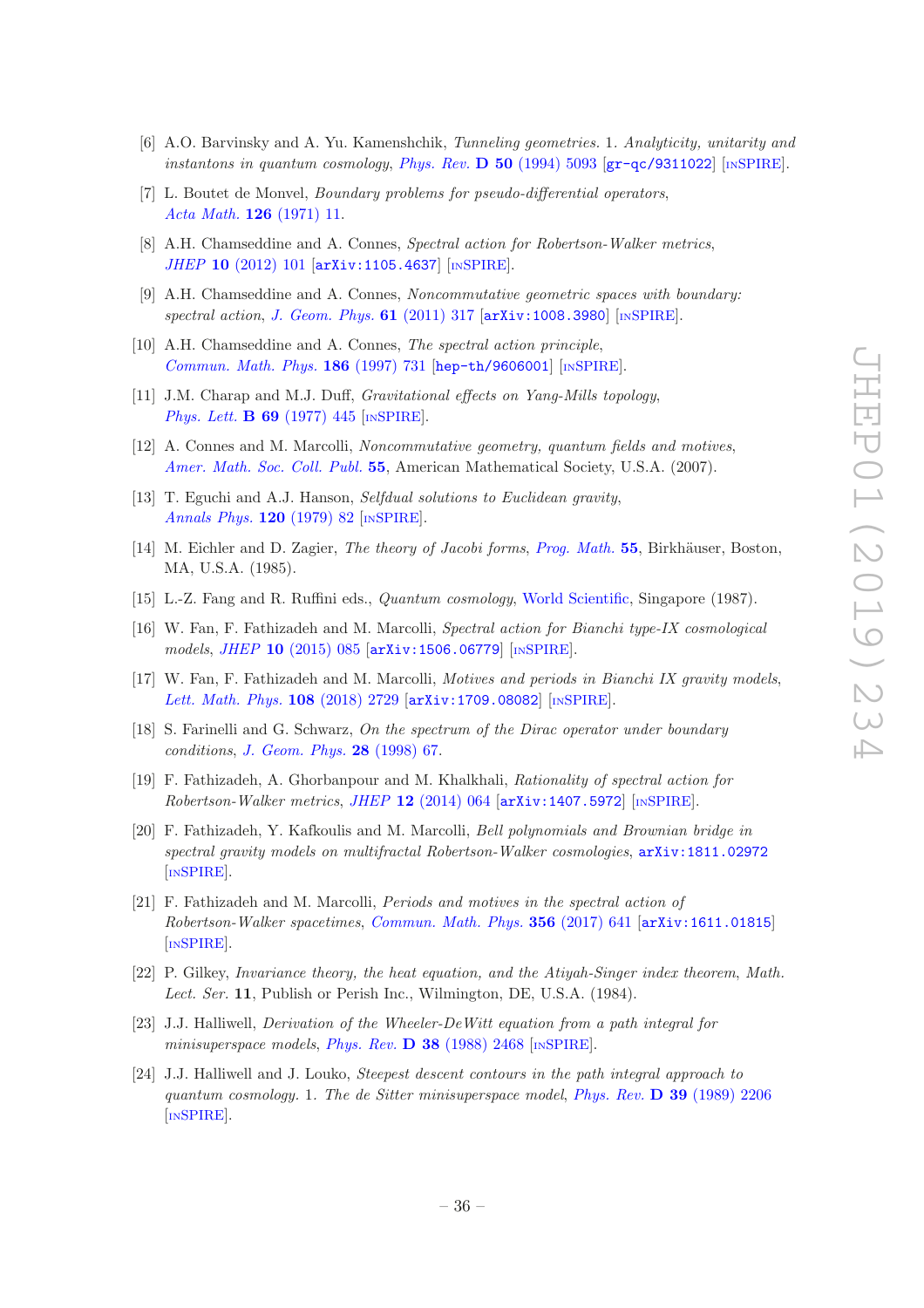- [6] A.O. Barvinsky and A. Yu. Kamenshchik, *Tunneling geometries. 1. Analyticity, unitarity and instantons in quantum cosmology*, Phys. Rev. **D 50** (1994) 5093 [gr-qc/9311022] [INSPIRE].
- [7] L. Boutet de Monvel, *Boundary problems for pseudo-differential operators*, Acta Math. **126** (1971) 11.
- [8] A.H. Chamseddine and A. Connes, *Spectral action for Robertson-Walker metrics*, JHEP **10** (2012) 101 [arXiv:1105.4637] [INSPIRE].
- [9] A.H. Chamseddine and A. Connes, *Noncommutative geometric spaces with boundary: spectral action*, J. Geom. Phys. **61** (2011) 317 [arXiv:1008.3980] [INSPIRE].
- [10] A.H. Chamseddine and A. Connes, *The spectral action principle*, Commun. Math. Phys. **186** (1997) 731 [hep-th/9606001] [INSPIRE].
- [11] J.M. Charap and M.J. Duff, *Gravitational effects on Yang-Mills topology*, Phys. Lett. **B 69** (1977) 445 [INSPIRE].
- [12] A. Connes and M. Marcolli, *Noncommutative geometry, quantum fields and motives*, Amer. Math. Soc. Coll. Publ. **55**, American Mathematical Society, U.S.A. (2007).
- [13] T. Eguchi and A.J. Hanson, *Selfdual solutions to Euclidean gravity*, Annals Phys. **120** (1979) 82 [INSPIRE].
- [14] M. Eichler and D. Zagier, *The theory of Jacobi forms*, Prog. Math. **55**, Birkhäuser, Boston, MA, U.S.A. (1985).
- [15] L.-Z. Fang and R. Ruffini eds., *Quantum cosmology*, World Scientific, Singapore (1987).
- [16] W. Fan, F. Fathizadeh and M. Marcolli, *Spectral action for Bianchi type-IX cosmological models*, JHEP **10** (2015) 085 [arXiv:1506.06779] [INSPIRE].
- [17] W. Fan, F. Fathizadeh and M. Marcolli, *Motives and periods in Bianchi IX gravity models*, Lett. Math. Phys. **108** (2018) 2729 [arXiv:1709.08082] [INSPIRE].
- [18] S. Farinelli and G. Schwarz, *On the spectrum of the Dirac operator under boundary conditions*, J. Geom. Phys. **28** (1998) 67.
- [19] F. Fathizadeh, A. Ghorbanpour and M. Khalkhali, *Rationality of spectral action for Robertson-Walker metrics*, JHEP **12** (2014) 064 [arXiv:1407.5972] [INSPIRE].
- [20] F. Fathizadeh, Y. Kafkoulis and M. Marcolli, *Bell polynomials and Brownian bridge in spectral gravity models on multifractal Robertson-Walker cosmologies*, arXiv:1811.02972 [INSPIRE].
- [21] F. Fathizadeh and M. Marcolli, *Periods and motives in the spectral action of Robertson-Walker spacetimes*, Commun. Math. Phys. **356** (2017) 641 [arXiv:1611.01815] [INSPIRE].
- [22] P. Gilkey, *Invariance theory, the heat equation, and the Atiyah-Singer index theorem*, Math. Lect. Ser. **11**, Publish or Perish Inc., Wilmington, DE, U.S.A. (1984).
- [23] J.J. Halliwell, *Derivation of the Wheeler-DeWitt equation from a path integral for minisuperspace models*, Phys. Rev. **D 38** (1988) 2468 [INSPIRE].
- [24] J.J. Halliwell and J. Louko, *Steepest descent contours in the path integral approach to quantum cosmology. 1. The de Sitter minisuperspace model*, Phys. Rev. **D 39** (1989) 2206 [INSPIRE].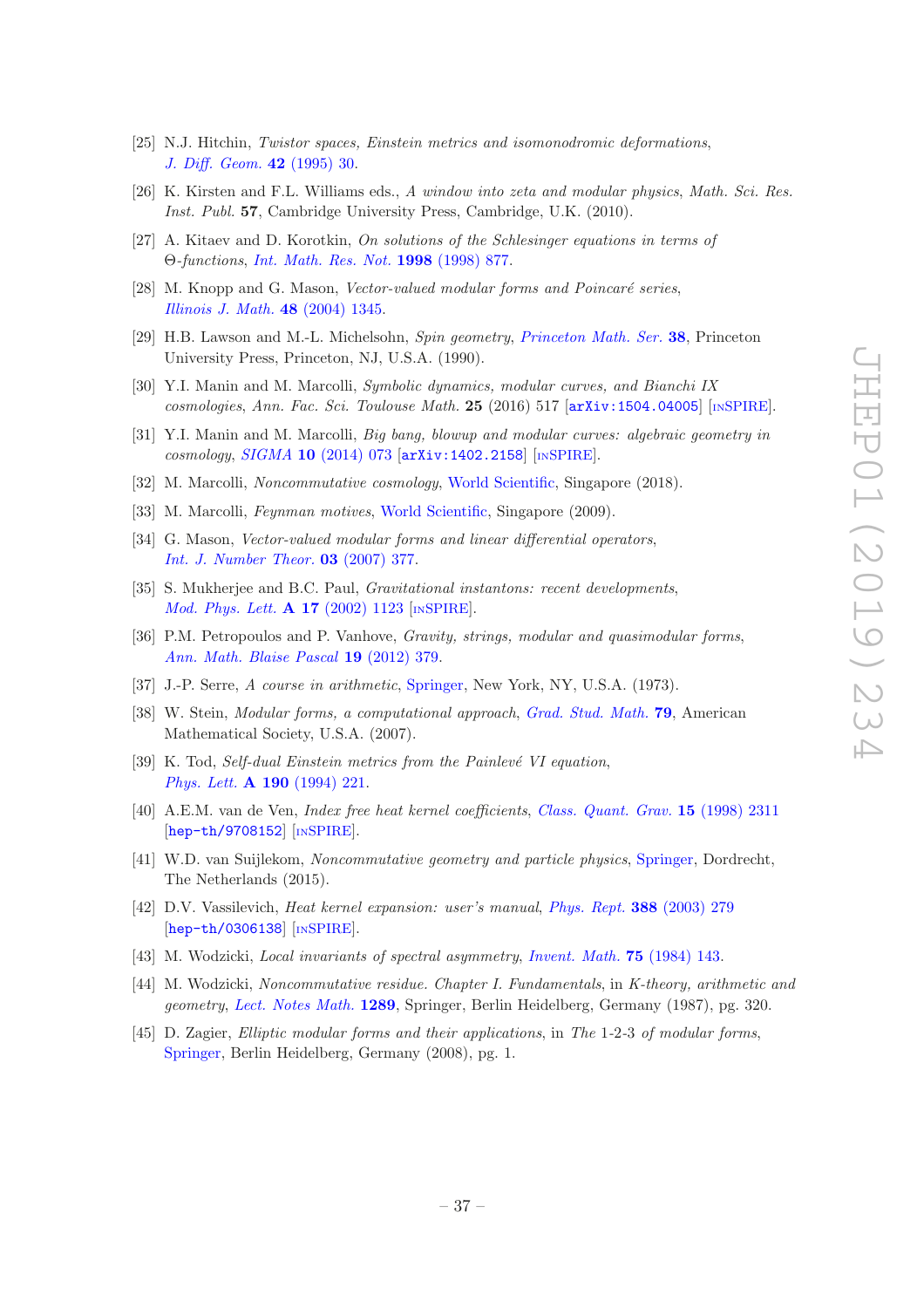[25] N.J. Hitchin, *Twistor spaces, Einstein metrics and isomonodromic deformations*, *J. Diff. Geom.* **42** (1995) 30.

[26] K. Kirsten and F.L. Williams eds., *A window into zeta and modular physics*, *Math. Sci. Res. Inst. Publ.* **57**, Cambridge University Press, Cambridge, U.K. (2010).

[27] A. Kitaev and D. Korotkin, *On solutions of the Schlesinger equations in terms of* $\Theta$*-functions*, *Int. Math. Res. Not.* **1998** (1998) 877.

[28] M. Knopp and G. Mason, *Vector-valued modular forms and Poincaré series*, *Illinois J. Math.* **48** (2004) 1345.

[29] H.B. Lawson and M.-L. Michelsohn, *Spin geometry*, *Princeton Math. Ser.* **38**, Princeton University Press, Princeton, NJ, U.S.A. (1990).

[30] Y.I. Manin and M. Marcolli, *Symbolic dynamics, modular curves, and Bianchi IX cosmologies*, *Ann. Fac. Sci. Toulouse Math.* **25** (2016) 517 [arXiv:1504.04005] [INSPIRE].

[31] Y.I. Manin and M. Marcolli, *Big bang, blowup and modular curves: algebraic geometry in cosmology*, *SIGMA* **10** (2014) 073 [arXiv:1402.2158] [INSPIRE].

[32] M. Marcolli, *Noncommutative cosmology*, World Scientific, Singapore (2018).

[33] M. Marcolli, *Feynman motives*, World Scientific, Singapore (2009).

[34] G. Mason, *Vector-valued modular forms and linear differential operators*, *Int. J. Number Theor.* **03** (2007) 377.

[35] S. Mukherjee and B.C. Paul, *Gravitational instantons: recent developments*, *Mod. Phys. Lett.* **A 17** (2002) 1123 [INSPIRE].

[36] P.M. Petropoulos and P. Vanhove, *Gravity, strings, modular and quasimodular forms*, *Ann. Math. Blaise Pascal* **19** (2012) 379.

[37] J.-P. Serre, *A course in arithmetic*, Springer, New York, NY, U.S.A. (1973).

[38] W. Stein, *Modular forms, a computational approach*, *Grad. Stud. Math.* **79**, American Mathematical Society, U.S.A. (2007).

[39] K. Tod, *Self-dual Einstein metrics from the Painlevé VI equation*, *Phys. Lett.* **A 190** (1994) 221.

[40] A.E.M. van de Ven, *Index free heat kernel coefficients*, *Class. Quant. Grav.* **15** (1998) 2311 [hep-th/9708152] [INSPIRE].

[41] W.D. van Suijlekom, *Noncommutative geometry and particle physics*, Springer, Dordrecht, The Netherlands (2015).

[42] D.V. Vassilevich, *Heat kernel expansion: user's manual*, *Phys. Rept.* **388** (2003) 279 [hep-th/0306138] [INSPIRE].

[43] M. Wodzicki, *Local invariants of spectral asymmetry*, *Invent. Math.* **75** (1984) 143.

[44] M. Wodzicki, *Noncommutative residue. Chapter I. Fundamentals*, in *K-theory, arithmetic and geometry*, *Lect. Notes Math.* **1289**, Springer, Berlin Heidelberg, Germany (1987), pg. 320.

[45] D. Zagier, *Elliptic modular forms and their applications*, in *The* 1-2-3 *of modular forms*, Springer, Berlin Heidelberg, Germany (2008), pg. 1.